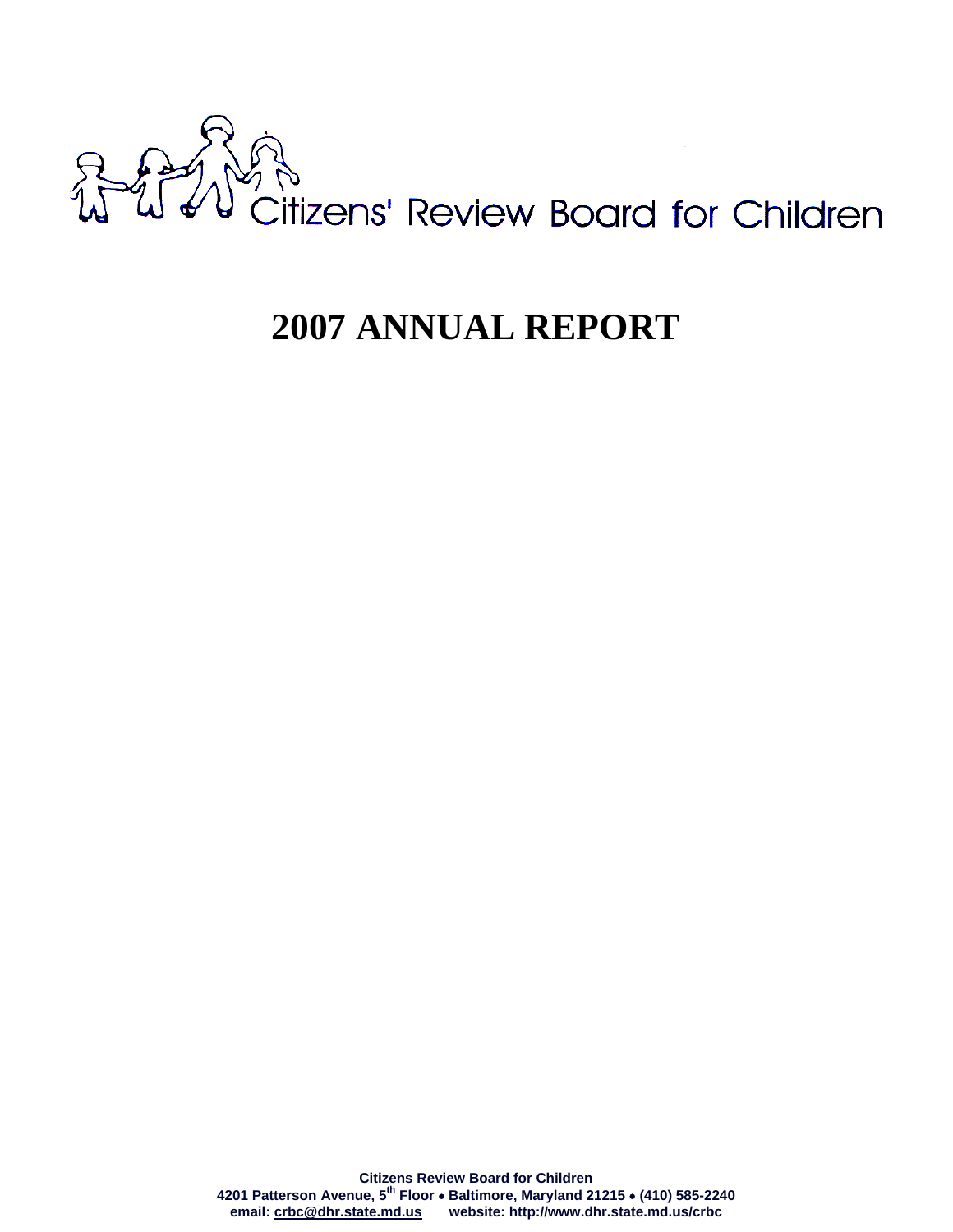Citizens' Review Board for Children

# 2007 ANNUAL REPORT

**Citizens Review Board for Children**
**4201 Patterson Avenue, 5th Floor • Baltimore, Maryland 21215 • (410) 585-2240**
**email: crbc@dhr.state.md.us website: http://www.dhr.state.md.us/crbc**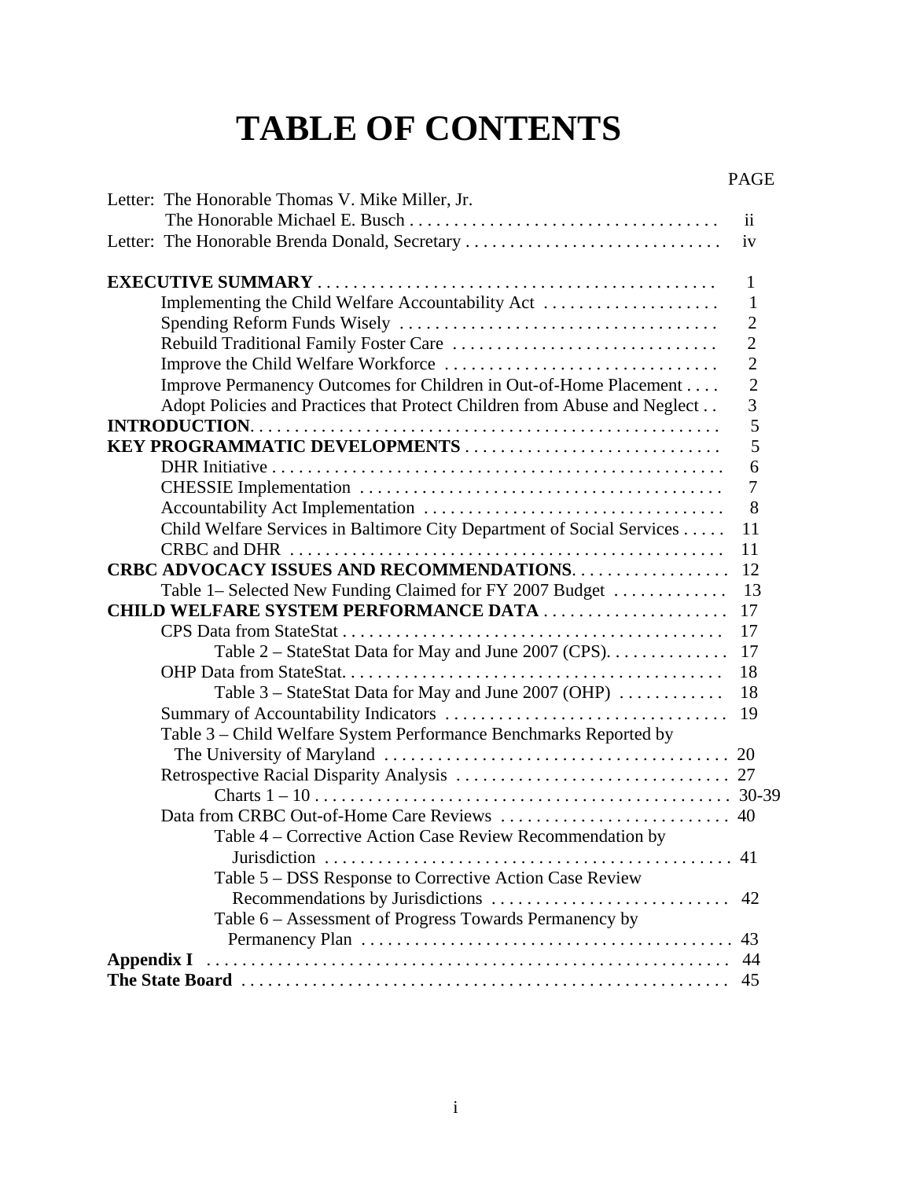# TABLE OF CONTENTS

| | PAGE |
|---|---|
| Letter: The Honorable Thomas V. Mike Miller, Jr. The Honorable Michael E. Busch | ii |
| Letter: The Honorable Brenda Donald, Secretary | iv |
| **EXECUTIVE SUMMARY** | 1 |
| Implementing the Child Welfare Accountability Act | 1 |
| Spending Reform Funds Wisely | 2 |
| Rebuild Traditional Family Foster Care | 2 |
| Improve the Child Welfare Workforce | 2 |
| Improve Permanency Outcomes for Children in Out-of-Home Placement | 2 |
| Adopt Policies and Practices that Protect Children from Abuse and Neglect | 3 |
| **INTRODUCTION** | 5 |
| **KEY PROGRAMMATIC DEVELOPMENTS** | 5 |
| DHR Initiative | 6 |
| CHESSIE Implementation | 7 |
| Accountability Act Implementation | 8 |
| Child Welfare Services in Baltimore City Department of Social Services | 11 |
| CRBC and DHR | 11 |
| **CRBC ADVOCACY ISSUES AND RECOMMENDATIONS** | 12 |
| Table 1– Selected New Funding Claimed for FY 2007 Budget | 13 |
| **CHILD WELFARE SYSTEM PERFORMANCE DATA** | 17 |
| CPS Data from StateStat | 17 |
| Table 2 – StateStat Data for May and June 2007 (CPS). | 17 |
| OHP Data from StateStat. | 18 |
| Table 3 – StateStat Data for May and June 2007 (OHP) | 18 |
| Summary of Accountability Indicators | 19 |
| Table 3 – Child Welfare System Performance Benchmarks Reported by The University of Maryland | 20 |
| Retrospective Racial Disparity Analysis | 27 |
| Charts 1 – 10 | 30-39 |
| Data from CRBC Out-of-Home Care Reviews | 40 |
| Table 4 – Corrective Action Case Review Recommendation by Jurisdiction | 41 |
| Table 5 – DSS Response to Corrective Action Case Review Recommendations by Jurisdictions | 42 |
| Table 6 – Assessment of Progress Towards Permanency by Permanency Plan | 43 |
| **Appendix I** | 44 |
| **The State Board** | 45 |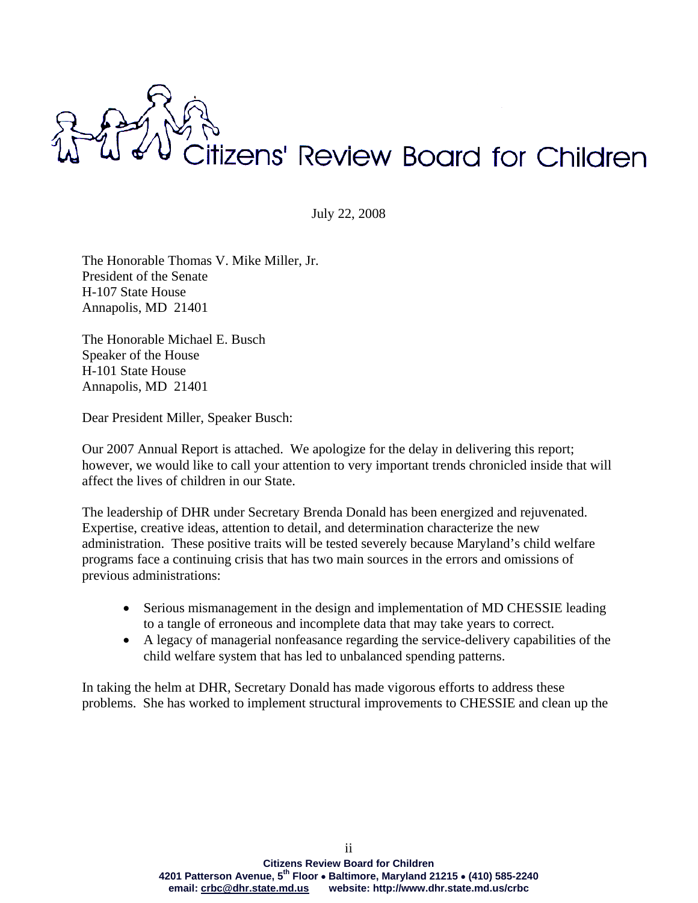# Citizens' Review Board for Children

July 22, 2008

The Honorable Thomas V. Mike Miller, Jr.
President of the Senate
H-107 State House
Annapolis, MD 21401

The Honorable Michael E. Busch
Speaker of the House
H-101 State House
Annapolis, MD 21401

Dear President Miller, Speaker Busch:

Our 2007 Annual Report is attached. We apologize for the delay in delivering this report; however, we would like to call your attention to very important trends chronicled inside that will affect the lives of children in our State.

The leadership of DHR under Secretary Brenda Donald has been energized and rejuvenated. Expertise, creative ideas, attention to detail, and determination characterize the new administration. These positive traits will be tested severely because Maryland's child welfare programs face a continuing crisis that has two main sources in the errors and omissions of previous administrations:

- Serious mismanagement in the design and implementation of MD CHESSIE leading to a tangle of erroneous and incomplete data that may take years to correct.
- A legacy of managerial nonfeasance regarding the service-delivery capabilities of the child welfare system that has led to unbalanced spending patterns.

In taking the helm at DHR, Secretary Donald has made vigorous efforts to address these problems. She has worked to implement structural improvements to CHESSIE and clean up the

**Citizens Review Board for Children**
**4201 Patterson Avenue, 5th Floor • Baltimore, Maryland 21215 • (410) 585-2240**
**email: crbc@dhr.state.md.us website: http://www.dhr.state.md.us/crbc**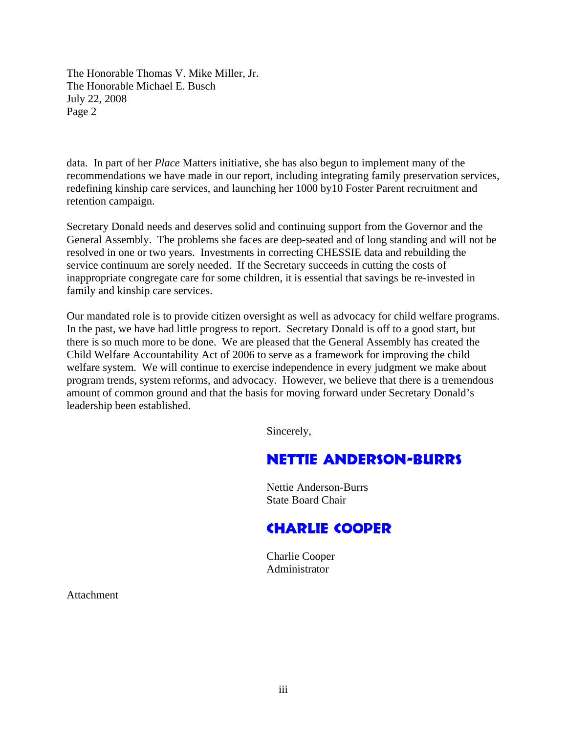data. In part of her *Place* Matters initiative, she has also begun to implement many of the recommendations we have made in our report, including integrating family preservation services, redefining kinship care services, and launching her 1000 by10 Foster Parent recruitment and retention campaign.

Secretary Donald needs and deserves solid and continuing support from the Governor and the General Assembly. The problems she faces are deep-seated and of long standing and will not be resolved in one or two years. Investments in correcting CHESSIE data and rebuilding the service continuum are sorely needed. If the Secretary succeeds in cutting the costs of inappropriate congregate care for some children, it is essential that savings be re-invested in family and kinship care services.

Our mandated role is to provide citizen oversight as well as advocacy for child welfare programs. In the past, we have had little progress to report. Secretary Donald is off to a good start, but there is so much more to be done. We are pleased that the General Assembly has created the Child Welfare Accountability Act of 2006 to serve as a framework for improving the child welfare system. We will continue to exercise independence in every judgment we make about program trends, system reforms, and advocacy. However, we believe that there is a tremendous amount of common ground and that the basis for moving forward under Secretary Donald's leadership been established.

Sincerely,

**NETTIE ANDERSON-BURRS**

Nettie Anderson-Burrs
State Board Chair

**CHARLIE COOPER**

Charlie Cooper
Administrator

Attachment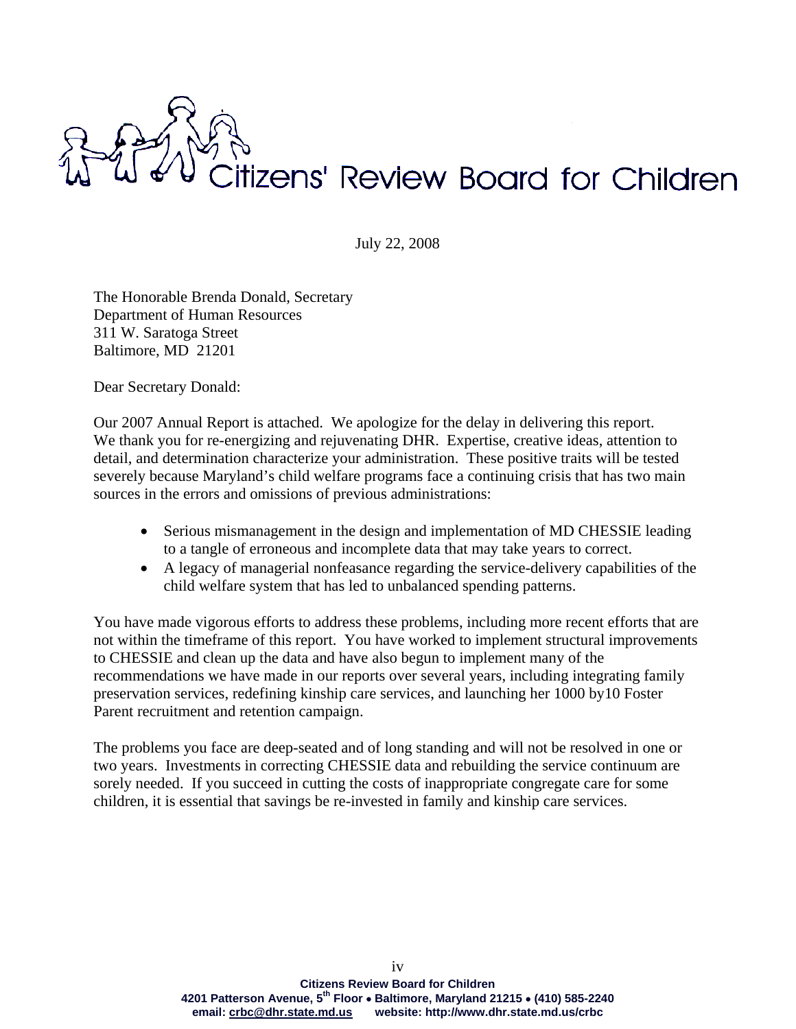# Citizens' Review Board for Children

July 22, 2008

The Honorable Brenda Donald, Secretary
Department of Human Resources
311 W. Saratoga Street
Baltimore, MD 21201

Dear Secretary Donald:

Our 2007 Annual Report is attached. We apologize for the delay in delivering this report. We thank you for re-energizing and rejuvenating DHR. Expertise, creative ideas, attention to detail, and determination characterize your administration. These positive traits will be tested severely because Maryland's child welfare programs face a continuing crisis that has two main sources in the errors and omissions of previous administrations:

- Serious mismanagement in the design and implementation of MD CHESSIE leading to a tangle of erroneous and incomplete data that may take years to correct.
- A legacy of managerial nonfeasance regarding the service-delivery capabilities of the child welfare system that has led to unbalanced spending patterns.

You have made vigorous efforts to address these problems, including more recent efforts that are not within the timeframe of this report. You have worked to implement structural improvements to CHESSIE and clean up the data and have also begun to implement many of the recommendations we have made in our reports over several years, including integrating family preservation services, redefining kinship care services, and launching her 1000 by10 Foster Parent recruitment and retention campaign.

The problems you face are deep-seated and of long standing and will not be resolved in one or two years. Investments in correcting CHESSIE data and rebuilding the service continuum are sorely needed. If you succeed in cutting the costs of inappropriate congregate care for some children, it is essential that savings be re-invested in family and kinship care services.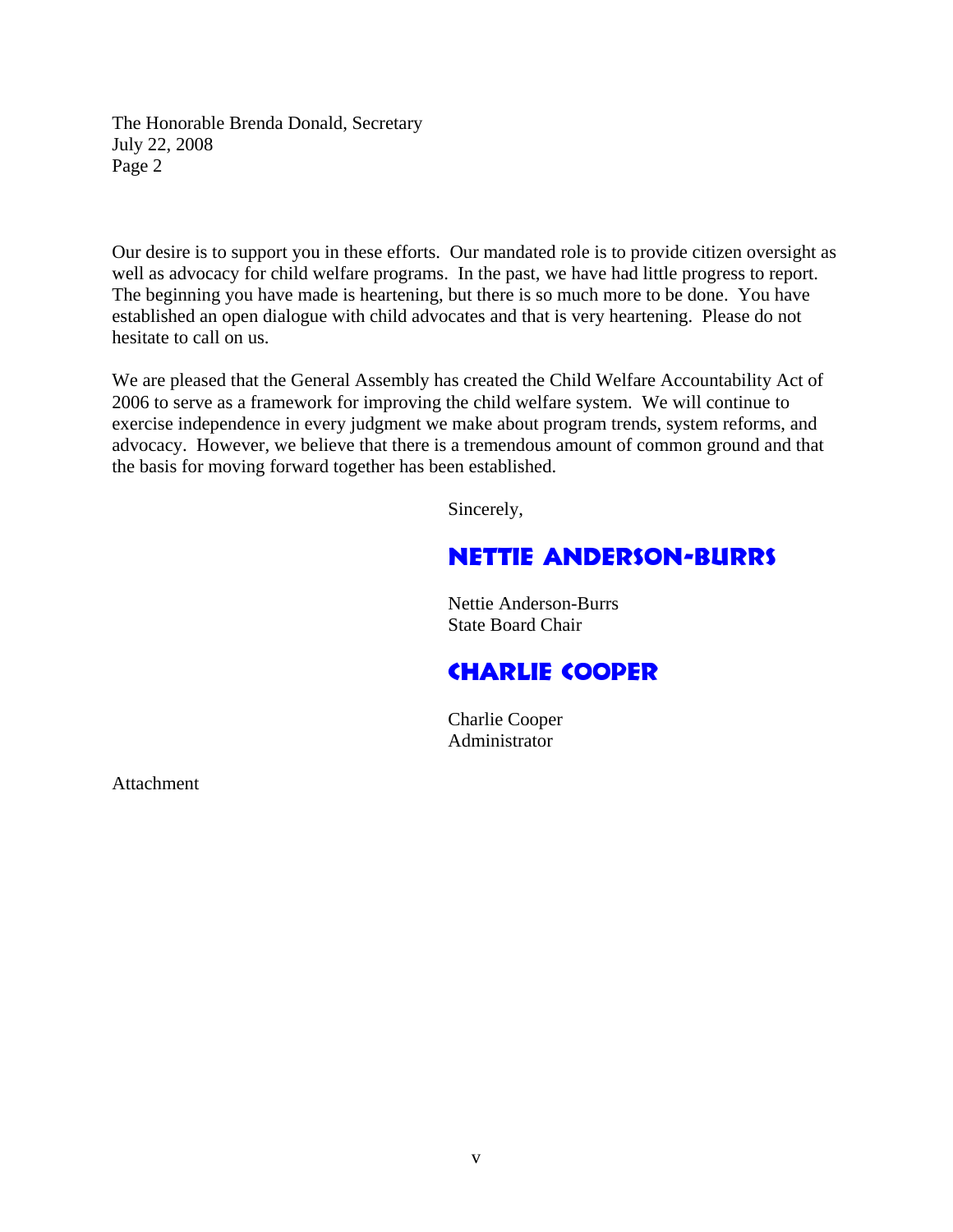The Honorable Brenda Donald, Secretary
July 22, 2008
Page 2

Our desire is to support you in these efforts. Our mandated role is to provide citizen oversight as well as advocacy for child welfare programs. In the past, we have had little progress to report. The beginning you have made is heartening, but there is so much more to be done. You have established an open dialogue with child advocates and that is very heartening. Please do not hesitate to call on us.

We are pleased that the General Assembly has created the Child Welfare Accountability Act of 2006 to serve as a framework for improving the child welfare system. We will continue to exercise independence in every judgment we make about program trends, system reforms, and advocacy. However, we believe that there is a tremendous amount of common ground and that the basis for moving forward together has been established.

Sincerely,

**NETTIE ANDERSON-BURRS**

Nettie Anderson-Burrs
State Board Chair

**CHARLIE COOPER**

Charlie Cooper
Administrator

Attachment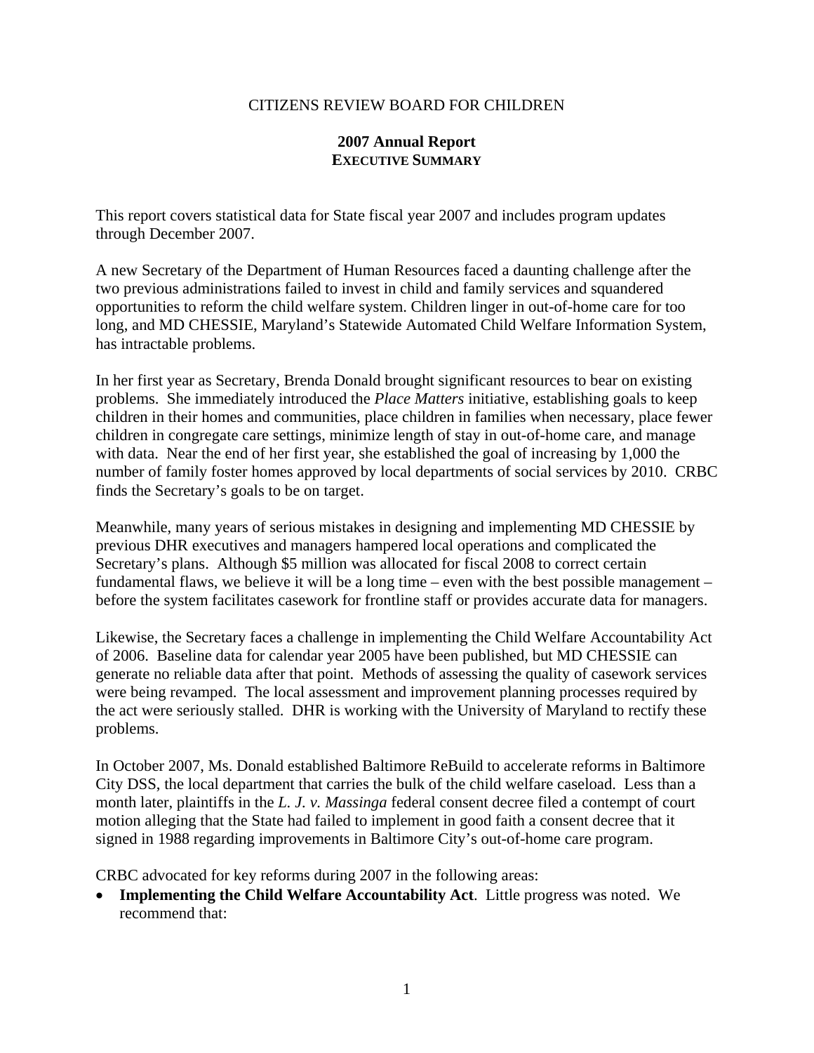CITIZENS REVIEW BOARD FOR CHILDREN

# 2007 Annual Report
## EXECUTIVE SUMMARY

This report covers statistical data for State fiscal year 2007 and includes program updates through December 2007.

A new Secretary of the Department of Human Resources faced a daunting challenge after the two previous administrations failed to invest in child and family services and squandered opportunities to reform the child welfare system. Children linger in out-of-home care for too long, and MD CHESSIE, Maryland's Statewide Automated Child Welfare Information System, has intractable problems.

In her first year as Secretary, Brenda Donald brought significant resources to bear on existing problems. She immediately introduced the *Place Matters* initiative, establishing goals to keep children in their homes and communities, place children in families when necessary, place fewer children in congregate care settings, minimize length of stay in out-of-home care, and manage with data. Near the end of her first year, she established the goal of increasing by 1,000 the number of family foster homes approved by local departments of social services by 2010. CRBC finds the Secretary's goals to be on target.

Meanwhile, many years of serious mistakes in designing and implementing MD CHESSIE by previous DHR executives and managers hampered local operations and complicated the Secretary's plans. Although $5 million was allocated for fiscal 2008 to correct certain fundamental flaws, we believe it will be a long time – even with the best possible management – before the system facilitates casework for frontline staff or provides accurate data for managers.

Likewise, the Secretary faces a challenge in implementing the Child Welfare Accountability Act of 2006. Baseline data for calendar year 2005 have been published, but MD CHESSIE can generate no reliable data after that point. Methods of assessing the quality of casework services were being revamped. The local assessment and improvement planning processes required by the act were seriously stalled. DHR is working with the University of Maryland to rectify these problems.

In October 2007, Ms. Donald established Baltimore ReBuild to accelerate reforms in Baltimore City DSS, the local department that carries the bulk of the child welfare caseload. Less than a month later, plaintiffs in the *L. J. v. Massinga* federal consent decree filed a contempt of court motion alleging that the State had failed to implement in good faith a consent decree that it signed in 1988 regarding improvements in Baltimore City's out-of-home care program.

CRBC advocated for key reforms during 2007 in the following areas:

- **Implementing the Child Welfare Accountability Act**. Little progress was noted. We recommend that: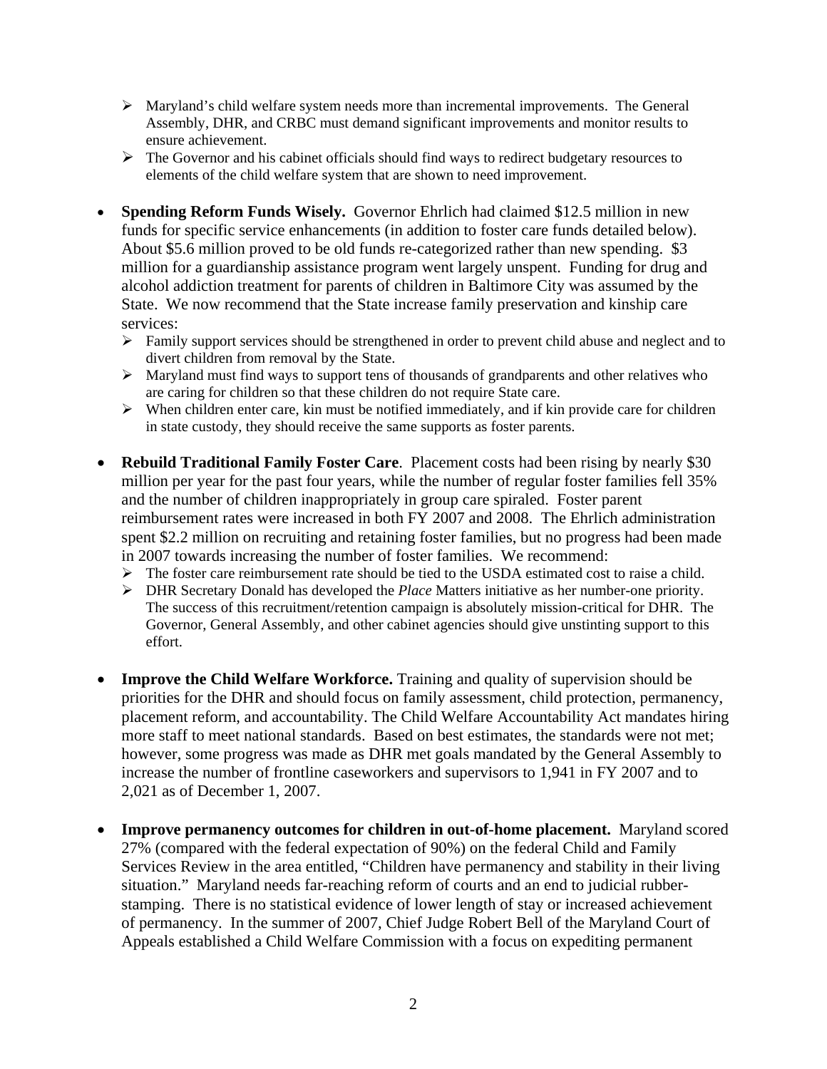- Maryland's child welfare system needs more than incremental improvements. The General Assembly, DHR, and CRBC must demand significant improvements and monitor results to ensure achievement.
- The Governor and his cabinet officials should find ways to redirect budgetary resources to elements of the child welfare system that are shown to need improvement.

- **Spending Reform Funds Wisely.** Governor Ehrlich had claimed $12.5 million in new funds for specific service enhancements (in addition to foster care funds detailed below). About $5.6 million proved to be old funds re-categorized rather than new spending. $3 million for a guardianship assistance program went largely unspent. Funding for drug and alcohol addiction treatment for parents of children in Baltimore City was assumed by the State. We now recommend that the State increase family preservation and kinship care services:
  - Family support services should be strengthened in order to prevent child abuse and neglect and to divert children from removal by the State.
  - Maryland must find ways to support tens of thousands of grandparents and other relatives who are caring for children so that these children do not require State care.
  - When children enter care, kin must be notified immediately, and if kin provide care for children in state custody, they should receive the same supports as foster parents.

- **Rebuild Traditional Family Foster Care**. Placement costs had been rising by nearly $30 million per year for the past four years, while the number of regular foster families fell 35% and the number of children inappropriately in group care spiraled. Foster parent reimbursement rates were increased in both FY 2007 and 2008. The Ehrlich administration spent $2.2 million on recruiting and retaining foster families, but no progress had been made in 2007 towards increasing the number of foster families. We recommend:
  - The foster care reimbursement rate should be tied to the USDA estimated cost to raise a child.
  - DHR Secretary Donald has developed the *Place* Matters initiative as her number-one priority. The success of this recruitment/retention campaign is absolutely mission-critical for DHR. The Governor, General Assembly, and other cabinet agencies should give unstinting support to this effort.

- **Improve the Child Welfare Workforce.** Training and quality of supervision should be priorities for the DHR and should focus on family assessment, child protection, permanency, placement reform, and accountability. The Child Welfare Accountability Act mandates hiring more staff to meet national standards. Based on best estimates, the standards were not met; however, some progress was made as DHR met goals mandated by the General Assembly to increase the number of frontline caseworkers and supervisors to 1,941 in FY 2007 and to 2,021 as of December 1, 2007.

- **Improve permanency outcomes for children in out-of-home placement.** Maryland scored 27% (compared with the federal expectation of 90%) on the federal Child and Family Services Review in the area entitled, "Children have permanency and stability in their living situation." Maryland needs far-reaching reform of courts and an end to judicial rubber-stamping. There is no statistical evidence of lower length of stay or increased achievement of permanency. In the summer of 2007, Chief Judge Robert Bell of the Maryland Court of Appeals established a Child Welfare Commission with a focus on expediting permanent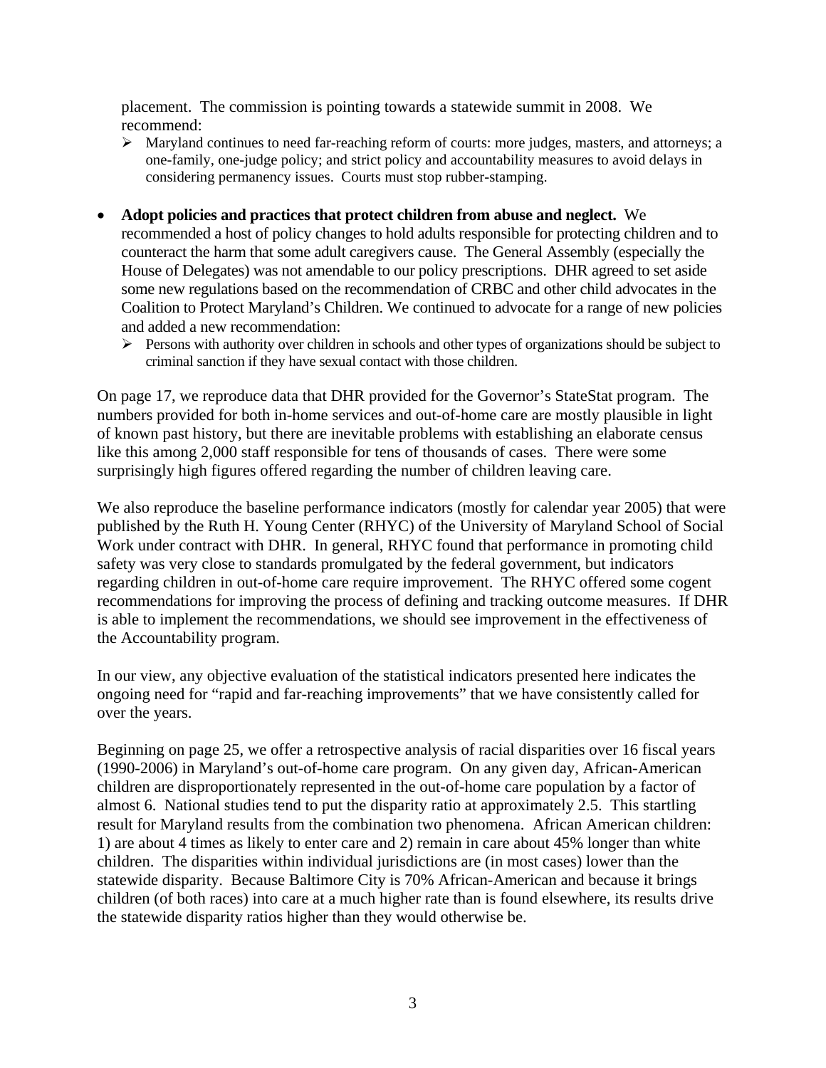placement. The commission is pointing towards a statewide summit in 2008. We recommend:

- Maryland continues to need far-reaching reform of courts: more judges, masters, and attorneys; a one-family, one-judge policy; and strict policy and accountability measures to avoid delays in considering permanency issues. Courts must stop rubber-stamping.

- **Adopt policies and practices that protect children from abuse and neglect.** We recommended a host of policy changes to hold adults responsible for protecting children and to counteract the harm that some adult caregivers cause. The General Assembly (especially the House of Delegates) was not amendable to our policy prescriptions. DHR agreed to set aside some new regulations based on the recommendation of CRBC and other child advocates in the Coalition to Protect Maryland's Children. We continued to advocate for a range of new policies and added a new recommendation:
  - Persons with authority over children in schools and other types of organizations should be subject to criminal sanction if they have sexual contact with those children.

On page 17, we reproduce data that DHR provided for the Governor's StateStat program. The numbers provided for both in-home services and out-of-home care are mostly plausible in light of known past history, but there are inevitable problems with establishing an elaborate census like this among 2,000 staff responsible for tens of thousands of cases. There were some surprisingly high figures offered regarding the number of children leaving care.

We also reproduce the baseline performance indicators (mostly for calendar year 2005) that were published by the Ruth H. Young Center (RHYC) of the University of Maryland School of Social Work under contract with DHR. In general, RHYC found that performance in promoting child safety was very close to standards promulgated by the federal government, but indicators regarding children in out-of-home care require improvement. The RHYC offered some cogent recommendations for improving the process of defining and tracking outcome measures. If DHR is able to implement the recommendations, we should see improvement in the effectiveness of the Accountability program.

In our view, any objective evaluation of the statistical indicators presented here indicates the ongoing need for "rapid and far-reaching improvements" that we have consistently called for over the years.

Beginning on page 25, we offer a retrospective analysis of racial disparities over 16 fiscal years (1990-2006) in Maryland's out-of-home care program. On any given day, African-American children are disproportionately represented in the out-of-home care population by a factor of almost 6. National studies tend to put the disparity ratio at approximately 2.5. This startling result for Maryland results from the combination two phenomena. African American children: 1) are about 4 times as likely to enter care and 2) remain in care about 45% longer than white children. The disparities within individual jurisdictions are (in most cases) lower than the statewide disparity. Because Baltimore City is 70% African-American and because it brings children (of both races) into care at a much higher rate than is found elsewhere, its results drive the statewide disparity ratios higher than they would otherwise be.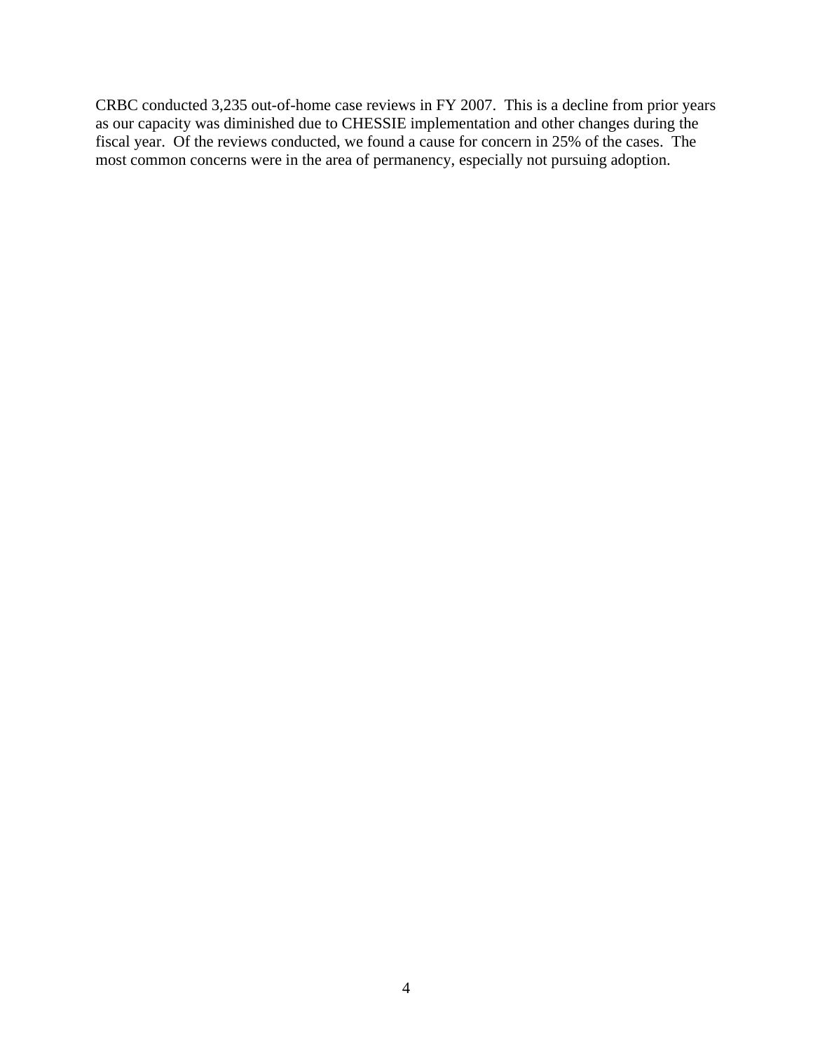CRBC conducted 3,235 out-of-home case reviews in FY 2007. This is a decline from prior years as our capacity was diminished due to CHESSIE implementation and other changes during the fiscal year. Of the reviews conducted, we found a cause for concern in 25% of the cases. The most common concerns were in the area of permanency, especially not pursuing adoption.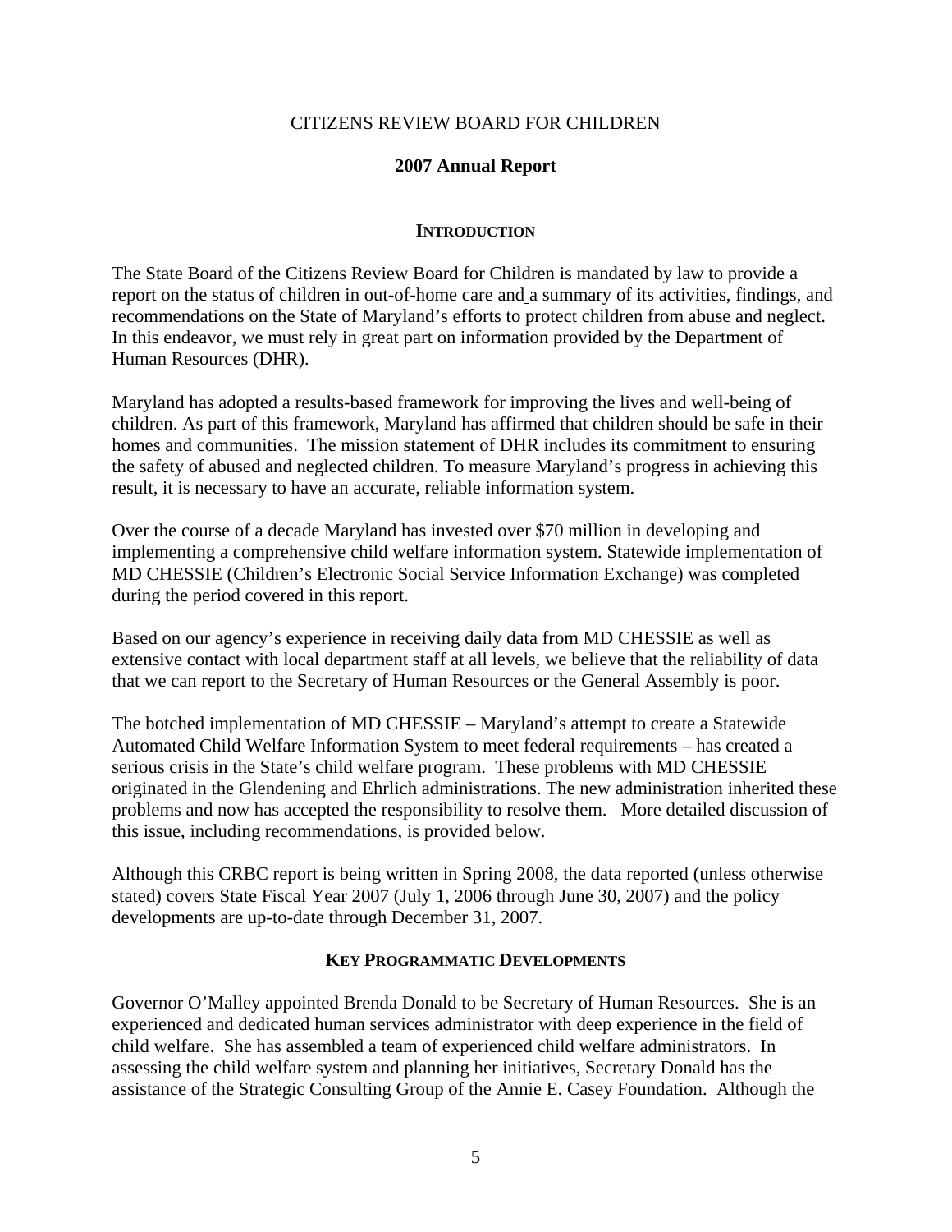CITIZENS REVIEW BOARD FOR CHILDREN

**2007 Annual Report**

## INTRODUCTION

The State Board of the Citizens Review Board for Children is mandated by law to provide a report on the status of children in out-of-home care and a summary of its activities, findings, and recommendations on the State of Maryland's efforts to protect children from abuse and neglect. In this endeavor, we must rely in great part on information provided by the Department of Human Resources (DHR).

Maryland has adopted a results-based framework for improving the lives and well-being of children. As part of this framework, Maryland has affirmed that children should be safe in their homes and communities. The mission statement of DHR includes its commitment to ensuring the safety of abused and neglected children. To measure Maryland's progress in achieving this result, it is necessary to have an accurate, reliable information system.

Over the course of a decade Maryland has invested over $70 million in developing and implementing a comprehensive child welfare information system. Statewide implementation of MD CHESSIE (Children's Electronic Social Service Information Exchange) was completed during the period covered in this report.

Based on our agency's experience in receiving daily data from MD CHESSIE as well as extensive contact with local department staff at all levels, we believe that the reliability of data that we can report to the Secretary of Human Resources or the General Assembly is poor.

The botched implementation of MD CHESSIE – Maryland's attempt to create a Statewide Automated Child Welfare Information System to meet federal requirements – has created a serious crisis in the State's child welfare program. These problems with MD CHESSIE originated in the Glendening and Ehrlich administrations. The new administration inherited these problems and now has accepted the responsibility to resolve them. More detailed discussion of this issue, including recommendations, is provided below.

Although this CRBC report is being written in Spring 2008, the data reported (unless otherwise stated) covers State Fiscal Year 2007 (July 1, 2006 through June 30, 2007) and the policy developments are up-to-date through December 31, 2007.

## KEY PROGRAMMATIC DEVELOPMENTS

Governor O'Malley appointed Brenda Donald to be Secretary of Human Resources. She is an experienced and dedicated human services administrator with deep experience in the field of child welfare. She has assembled a team of experienced child welfare administrators. In assessing the child welfare system and planning her initiatives, Secretary Donald has the assistance of the Strategic Consulting Group of the Annie E. Casey Foundation. Although the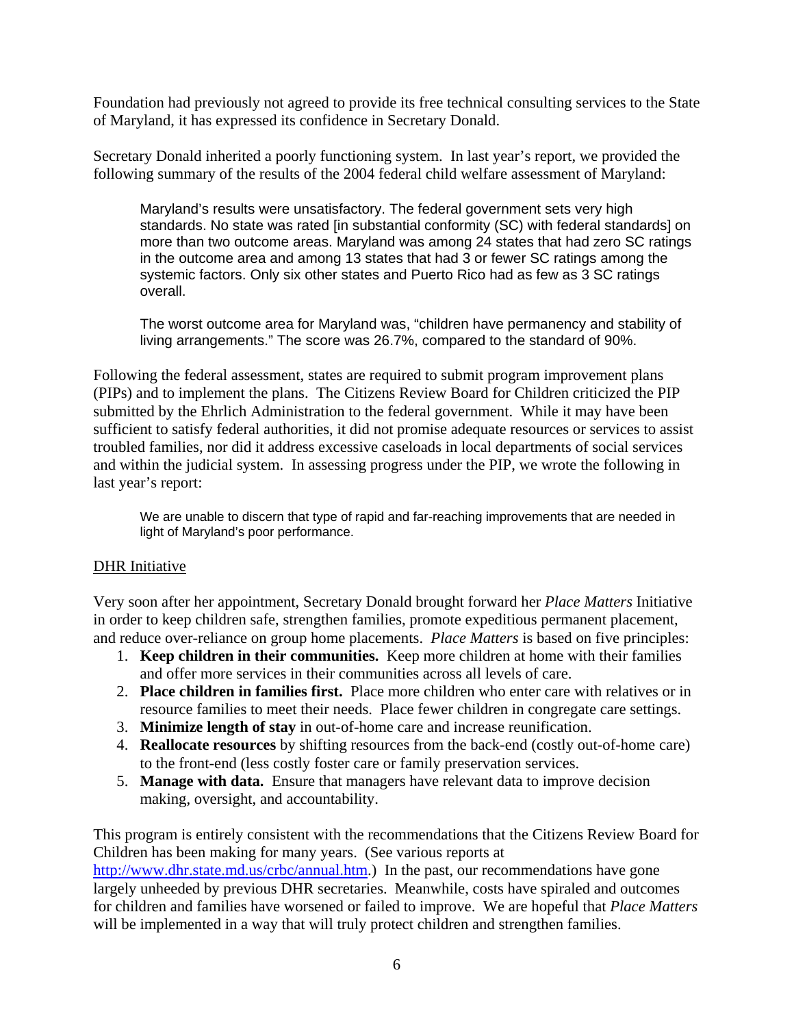Foundation had previously not agreed to provide its free technical consulting services to the State of Maryland, it has expressed its confidence in Secretary Donald.

Secretary Donald inherited a poorly functioning system. In last year's report, we provided the following summary of the results of the 2004 federal child welfare assessment of Maryland:

> Maryland's results were unsatisfactory. The federal government sets very high standards. No state was rated [in substantial conformity (SC) with federal standards] on more than two outcome areas. Maryland was among 24 states that had zero SC ratings in the outcome area and among 13 states that had 3 or fewer SC ratings among the systemic factors. Only six other states and Puerto Rico had as few as 3 SC ratings overall.
>
> The worst outcome area for Maryland was, "children have permanency and stability of living arrangements." The score was 26.7%, compared to the standard of 90%.

Following the federal assessment, states are required to submit program improvement plans (PIPs) and to implement the plans. The Citizens Review Board for Children criticized the PIP submitted by the Ehrlich Administration to the federal government. While it may have been sufficient to satisfy federal authorities, it did not promise adequate resources or services to assist troubled families, nor did it address excessive caseloads in local departments of social services and within the judicial system. In assessing progress under the PIP, we wrote the following in last year's report:

> We are unable to discern that type of rapid and far-reaching improvements that are needed in light of Maryland's poor performance.

DHR Initiative

Very soon after her appointment, Secretary Donald brought forward her *Place Matters* Initiative in order to keep children safe, strengthen families, promote expeditious permanent placement, and reduce over-reliance on group home placements. *Place Matters* is based on five principles:

1. **Keep children in their communities.** Keep more children at home with their families and offer more services in their communities across all levels of care.
2. **Place children in families first.** Place more children who enter care with relatives or in resource families to meet their needs. Place fewer children in congregate care settings.
3. **Minimize length of stay** in out-of-home care and increase reunification.
4. **Reallocate resources** by shifting resources from the back-end (costly out-of-home care) to the front-end (less costly foster care or family preservation services.
5. **Manage with data.** Ensure that managers have relevant data to improve decision making, oversight, and accountability.

This program is entirely consistent with the recommendations that the Citizens Review Board for Children has been making for many years. (See various reports at http://www.dhr.state.md.us/crbc/annual.htm.) In the past, our recommendations have gone largely unheeded by previous DHR secretaries. Meanwhile, costs have spiraled and outcomes for children and families have worsened or failed to improve. We are hopeful that *Place Matters* will be implemented in a way that will truly protect children and strengthen families.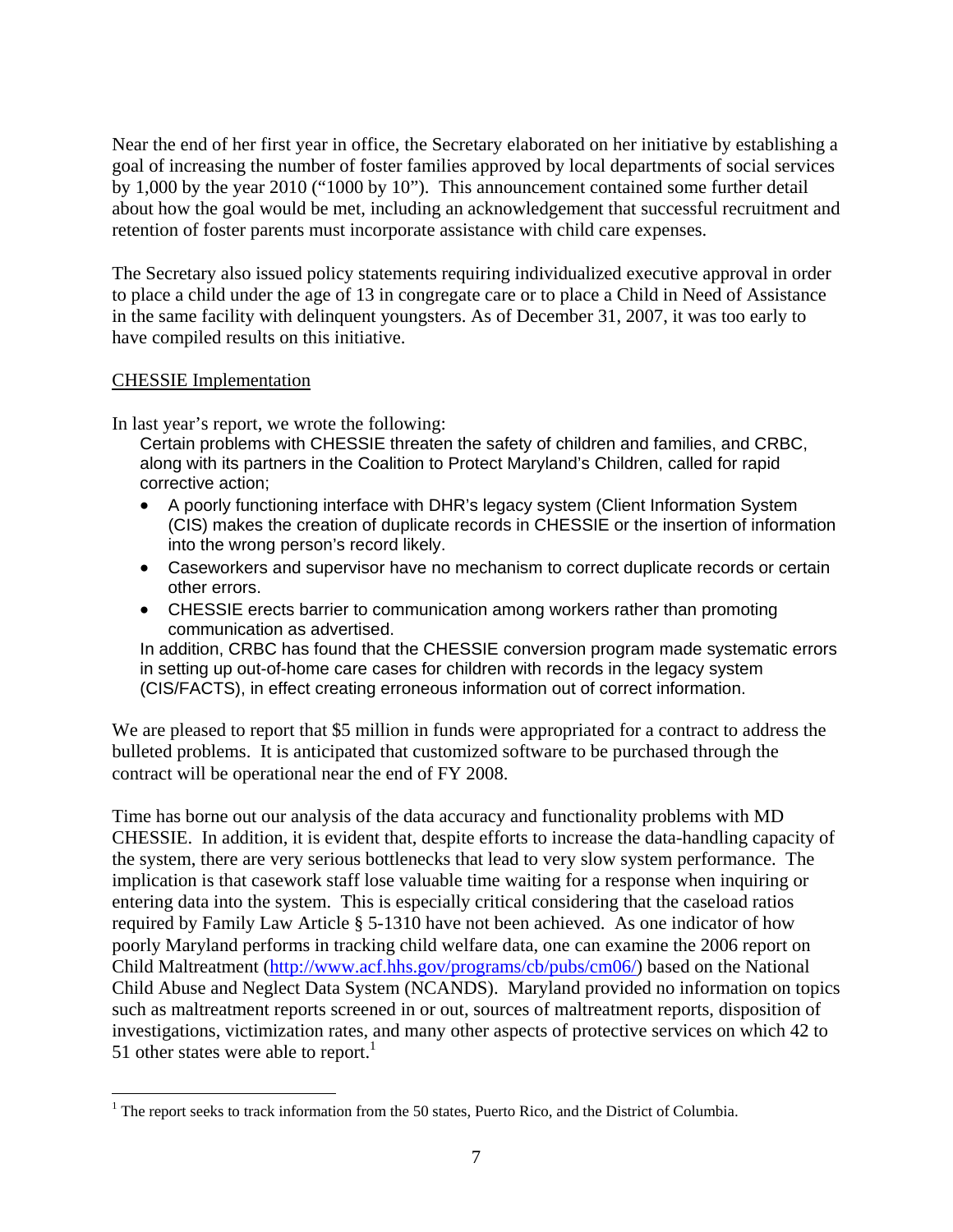Near the end of her first year in office, the Secretary elaborated on her initiative by establishing a goal of increasing the number of foster families approved by local departments of social services by 1,000 by the year 2010 ("1000 by 10"). This announcement contained some further detail about how the goal would be met, including an acknowledgement that successful recruitment and retention of foster parents must incorporate assistance with child care expenses.

The Secretary also issued policy statements requiring individualized executive approval in order to place a child under the age of 13 in congregate care or to place a Child in Need of Assistance in the same facility with delinquent youngsters. As of December 31, 2007, it was too early to have compiled results on this initiative.

CHESSIE Implementation

In last year's report, we wrote the following:

> Certain problems with CHESSIE threaten the safety of children and families, and CRBC, along with its partners in the Coalition to Protect Maryland's Children, called for rapid corrective action;
>
> - A poorly functioning interface with DHR's legacy system (Client Information System (CIS) makes the creation of duplicate records in CHESSIE or the insertion of information into the wrong person's record likely.
> - Caseworkers and supervisor have no mechanism to correct duplicate records or certain other errors.
> - CHESSIE erects barrier to communication among workers rather than promoting communication as advertised.
>
> In addition, CRBC has found that the CHESSIE conversion program made systematic errors in setting up out-of-home care cases for children with records in the legacy system (CIS/FACTS), in effect creating erroneous information out of correct information.

We are pleased to report that $5 million in funds were appropriated for a contract to address the bulleted problems. It is anticipated that customized software to be purchased through the contract will be operational near the end of FY 2008.

Time has borne out our analysis of the data accuracy and functionality problems with MD CHESSIE. In addition, it is evident that, despite efforts to increase the data-handling capacity of the system, there are very serious bottlenecks that lead to very slow system performance. The implication is that casework staff lose valuable time waiting for a response when inquiring or entering data into the system. This is especially critical considering that the caseload ratios required by Family Law Article § 5-1310 have not been achieved. As one indicator of how poorly Maryland performs in tracking child welfare data, one can examine the 2006 report on Child Maltreatment (http://www.acf.hhs.gov/programs/cb/pubs/cm06/) based on the National Child Abuse and Neglect Data System (NCANDS). Maryland provided no information on topics such as maltreatment reports screened in or out, sources of maltreatment reports, disposition of investigations, victimization rates, and many other aspects of protective services on which 42 to 51 other states were able to report.[1]

[1] The report seeks to track information from the 50 states, Puerto Rico, and the District of Columbia.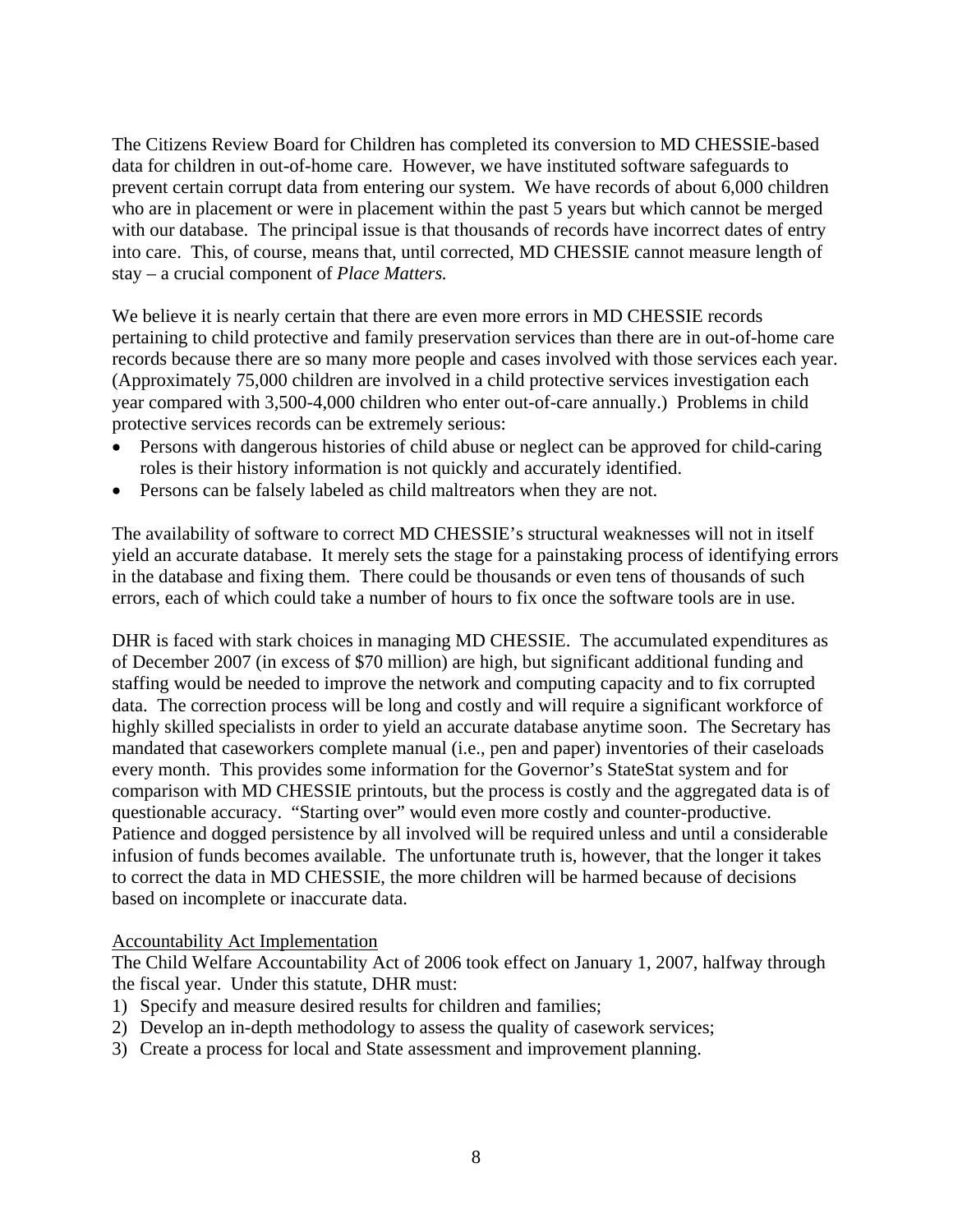The Citizens Review Board for Children has completed its conversion to MD CHESSIE-based data for children in out-of-home care. However, we have instituted software safeguards to prevent certain corrupt data from entering our system. We have records of about 6,000 children who are in placement or were in placement within the past 5 years but which cannot be merged with our database. The principal issue is that thousands of records have incorrect dates of entry into care. This, of course, means that, until corrected, MD CHESSIE cannot measure length of stay – a crucial component of *Place Matters.*

We believe it is nearly certain that there are even more errors in MD CHESSIE records pertaining to child protective and family preservation services than there are in out-of-home care records because there are so many more people and cases involved with those services each year. (Approximately 75,000 children are involved in a child protective services investigation each year compared with 3,500-4,000 children who enter out-of-care annually.) Problems in child protective services records can be extremely serious:

- Persons with dangerous histories of child abuse or neglect can be approved for child-caring roles is their history information is not quickly and accurately identified.
- Persons can be falsely labeled as child maltreators when they are not.

The availability of software to correct MD CHESSIE's structural weaknesses will not in itself yield an accurate database. It merely sets the stage for a painstaking process of identifying errors in the database and fixing them. There could be thousands or even tens of thousands of such errors, each of which could take a number of hours to fix once the software tools are in use.

DHR is faced with stark choices in managing MD CHESSIE. The accumulated expenditures as of December 2007 (in excess of $70 million) are high, but significant additional funding and staffing would be needed to improve the network and computing capacity and to fix corrupted data. The correction process will be long and costly and will require a significant workforce of highly skilled specialists in order to yield an accurate database anytime soon. The Secretary has mandated that caseworkers complete manual (i.e., pen and paper) inventories of their caseloads every month. This provides some information for the Governor's StateStat system and for comparison with MD CHESSIE printouts, but the process is costly and the aggregated data is of questionable accuracy. "Starting over" would even more costly and counter-productive. Patience and dogged persistence by all involved will be required unless and until a considerable infusion of funds becomes available. The unfortunate truth is, however, that the longer it takes to correct the data in MD CHESSIE, the more children will be harmed because of decisions based on incomplete or inaccurate data.

<u>Accountability Act Implementation</u>

The Child Welfare Accountability Act of 2006 took effect on January 1, 2007, halfway through the fiscal year. Under this statute, DHR must:

1) Specify and measure desired results for children and families;
2) Develop an in-depth methodology to assess the quality of casework services;
3) Create a process for local and State assessment and improvement planning.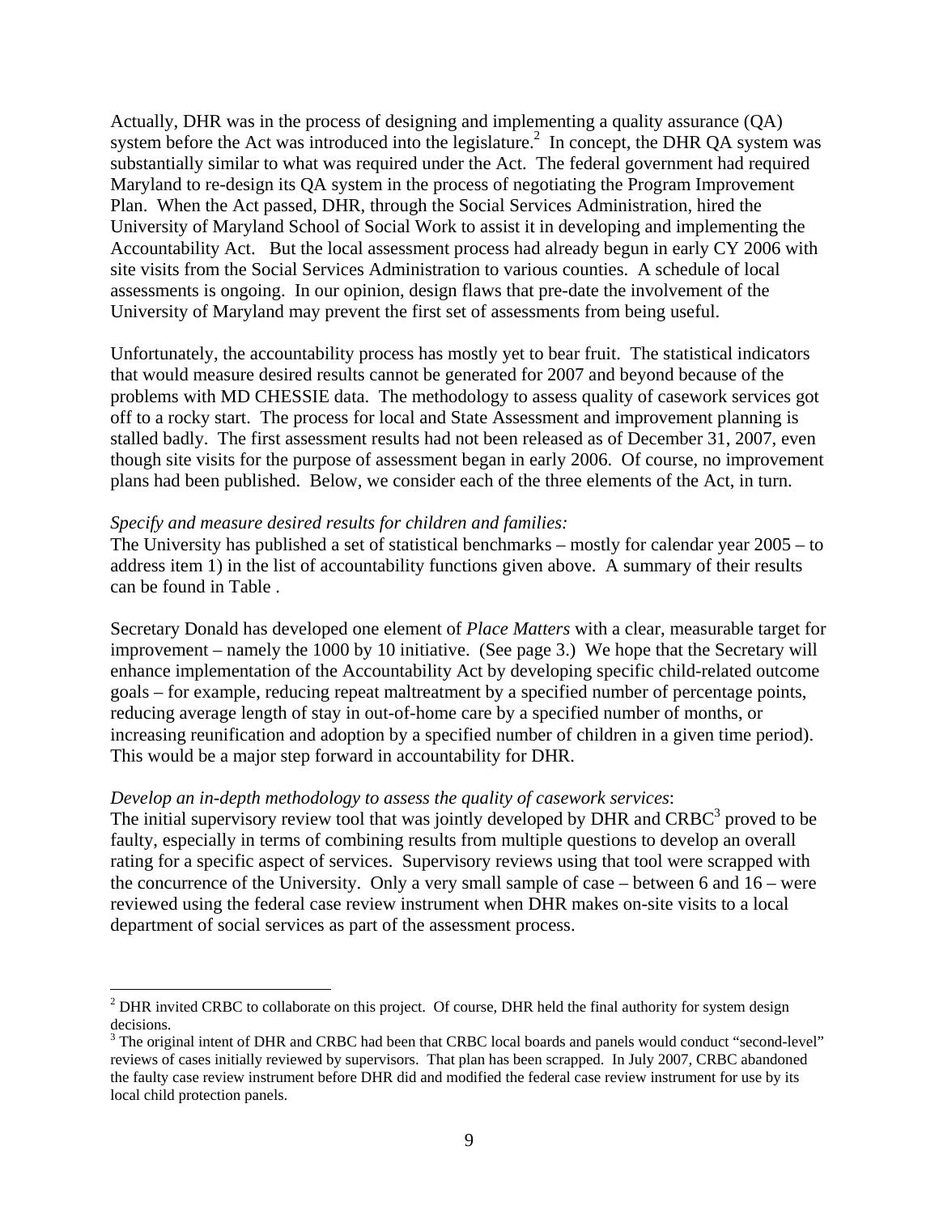Actually, DHR was in the process of designing and implementing a quality assurance (QA) system before the Act was introduced into the legislature.[2] In concept, the DHR QA system was substantially similar to what was required under the Act. The federal government had required Maryland to re-design its QA system in the process of negotiating the Program Improvement Plan. When the Act passed, DHR, through the Social Services Administration, hired the University of Maryland School of Social Work to assist it in developing and implementing the Accountability Act. But the local assessment process had already begun in early CY 2006 with site visits from the Social Services Administration to various counties. A schedule of local assessments is ongoing. In our opinion, design flaws that pre-date the involvement of the University of Maryland may prevent the first set of assessments from being useful.

Unfortunately, the accountability process has mostly yet to bear fruit. The statistical indicators that would measure desired results cannot be generated for 2007 and beyond because of the problems with MD CHESSIE data. The methodology to assess quality of casework services got off to a rocky start. The process for local and State Assessment and improvement planning is stalled badly. The first assessment results had not been released as of December 31, 2007, even though site visits for the purpose of assessment began in early 2006. Of course, no improvement plans had been published. Below, we consider each of the three elements of the Act, in turn.

*Specify and measure desired results for children and families:*
The University has published a set of statistical benchmarks – mostly for calendar year 2005 – to address item 1) in the list of accountability functions given above. A summary of their results can be found in Table .

Secretary Donald has developed one element of *Place Matters* with a clear, measurable target for improvement – namely the 1000 by 10 initiative. (See page 3.) We hope that the Secretary will enhance implementation of the Accountability Act by developing specific child-related outcome goals – for example, reducing repeat maltreatment by a specified number of percentage points, reducing average length of stay in out-of-home care by a specified number of months, or increasing reunification and adoption by a specified number of children in a given time period). This would be a major step forward in accountability for DHR.

*Develop an in-depth methodology to assess the quality of casework services*:
The initial supervisory review tool that was jointly developed by DHR and CRBC[3] proved to be faulty, especially in terms of combining results from multiple questions to develop an overall rating for a specific aspect of services. Supervisory reviews using that tool were scrapped with the concurrence of the University. Only a very small sample of case – between 6 and 16 – were reviewed using the federal case review instrument when DHR makes on-site visits to a local department of social services as part of the assessment process.

---

[2] DHR invited CRBC to collaborate on this project. Of course, DHR held the final authority for system design decisions.

[3] The original intent of DHR and CRBC had been that CRBC local boards and panels would conduct "second-level" reviews of cases initially reviewed by supervisors. That plan has been scrapped. In July 2007, CRBC abandoned the faulty case review instrument before DHR did and modified the federal case review instrument for use by its local child protection panels.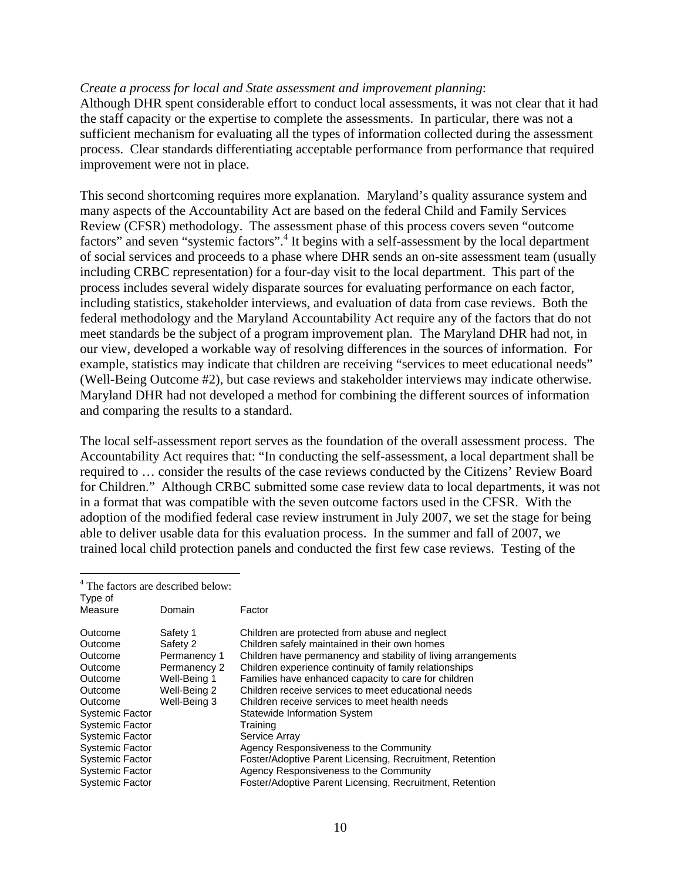*Create a process for local and State assessment and improvement planning*:
Although DHR spent considerable effort to conduct local assessments, it was not clear that it had the staff capacity or the expertise to complete the assessments. In particular, there was not a sufficient mechanism for evaluating all the types of information collected during the assessment process. Clear standards differentiating acceptable performance from performance that required improvement were not in place.

This second shortcoming requires more explanation. Maryland's quality assurance system and many aspects of the Accountability Act are based on the federal Child and Family Services Review (CFSR) methodology. The assessment phase of this process covers seven "outcome factors" and seven "systemic factors".[4] It begins with a self-assessment by the local department of social services and proceeds to a phase where DHR sends an on-site assessment team (usually including CRBC representation) for a four-day visit to the local department. This part of the process includes several widely disparate sources for evaluating performance on each factor, including statistics, stakeholder interviews, and evaluation of data from case reviews. Both the federal methodology and the Maryland Accountability Act require any of the factors that do not meet standards be the subject of a program improvement plan. The Maryland DHR had not, in our view, developed a workable way of resolving differences in the sources of information. For example, statistics may indicate that children are receiving "services to meet educational needs" (Well-Being Outcome #2), but case reviews and stakeholder interviews may indicate otherwise. Maryland DHR had not developed a method for combining the different sources of information and comparing the results to a standard.

The local self-assessment report serves as the foundation of the overall assessment process. The Accountability Act requires that: "In conducting the self-assessment, a local department shall be required to … consider the results of the case reviews conducted by the Citizens' Review Board for Children." Although CRBC submitted some case review data to local departments, it was not in a format that was compatible with the seven outcome factors used in the CFSR. With the adoption of the modified federal case review instrument in July 2007, we set the stage for being able to deliver usable data for this evaluation process. In the summer and fall of 2007, we trained local child protection panels and conducted the first few case reviews. Testing of the

---

[4] The factors are described below:

| Type of Measure | Domain | Factor |
|---|---|---|
| Outcome | Safety 1 | Children are protected from abuse and neglect |
| Outcome | Safety 2 | Children safely maintained in their own homes |
| Outcome | Permanency 1 | Children have permanency and stability of living arrangements |
| Outcome | Permanency 2 | Children experience continuity of family relationships |
| Outcome | Well-Being 1 | Families have enhanced capacity to care for children |
| Outcome | Well-Being 2 | Children receive services to meet educational needs |
| Outcome | Well-Being 3 | Children receive services to meet health needs |
| Systemic Factor | | Statewide Information System |
| Systemic Factor | | Training |
| Systemic Factor | | Service Array |
| Systemic Factor | | Agency Responsiveness to the Community |
| Systemic Factor | | Foster/Adoptive Parent Licensing, Recruitment, Retention |
| Systemic Factor | | Agency Responsiveness to the Community |
| Systemic Factor | | Foster/Adoptive Parent Licensing, Recruitment, Retention |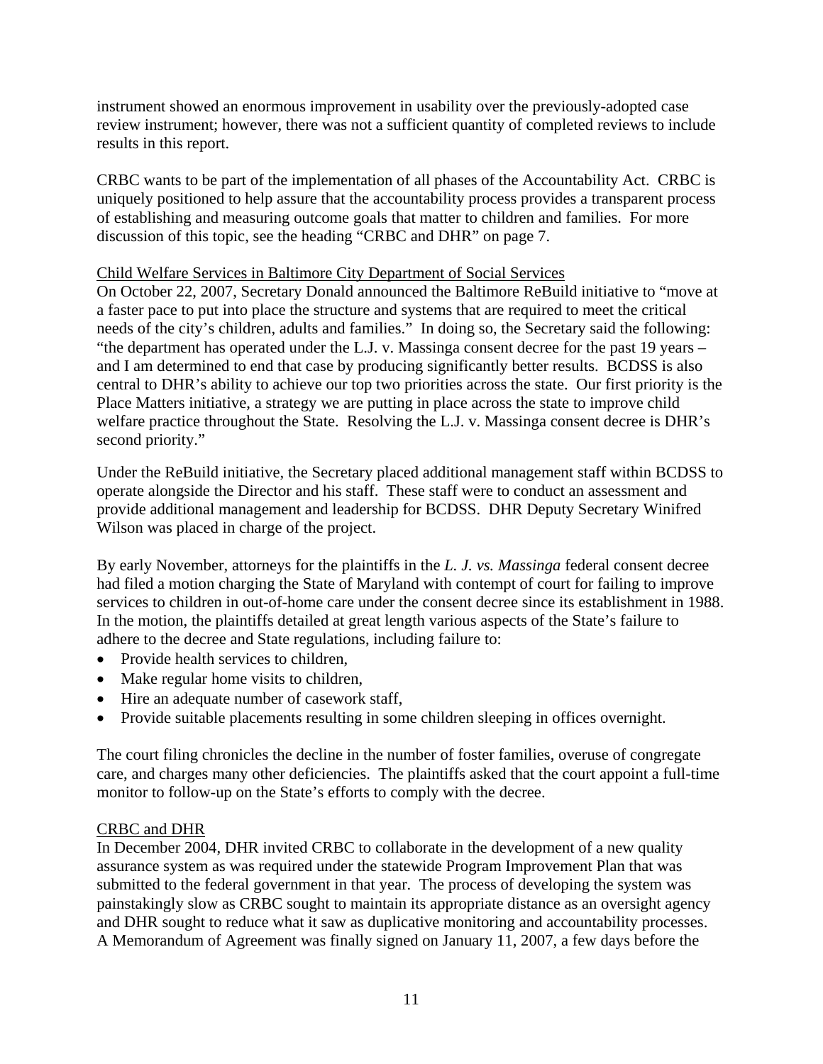instrument showed an enormous improvement in usability over the previously-adopted case review instrument; however, there was not a sufficient quantity of completed reviews to include results in this report.

CRBC wants to be part of the implementation of all phases of the Accountability Act. CRBC is uniquely positioned to help assure that the accountability process provides a transparent process of establishing and measuring outcome goals that matter to children and families. For more discussion of this topic, see the heading "CRBC and DHR" on page 7.

Child Welfare Services in Baltimore City Department of Social Services

On October 22, 2007, Secretary Donald announced the Baltimore ReBuild initiative to "move at a faster pace to put into place the structure and systems that are required to meet the critical needs of the city's children, adults and families." In doing so, the Secretary said the following: "the department has operated under the L.J. v. Massinga consent decree for the past 19 years – and I am determined to end that case by producing significantly better results. BCDSS is also central to DHR's ability to achieve our top two priorities across the state. Our first priority is the Place Matters initiative, a strategy we are putting in place across the state to improve child welfare practice throughout the State. Resolving the L.J. v. Massinga consent decree is DHR's second priority."

Under the ReBuild initiative, the Secretary placed additional management staff within BCDSS to operate alongside the Director and his staff. These staff were to conduct an assessment and provide additional management and leadership for BCDSS. DHR Deputy Secretary Winifred Wilson was placed in charge of the project.

By early November, attorneys for the plaintiffs in the *L. J. vs. Massinga* federal consent decree had filed a motion charging the State of Maryland with contempt of court for failing to improve services to children in out-of-home care under the consent decree since its establishment in 1988. In the motion, the plaintiffs detailed at great length various aspects of the State's failure to adhere to the decree and State regulations, including failure to:

- Provide health services to children,
- Make regular home visits to children,
- Hire an adequate number of casework staff,
- Provide suitable placements resulting in some children sleeping in offices overnight.

The court filing chronicles the decline in the number of foster families, overuse of congregate care, and charges many other deficiencies. The plaintiffs asked that the court appoint a full-time monitor to follow-up on the State's efforts to comply with the decree.

CRBC and DHR

In December 2004, DHR invited CRBC to collaborate in the development of a new quality assurance system as was required under the statewide Program Improvement Plan that was submitted to the federal government in that year. The process of developing the system was painstakingly slow as CRBC sought to maintain its appropriate distance as an oversight agency and DHR sought to reduce what it saw as duplicative monitoring and accountability processes. A Memorandum of Agreement was finally signed on January 11, 2007, a few days before the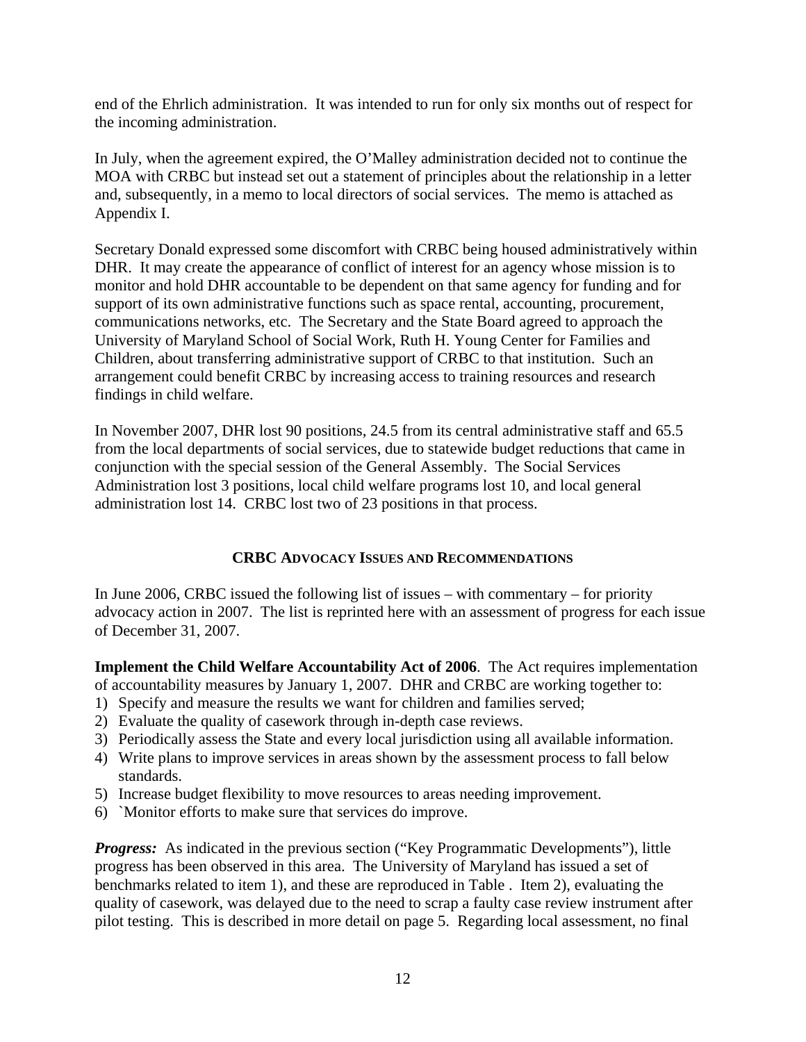end of the Ehrlich administration. It was intended to run for only six months out of respect for the incoming administration.

In July, when the agreement expired, the O'Malley administration decided not to continue the MOA with CRBC but instead set out a statement of principles about the relationship in a letter and, subsequently, in a memo to local directors of social services. The memo is attached as Appendix I.

Secretary Donald expressed some discomfort with CRBC being housed administratively within DHR. It may create the appearance of conflict of interest for an agency whose mission is to monitor and hold DHR accountable to be dependent on that same agency for funding and for support of its own administrative functions such as space rental, accounting, procurement, communications networks, etc. The Secretary and the State Board agreed to approach the University of Maryland School of Social Work, Ruth H. Young Center for Families and Children, about transferring administrative support of CRBC to that institution. Such an arrangement could benefit CRBC by increasing access to training resources and research findings in child welfare.

In November 2007, DHR lost 90 positions, 24.5 from its central administrative staff and 65.5 from the local departments of social services, due to statewide budget reductions that came in conjunction with the special session of the General Assembly. The Social Services Administration lost 3 positions, local child welfare programs lost 10, and local general administration lost 14. CRBC lost two of 23 positions in that process.

## CRBC Advocacy Issues and Recommendations

In June 2006, CRBC issued the following list of issues – with commentary – for priority advocacy action in 2007. The list is reprinted here with an assessment of progress for each issue of December 31, 2007.

**Implement the Child Welfare Accountability Act of 2006**. The Act requires implementation of accountability measures by January 1, 2007. DHR and CRBC are working together to:

1) Specify and measure the results we want for children and families served;
2) Evaluate the quality of casework through in-depth case reviews.
3) Periodically assess the State and every local jurisdiction using all available information.
4) Write plans to improve services in areas shown by the assessment process to fall below standards.
5) Increase budget flexibility to move resources to areas needing improvement.
6) `Monitor efforts to make sure that services do improve.

***Progress:*** As indicated in the previous section ("Key Programmatic Developments"), little progress has been observed in this area. The University of Maryland has issued a set of benchmarks related to item 1), and these are reproduced in Table . Item 2), evaluating the quality of casework, was delayed due to the need to scrap a faulty case review instrument after pilot testing. This is described in more detail on page 5. Regarding local assessment, no final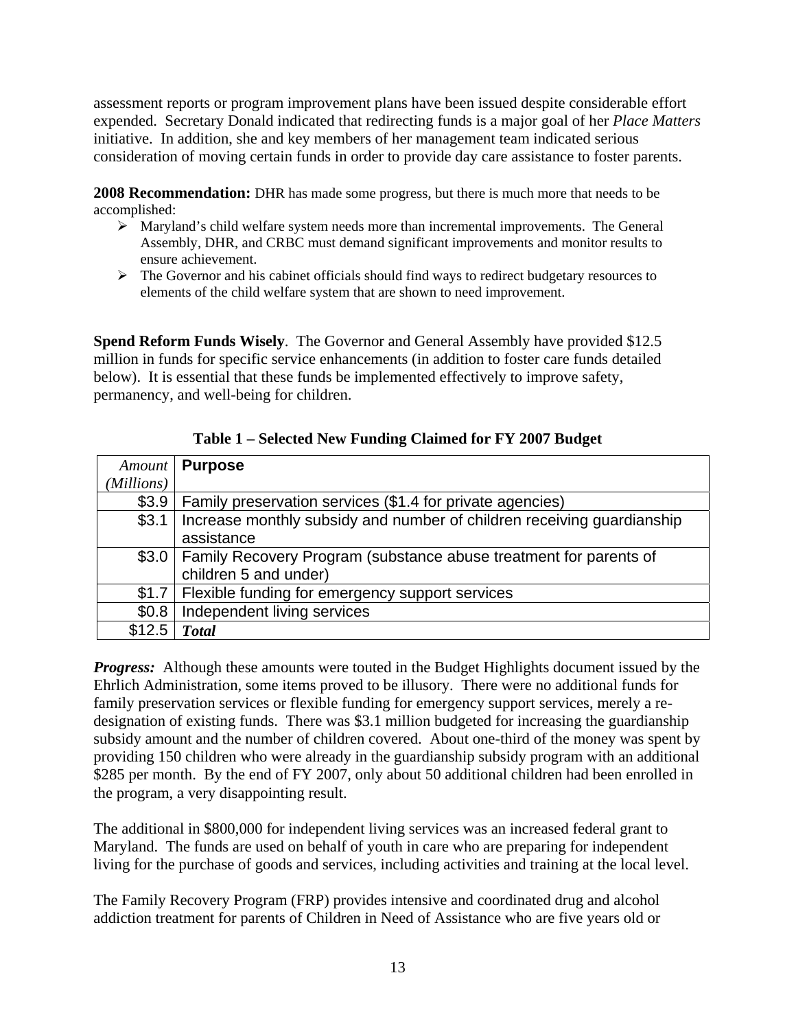assessment reports or program improvement plans have been issued despite considerable effort expended. Secretary Donald indicated that redirecting funds is a major goal of her *Place Matters* initiative. In addition, she and key members of her management team indicated serious consideration of moving certain funds in order to provide day care assistance to foster parents.

**2008 Recommendation:** DHR has made some progress, but there is much more that needs to be accomplished:

- Maryland's child welfare system needs more than incremental improvements. The General Assembly, DHR, and CRBC must demand significant improvements and monitor results to ensure achievement.
- The Governor and his cabinet officials should find ways to redirect budgetary resources to elements of the child welfare system that are shown to need improvement.

**Spend Reform Funds Wisely**. The Governor and General Assembly have provided $12.5 million in funds for specific service enhancements (in addition to foster care funds detailed below). It is essential that these funds be implemented effectively to improve safety, permanency, and well-being for children.

**Table 1 – Selected New Funding Claimed for FY 2007 Budget**

| *Amount (Millions)* | **Purpose** |
|---|---|
| $3.9 | Family preservation services ($1.4 for private agencies) |
| $3.1 | Increase monthly subsidy and number of children receiving guardianship assistance |
| $3.0 | Family Recovery Program (substance abuse treatment for parents of children 5 and under) |
| $1.7 | Flexible funding for emergency support services |
| $0.8 | Independent living services |
| $12.5 | ***Total*** |

***Progress:*** Although these amounts were touted in the Budget Highlights document issued by the Ehrlich Administration, some items proved to be illusory. There were no additional funds for family preservation services or flexible funding for emergency support services, merely a re-designation of existing funds. There was $3.1 million budgeted for increasing the guardianship subsidy amount and the number of children covered. About one-third of the money was spent by providing 150 children who were already in the guardianship subsidy program with an additional $285 per month. By the end of FY 2007, only about 50 additional children had been enrolled in the program, a very disappointing result.

The additional in $800,000 for independent living services was an increased federal grant to Maryland. The funds are used on behalf of youth in care who are preparing for independent living for the purchase of goods and services, including activities and training at the local level.

The Family Recovery Program (FRP) provides intensive and coordinated drug and alcohol addiction treatment for parents of Children in Need of Assistance who are five years old or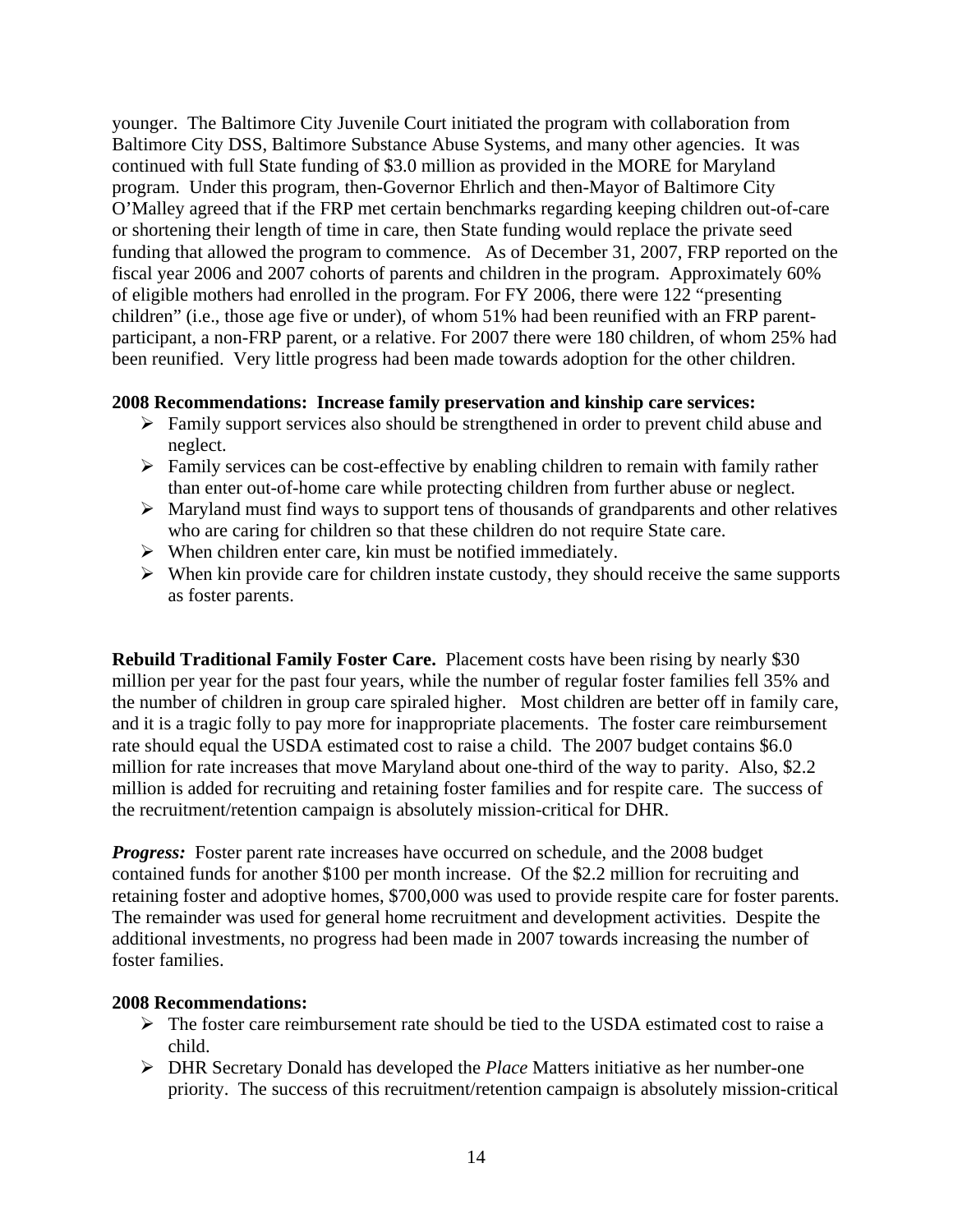younger. The Baltimore City Juvenile Court initiated the program with collaboration from Baltimore City DSS, Baltimore Substance Abuse Systems, and many other agencies. It was continued with full State funding of $3.0 million as provided in the MORE for Maryland program. Under this program, then-Governor Ehrlich and then-Mayor of Baltimore City O'Malley agreed that if the FRP met certain benchmarks regarding keeping children out-of-care or shortening their length of time in care, then State funding would replace the private seed funding that allowed the program to commence. As of December 31, 2007, FRP reported on the fiscal year 2006 and 2007 cohorts of parents and children in the program. Approximately 60% of eligible mothers had enrolled in the program. For FY 2006, there were 122 "presenting children" (i.e., those age five or under), of whom 51% had been reunified with an FRP parent-participant, a non-FRP parent, or a relative. For 2007 there were 180 children, of whom 25% had been reunified. Very little progress had been made towards adoption for the other children.

**2008 Recommendations: Increase family preservation and kinship care services:**

- Family support services also should be strengthened in order to prevent child abuse and neglect.
- Family services can be cost-effective by enabling children to remain with family rather than enter out-of-home care while protecting children from further abuse or neglect.
- Maryland must find ways to support tens of thousands of grandparents and other relatives who are caring for children so that these children do not require State care.
- When children enter care, kin must be notified immediately.
- When kin provide care for children instate custody, they should receive the same supports as foster parents.

**Rebuild Traditional Family Foster Care.** Placement costs have been rising by nearly $30 million per year for the past four years, while the number of regular foster families fell 35% and the number of children in group care spiraled higher. Most children are better off in family care, and it is a tragic folly to pay more for inappropriate placements. The foster care reimbursement rate should equal the USDA estimated cost to raise a child. The 2007 budget contains $6.0 million for rate increases that move Maryland about one-third of the way to parity. Also, $2.2 million is added for recruiting and retaining foster families and for respite care. The success of the recruitment/retention campaign is absolutely mission-critical for DHR.

***Progress:*** Foster parent rate increases have occurred on schedule, and the 2008 budget contained funds for another $100 per month increase. Of the $2.2 million for recruiting and retaining foster and adoptive homes, $700,000 was used to provide respite care for foster parents. The remainder was used for general home recruitment and development activities. Despite the additional investments, no progress had been made in 2007 towards increasing the number of foster families.

**2008 Recommendations:**

- The foster care reimbursement rate should be tied to the USDA estimated cost to raise a child.
- DHR Secretary Donald has developed the *Place* Matters initiative as her number-one priority. The success of this recruitment/retention campaign is absolutely mission-critical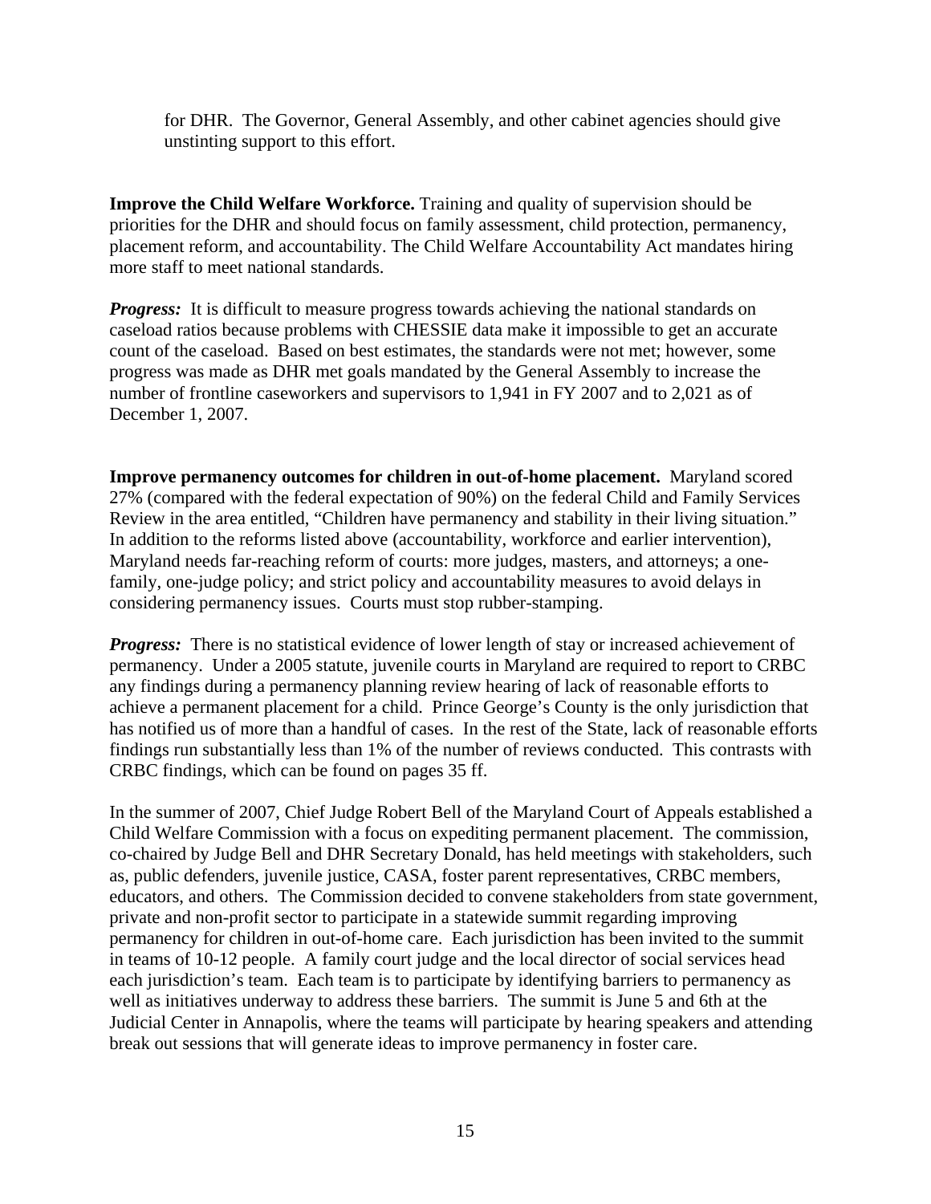for DHR. The Governor, General Assembly, and other cabinet agencies should give unstinting support to this effort.

**Improve the Child Welfare Workforce.** Training and quality of supervision should be priorities for the DHR and should focus on family assessment, child protection, permanency, placement reform, and accountability. The Child Welfare Accountability Act mandates hiring more staff to meet national standards.

***Progress:*** It is difficult to measure progress towards achieving the national standards on caseload ratios because problems with CHESSIE data make it impossible to get an accurate count of the caseload. Based on best estimates, the standards were not met; however, some progress was made as DHR met goals mandated by the General Assembly to increase the number of frontline caseworkers and supervisors to 1,941 in FY 2007 and to 2,021 as of December 1, 2007.

**Improve permanency outcomes for children in out-of-home placement.** Maryland scored 27% (compared with the federal expectation of 90%) on the federal Child and Family Services Review in the area entitled, "Children have permanency and stability in their living situation." In addition to the reforms listed above (accountability, workforce and earlier intervention), Maryland needs far-reaching reform of courts: more judges, masters, and attorneys; a one-family, one-judge policy; and strict policy and accountability measures to avoid delays in considering permanency issues. Courts must stop rubber-stamping.

***Progress:*** There is no statistical evidence of lower length of stay or increased achievement of permanency. Under a 2005 statute, juvenile courts in Maryland are required to report to CRBC any findings during a permanency planning review hearing of lack of reasonable efforts to achieve a permanent placement for a child. Prince George's County is the only jurisdiction that has notified us of more than a handful of cases. In the rest of the State, lack of reasonable efforts findings run substantially less than 1% of the number of reviews conducted. This contrasts with CRBC findings, which can be found on pages 35 ff.

In the summer of 2007, Chief Judge Robert Bell of the Maryland Court of Appeals established a Child Welfare Commission with a focus on expediting permanent placement. The commission, co-chaired by Judge Bell and DHR Secretary Donald, has held meetings with stakeholders, such as, public defenders, juvenile justice, CASA, foster parent representatives, CRBC members, educators, and others. The Commission decided to convene stakeholders from state government, private and non-profit sector to participate in a statewide summit regarding improving permanency for children in out-of-home care. Each jurisdiction has been invited to the summit in teams of 10-12 people. A family court judge and the local director of social services head each jurisdiction's team. Each team is to participate by identifying barriers to permanency as well as initiatives underway to address these barriers. The summit is June 5 and 6th at the Judicial Center in Annapolis, where the teams will participate by hearing speakers and attending break out sessions that will generate ideas to improve permanency in foster care.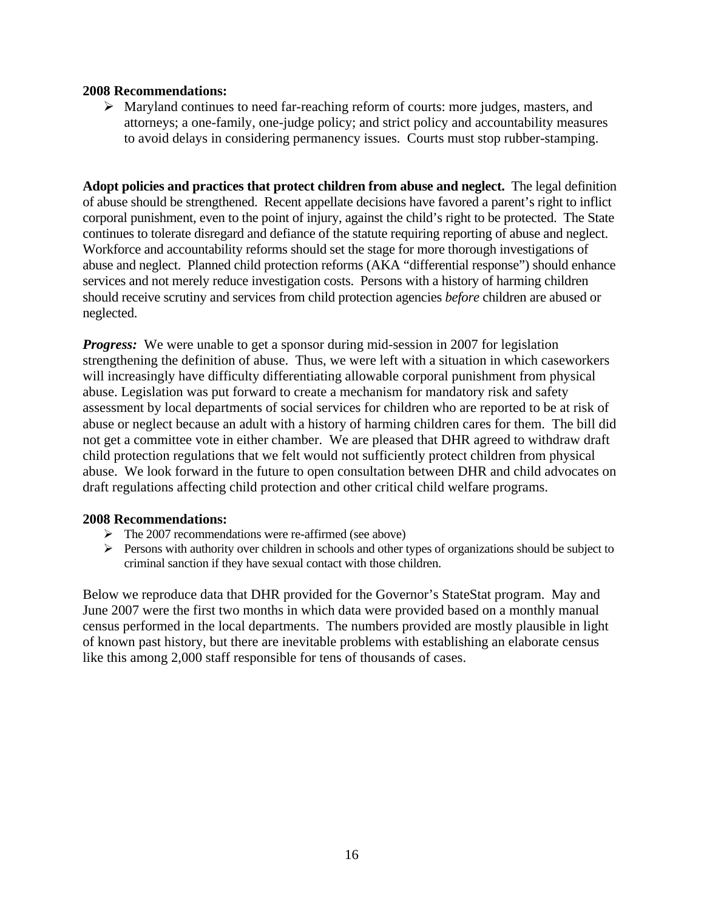**2008 Recommendations:**

- Maryland continues to need far-reaching reform of courts: more judges, masters, and attorneys; a one-family, one-judge policy; and strict policy and accountability measures to avoid delays in considering permanency issues. Courts must stop rubber-stamping.

**Adopt policies and practices that protect children from abuse and neglect.** The legal definition of abuse should be strengthened. Recent appellate decisions have favored a parent's right to inflict corporal punishment, even to the point of injury, against the child's right to be protected. The State continues to tolerate disregard and defiance of the statute requiring reporting of abuse and neglect. Workforce and accountability reforms should set the stage for more thorough investigations of abuse and neglect. Planned child protection reforms (AKA "differential response") should enhance services and not merely reduce investigation costs. Persons with a history of harming children should receive scrutiny and services from child protection agencies *before* children are abused or neglected.

***Progress:*** We were unable to get a sponsor during mid-session in 2007 for legislation strengthening the definition of abuse. Thus, we were left with a situation in which caseworkers will increasingly have difficulty differentiating allowable corporal punishment from physical abuse. Legislation was put forward to create a mechanism for mandatory risk and safety assessment by local departments of social services for children who are reported to be at risk of abuse or neglect because an adult with a history of harming children cares for them. The bill did not get a committee vote in either chamber. We are pleased that DHR agreed to withdraw draft child protection regulations that we felt would not sufficiently protect children from physical abuse. We look forward in the future to open consultation between DHR and child advocates on draft regulations affecting child protection and other critical child welfare programs.

**2008 Recommendations:**

- The 2007 recommendations were re-affirmed (see above)
- Persons with authority over children in schools and other types of organizations should be subject to criminal sanction if they have sexual contact with those children.

Below we reproduce data that DHR provided for the Governor's StateStat program. May and June 2007 were the first two months in which data were provided based on a monthly manual census performed in the local departments. The numbers provided are mostly plausible in light of known past history, but there are inevitable problems with establishing an elaborate census like this among 2,000 staff responsible for tens of thousands of cases.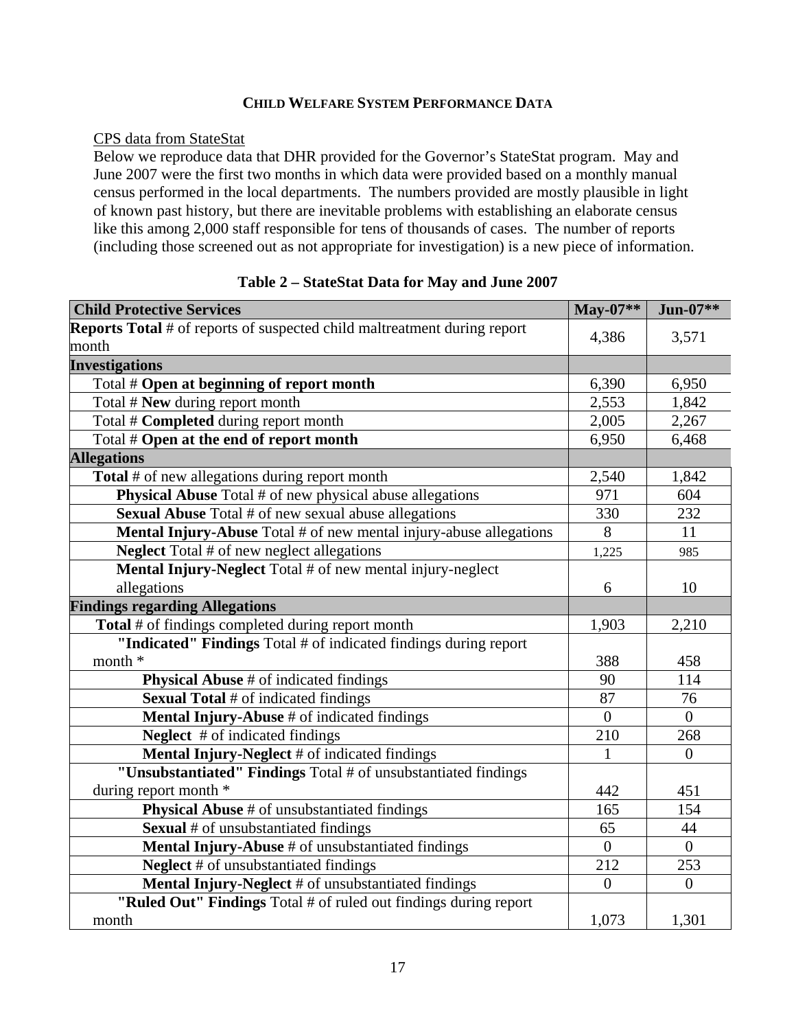**CHILD WELFARE SYSTEM PERFORMANCE DATA**

CPS data from StateStat

Below we reproduce data that DHR provided for the Governor's StateStat program. May and June 2007 were the first two months in which data were provided based on a monthly manual census performed in the local departments. The numbers provided are mostly plausible in light of known past history, but there are inevitable problems with establishing an elaborate census like this among 2,000 staff responsible for tens of thousands of cases. The number of reports (including those screened out as not appropriate for investigation) is a new piece of information.

**Table 2 – StateStat Data for May and June 2007**

| **Child Protective Services** | **May-07**** | **Jun-07**** |
|---|---|---|
| **Reports Total** # of reports of suspected child maltreatment during report month | 4,386 | 3,571 |
| **Investigations** | | |
| Total # **Open at beginning of report month** | 6,390 | 6,950 |
| Total # **New** during report month | 2,553 | 1,842 |
| Total # **Completed** during report month | 2,005 | 2,267 |
| Total # **Open at the end of report month** | 6,950 | 6,468 |
| **Allegations** | | |
| **Total** # of new allegations during report month | 2,540 | 1,842 |
| **Physical Abuse** Total # of new physical abuse allegations | 971 | 604 |
| **Sexual Abuse** Total # of new sexual abuse allegations | 330 | 232 |
| **Mental Injury-Abuse** Total # of new mental injury-abuse allegations | 8 | 11 |
| **Neglect** Total # of new neglect allegations | 1,225 | 985 |
| **Mental Injury-Neglect** Total # of new mental injury-neglect allegations | 6 | 10 |
| **Findings regarding Allegations** | | |
| **Total** # of findings completed during report month | 1,903 | 2,210 |
| **"Indicated" Findings** Total # of indicated findings during report month * | 388 | 458 |
| **Physical Abuse** # of indicated findings | 90 | 114 |
| **Sexual Total** # of indicated findings | 87 | 76 |
| **Mental Injury-Abuse** # of indicated findings | 0 | 0 |
| **Neglect** # of indicated findings | 210 | 268 |
| **Mental Injury-Neglect** # of indicated findings | 1 | 0 |
| **"Unsubstantiated" Findings** Total # of unsubstantiated findings during report month * | 442 | 451 |
| **Physical Abuse** # of unsubstantiated findings | 165 | 154 |
| **Sexual** # of unsubstantiated findings | 65 | 44 |
| **Mental Injury-Abuse** # of unsubstantiated findings | 0 | 0 |
| **Neglect** # of unsubstantiated findings | 212 | 253 |
| **Mental Injury-Neglect** # of unsubstantiated findings | 0 | 0 |
| **"Ruled Out" Findings** Total # of ruled out findings during report month | 1,073 | 1,301 |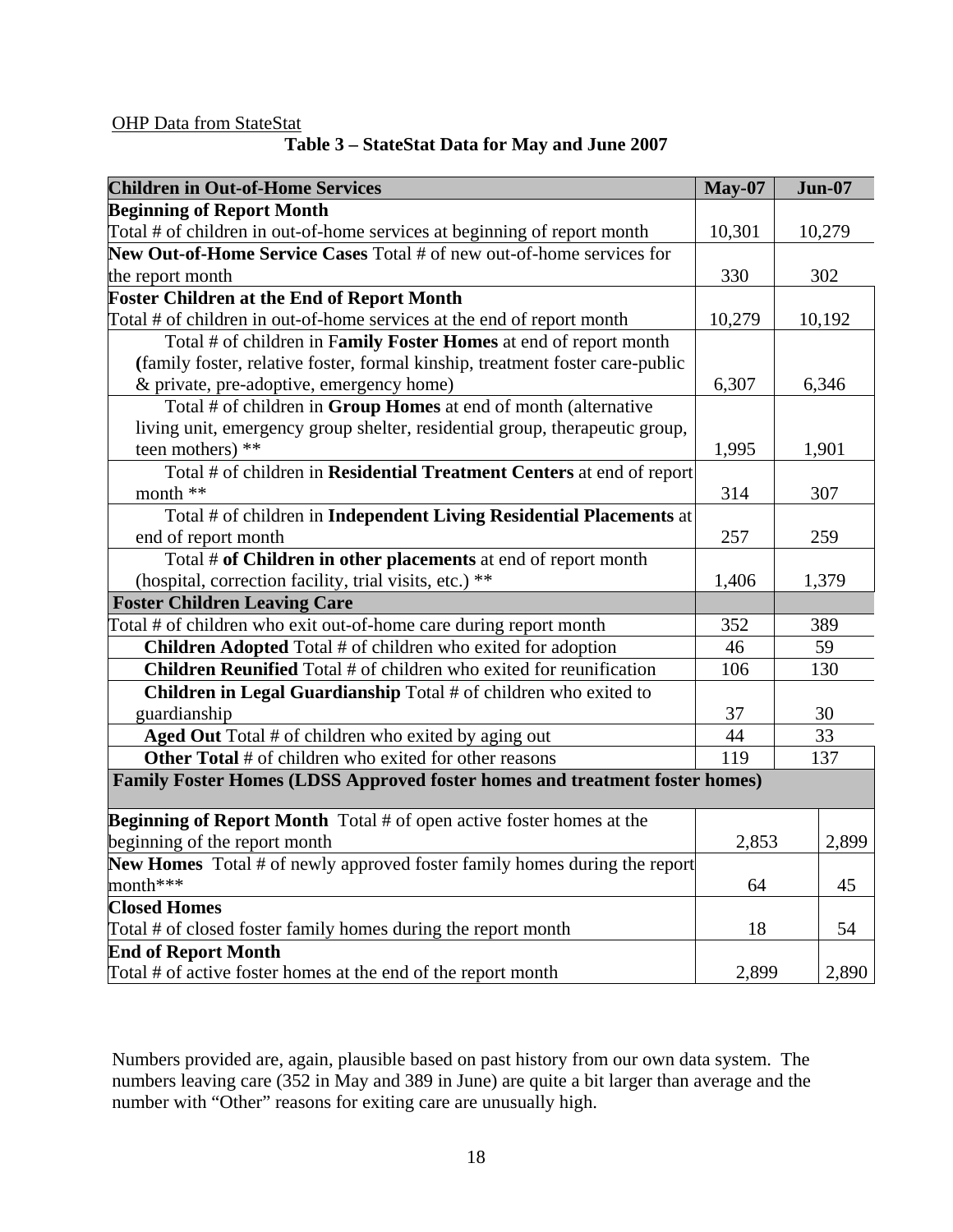OHP Data from StateStat

**Table 3 – StateStat Data for May and June 2007**

| **Children in Out-of-Home Services** | **May-07** | **Jun-07** |
|---|---|---|
| **Beginning of Report Month** Total # of children in out-of-home services at beginning of report month | 10,301 | 10,279 |
| **New Out-of-Home Service Cases** Total # of new out-of-home services for the report month | 330 | 302 |
| **Foster Children at the End of Report Month** Total # of children in out-of-home services at the end of report month | 10,279 | 10,192 |
| Total # of children in F**amily Foster Homes** at end of report month **(**family foster, relative foster, formal kinship, treatment foster care-public & private, pre-adoptive, emergency home) | 6,307 | 6,346 |
| Total # of children in **Group Homes** at end of month (alternative living unit, emergency group shelter, residential group, therapeutic group, teen mothers) ** | 1,995 | 1,901 |
| Total # of children in **Residential Treatment Centers** at end of report month ** | 314 | 307 |
| Total # of children in **Independent Living Residential Placements** at end of report month | 257 | 259 |
| Total # **of Children in other placements** at end of report month (hospital, correction facility, trial visits, etc.) ** | 1,406 | 1,379 |
| **Foster Children Leaving Care** | | |
| Total # of children who exit out-of-home care during report month | 352 | 389 |
| **Children Adopted** Total # of children who exited for adoption | 46 | 59 |
| **Children Reunified** Total # of children who exited for reunification | 106 | 130 |
| **Children in Legal Guardianship** Total # of children who exited to guardianship | 37 | 30 |
| **Aged Out** Total # of children who exited by aging out | 44 | 33 |
| **Other Total** # of children who exited for other reasons | 119 | 137 |
| **Family Foster Homes (LDSS Approved foster homes and treatment foster homes)** | | |
| **Beginning of Report Month** Total # of open active foster homes at the beginning of the report month | 2,853 | 2,899 |
| **New Homes** Total # of newly approved foster family homes during the report month*** | 64 | 45 |
| **Closed Homes** Total # of closed foster family homes during the report month | 18 | 54 |
| **End of Report Month** Total # of active foster homes at the end of the report month | 2,899 | 2,890 |

Numbers provided are, again, plausible based on past history from our own data system. The numbers leaving care (352 in May and 389 in June) are quite a bit larger than average and the number with "Other" reasons for exiting care are unusually high.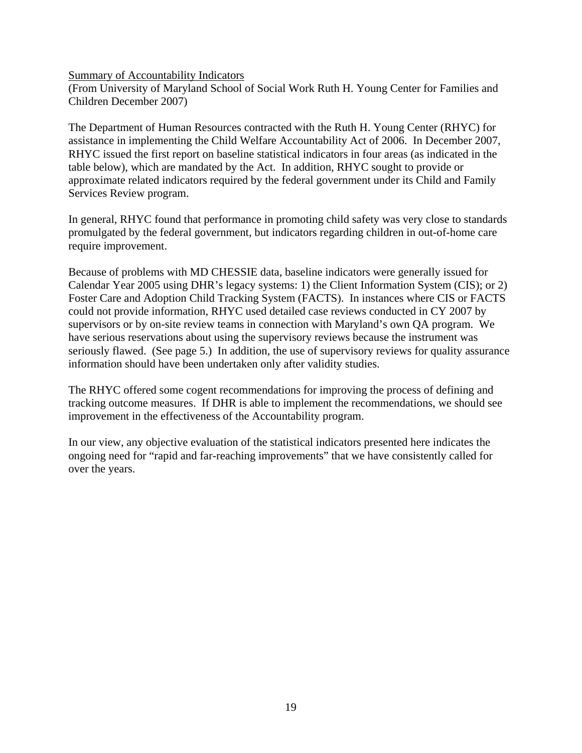<u>Summary of Accountability Indicators</u>
(From University of Maryland School of Social Work Ruth H. Young Center for Families and Children December 2007)

The Department of Human Resources contracted with the Ruth H. Young Center (RHYC) for assistance in implementing the Child Welfare Accountability Act of 2006. In December 2007, RHYC issued the first report on baseline statistical indicators in four areas (as indicated in the table below), which are mandated by the Act. In addition, RHYC sought to provide or approximate related indicators required by the federal government under its Child and Family Services Review program.

In general, RHYC found that performance in promoting child safety was very close to standards promulgated by the federal government, but indicators regarding children in out-of-home care require improvement.

Because of problems with MD CHESSIE data, baseline indicators were generally issued for Calendar Year 2005 using DHR's legacy systems: 1) the Client Information System (CIS); or 2) Foster Care and Adoption Child Tracking System (FACTS). In instances where CIS or FACTS could not provide information, RHYC used detailed case reviews conducted in CY 2007 by supervisors or by on-site review teams in connection with Maryland's own QA program. We have serious reservations about using the supervisory reviews because the instrument was seriously flawed. (See page 5.) In addition, the use of supervisory reviews for quality assurance information should have been undertaken only after validity studies.

The RHYC offered some cogent recommendations for improving the process of defining and tracking outcome measures. If DHR is able to implement the recommendations, we should see improvement in the effectiveness of the Accountability program.

In our view, any objective evaluation of the statistical indicators presented here indicates the ongoing need for "rapid and far-reaching improvements" that we have consistently called for over the years.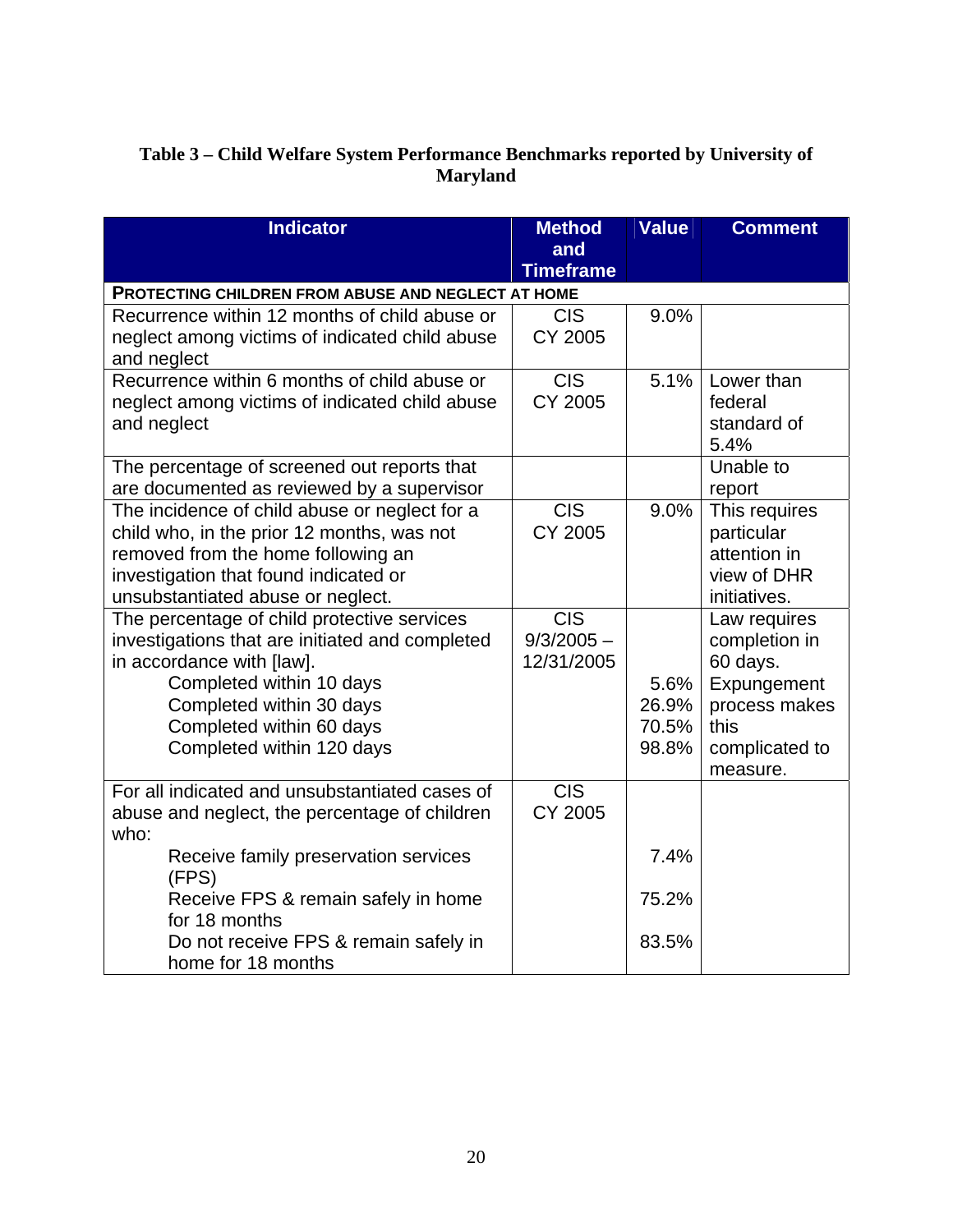**Table 3 – Child Welfare System Performance Benchmarks reported by University of Maryland**

| Indicator | Method and Timeframe | Value | Comment |
|---|---|---|---|
| **PROTECTING CHILDREN FROM ABUSE AND NEGLECT AT HOME** | | | |
| Recurrence within 12 months of child abuse or neglect among victims of indicated child abuse and neglect | CIS CY 2005 | 9.0% | |
| Recurrence within 6 months of child abuse or neglect among victims of indicated child abuse and neglect | CIS CY 2005 | 5.1% | Lower than federal standard of 5.4% |
| The percentage of screened out reports that are documented as reviewed by a supervisor | | | Unable to report |
| The incidence of child abuse or neglect for a child who, in the prior 12 months, was not removed from the home following an investigation that found indicated or unsubstantiated abuse or neglect. | CIS CY 2005 | 9.0% | This requires particular attention in view of DHR initiatives. |
| The percentage of child protective services investigations that are initiated and completed in accordance with [law]. | CIS 9/3/2005 – 12/31/2005 | | Law requires completion in 60 days. Expungement process makes this complicated to measure. |
| Completed within 10 days | | 5.6% | |
| Completed within 30 days | | 26.9% | |
| Completed within 60 days | | 70.5% | |
| Completed within 120 days | | 98.8% | |
| For all indicated and unsubstantiated cases of abuse and neglect, the percentage of children who: | CIS CY 2005 | | |
| Receive family preservation services (FPS) | | 7.4% | |
| Receive FPS & remain safely in home for 18 months | | 75.2% | |
| Do not receive FPS & remain safely in home for 18 months | | 83.5% | |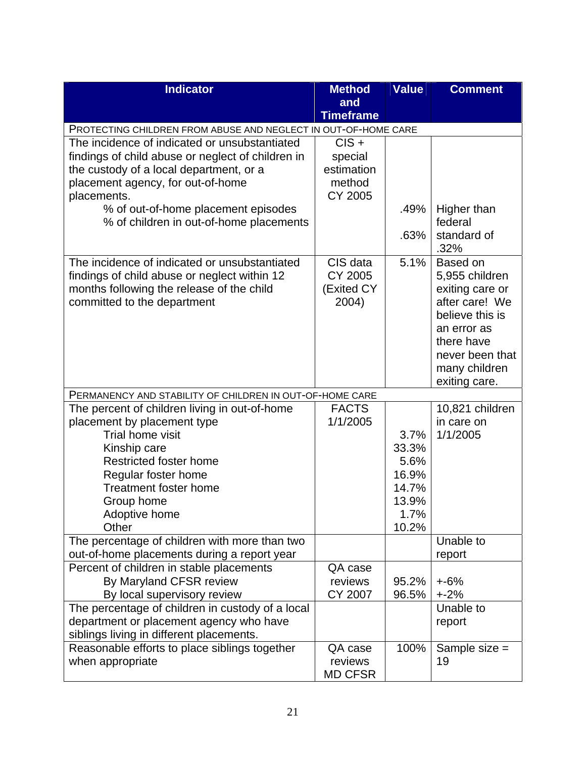| Indicator | Method and Timeframe | Value | Comment |
| --- | --- | --- | --- |
| PROTECTING CHILDREN FROM ABUSE AND NEGLECT IN OUT-OF-HOME CARE | | | |
| The incidence of indicated or unsubstantiated findings of child abuse or neglect of children in the custody of a local department, or a placement agency, for out-of-home placements.<br>% of out-of-home placement episodes<br>% of children in out-of-home placements | CIS + special estimation method CY 2005 | .49%<br>.63% | Higher than federal standard of .32% |
| The incidence of indicated or unsubstantiated findings of child abuse or neglect within 12 months following the release of the child committed to the department | CIS data CY 2005 (Exited CY 2004) | 5.1% | Based on 5,955 children exiting care or after care! We believe this is an error as there have never been that many children exiting care. |
| PERMANENCY AND STABILITY OF CHILDREN IN OUT-OF-HOME CARE | | | |
| The percent of children living in out-of-home placement by placement type<br>Trial home visit<br>Kinship care<br>Restricted foster home<br>Regular foster home<br>Treatment foster home<br>Group home<br>Adoptive home<br>Other | FACTS 1/1/2005 | <br>3.7%<br>33.3%<br>5.6%<br>16.9%<br>14.7%<br>13.9%<br>1.7%<br>10.2% | 10,821 children in care on 1/1/2005 |
| The percentage of children with more than two out-of-home placements during a report year | | | Unable to report |
| Percent of children in stable placements<br>By Maryland CFSR review<br>By local supervisory review | QA case reviews CY 2007 | <br>95.2%<br>96.5% | <br>+-6%<br>+-2% |
| The percentage of children in custody of a local department or placement agency who have siblings living in different placements. | | | Unable to report |
| Reasonable efforts to place siblings together when appropriate | QA case reviews MD CFSR | 100% | Sample size = 19 |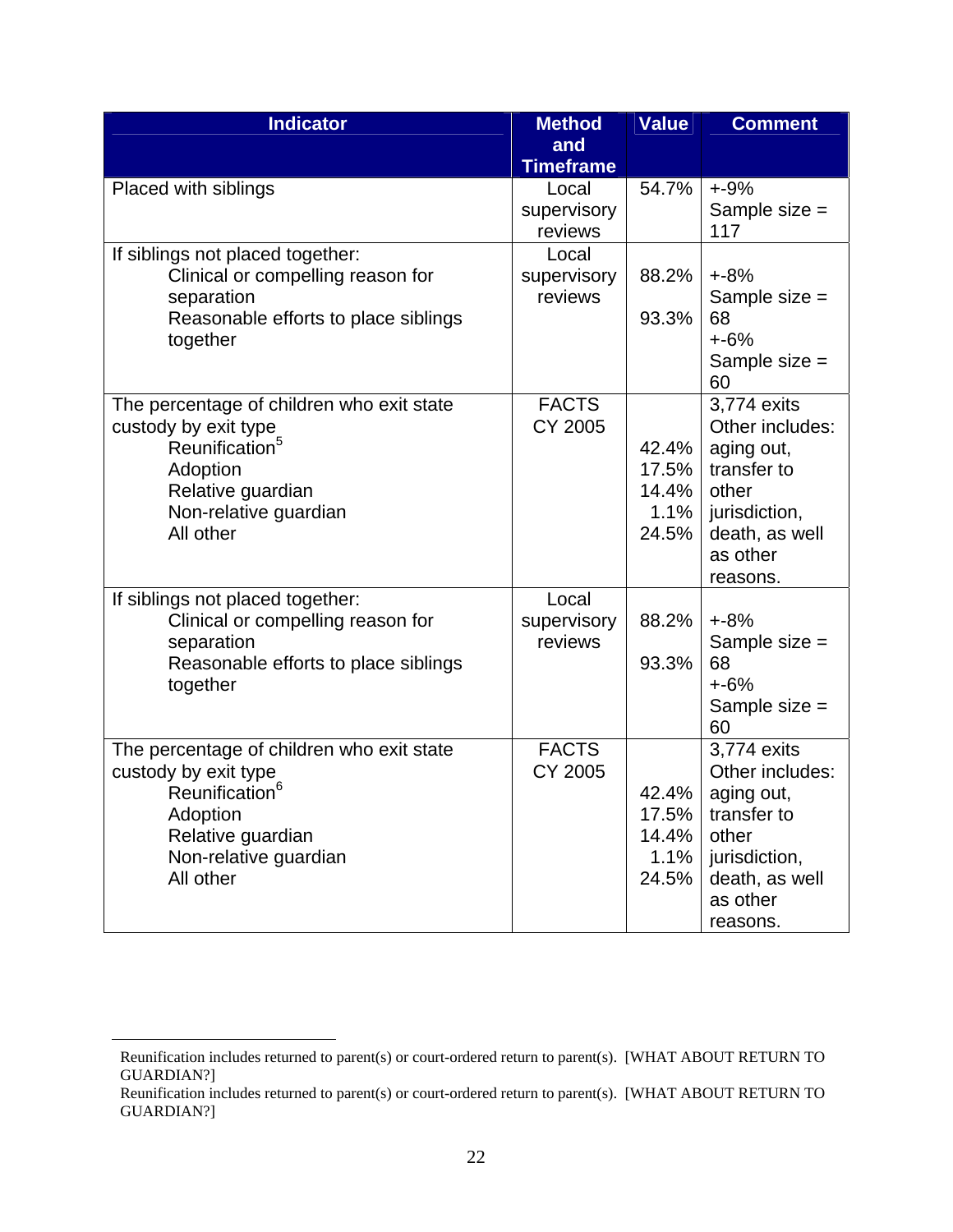| Indicator | Method and Timeframe | Value | Comment |
|---|---|---|---|
| Placed with siblings | Local supervisory reviews | 54.7% | +-9%<br>Sample size = 117 |
| If siblings not placed together:<br>Clinical or compelling reason for separation<br>Reasonable efforts to place siblings together | Local supervisory reviews | 88.2%<br><br>93.3% | +-8%<br>Sample size = 68<br>+-6%<br>Sample size = 60 |
| The percentage of children who exit state custody by exit type<br>Reunification[5]<br>Adoption<br>Relative guardian<br>Non-relative guardian<br>All other | FACTS<br>CY 2005 | <br>42.4%<br>17.5%<br>14.4%<br>1.1%<br>24.5% | 3,774 exits<br>Other includes: aging out, transfer to other jurisdiction, death, as well as other reasons. |
| If siblings not placed together:<br>Clinical or compelling reason for separation<br>Reasonable efforts to place siblings together | Local supervisory reviews | 88.2%<br><br>93.3% | +-8%<br>Sample size = 68<br>+-6%<br>Sample size = 60 |
| The percentage of children who exit state custody by exit type<br>Reunification[6]<br>Adoption<br>Relative guardian<br>Non-relative guardian<br>All other | FACTS<br>CY 2005 | <br>42.4%<br>17.5%<br>14.4%<br>1.1%<br>24.5% | 3,774 exits<br>Other includes: aging out, transfer to other jurisdiction, death, as well as other reasons. |

---

Reunification includes returned to parent(s) or court-ordered return to parent(s). [WHAT ABOUT RETURN TO GUARDIAN?]

Reunification includes returned to parent(s) or court-ordered return to parent(s). [WHAT ABOUT RETURN TO GUARDIAN?]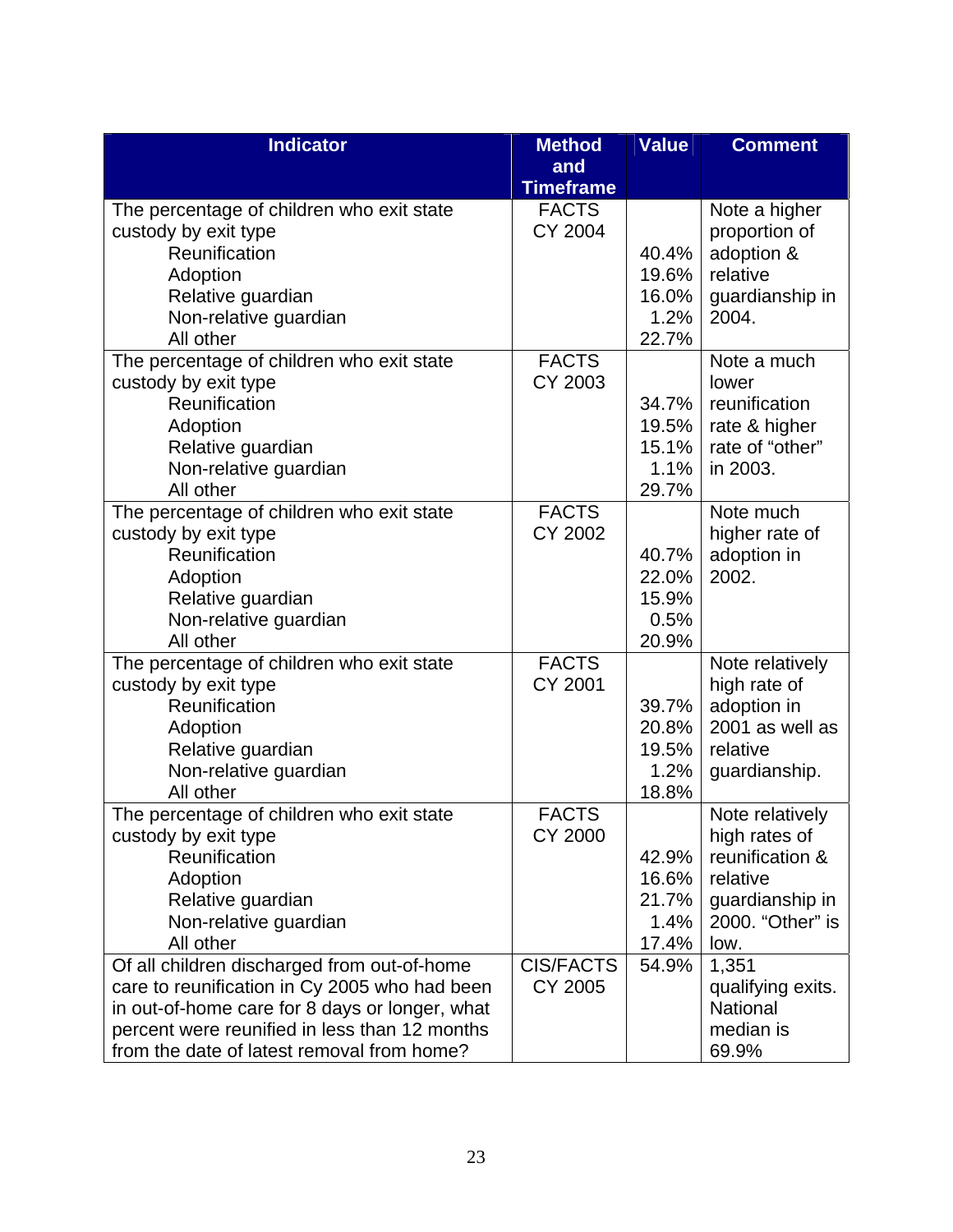| Indicator | Method and Timeframe | Value | Comment |
|---|---|---|---|
| The percentage of children who exit state custody by exit type<br>Reunification<br>Adoption<br>Relative guardian<br>Non-relative guardian<br>All other | FACTS CY 2004 | <br>40.4%<br>19.6%<br>16.0%<br>1.2%<br>22.7% | Note a higher proportion of adoption & relative guardianship in 2004. |
| The percentage of children who exit state custody by exit type<br>Reunification<br>Adoption<br>Relative guardian<br>Non-relative guardian<br>All other | FACTS CY 2003 | <br>34.7%<br>19.5%<br>15.1%<br>1.1%<br>29.7% | Note a much lower reunification rate & higher rate of "other" in 2003. |
| The percentage of children who exit state custody by exit type<br>Reunification<br>Adoption<br>Relative guardian<br>Non-relative guardian<br>All other | FACTS CY 2002 | <br>40.7%<br>22.0%<br>15.9%<br>0.5%<br>20.9% | Note much higher rate of adoption in 2002. |
| The percentage of children who exit state custody by exit type<br>Reunification<br>Adoption<br>Relative guardian<br>Non-relative guardian<br>All other | FACTS CY 2001 | <br>39.7%<br>20.8%<br>19.5%<br>1.2%<br>18.8% | Note relatively high rate of adoption in 2001 as well as relative guardianship. |
| The percentage of children who exit state custody by exit type<br>Reunification<br>Adoption<br>Relative guardian<br>Non-relative guardian<br>All other | FACTS CY 2000 | <br>42.9%<br>16.6%<br>21.7%<br>1.4%<br>17.4% | Note relatively high rates of reunification & relative guardianship in 2000. "Other" is low. |
| Of all children discharged from out-of-home care to reunification in Cy 2005 who had been in out-of-home care for 8 days or longer, what percent were reunified in less than 12 months from the date of latest removal from home? | CIS/FACTS CY 2005 | 54.9% | 1,351 qualifying exits. National median is 69.9% |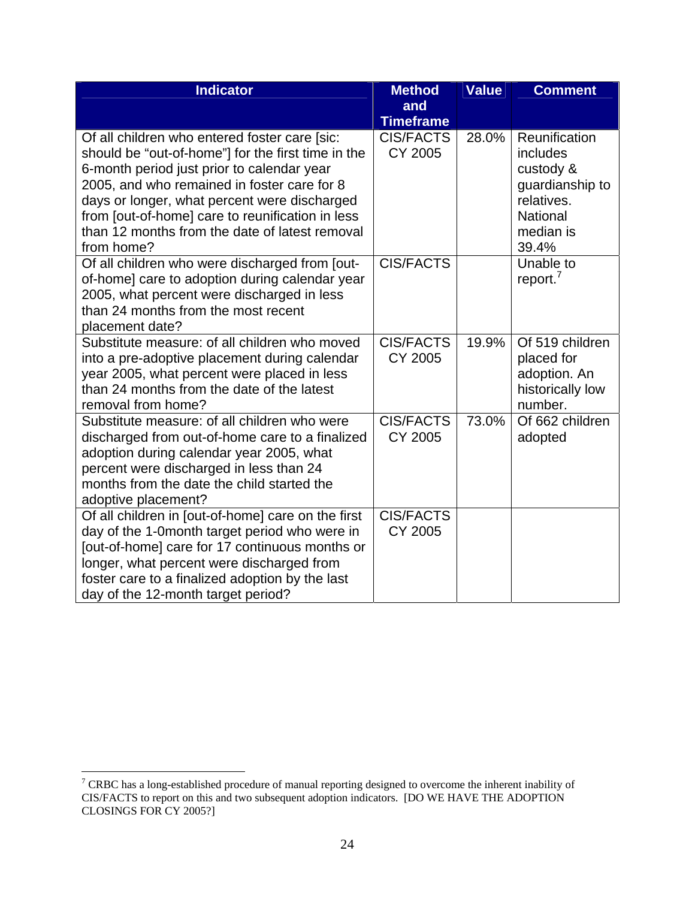| Indicator | Method and Timeframe | Value | Comment |
|---|---|---|---|
| Of all children who entered foster care [sic: should be "out-of-home"] for the first time in the 6-month period just prior to calendar year 2005, and who remained in foster care for 8 days or longer, what percent were discharged from [out-of-home] care to reunification in less than 12 months from the date of latest removal from home? | CIS/FACTS CY 2005 | 28.0% | Reunification includes custody & guardianship to relatives. National median is 39.4% |
| Of all children who were discharged from [out-of-home] care to adoption during calendar year 2005, what percent were discharged in less than 24 months from the most recent placement date? | CIS/FACTS | | Unable to report.[7] |
| Substitute measure: of all children who moved into a pre-adoptive placement during calendar year 2005, what percent were placed in less than 24 months from the date of the latest removal from home? | CIS/FACTS CY 2005 | 19.9% | Of 519 children placed for adoption. An historically low number. |
| Substitute measure: of all children who were discharged from out-of-home care to a finalized adoption during calendar year 2005, what percent were discharged in less than 24 months from the date the child started the adoptive placement? | CIS/FACTS CY 2005 | 73.0% | Of 662 children adopted |
| Of all children in [out-of-home] care on the first day of the 1-0month target period who were in [out-of-home] care for 17 continuous months or longer, what percent were discharged from foster care to a finalized adoption by the last day of the 12-month target period? | CIS/FACTS CY 2005 | | |

[7] CRBC has a long-established procedure of manual reporting designed to overcome the inherent inability of CIS/FACTS to report on this and two subsequent adoption indicators. [DO WE HAVE THE ADOPTION CLOSINGS FOR CY 2005?]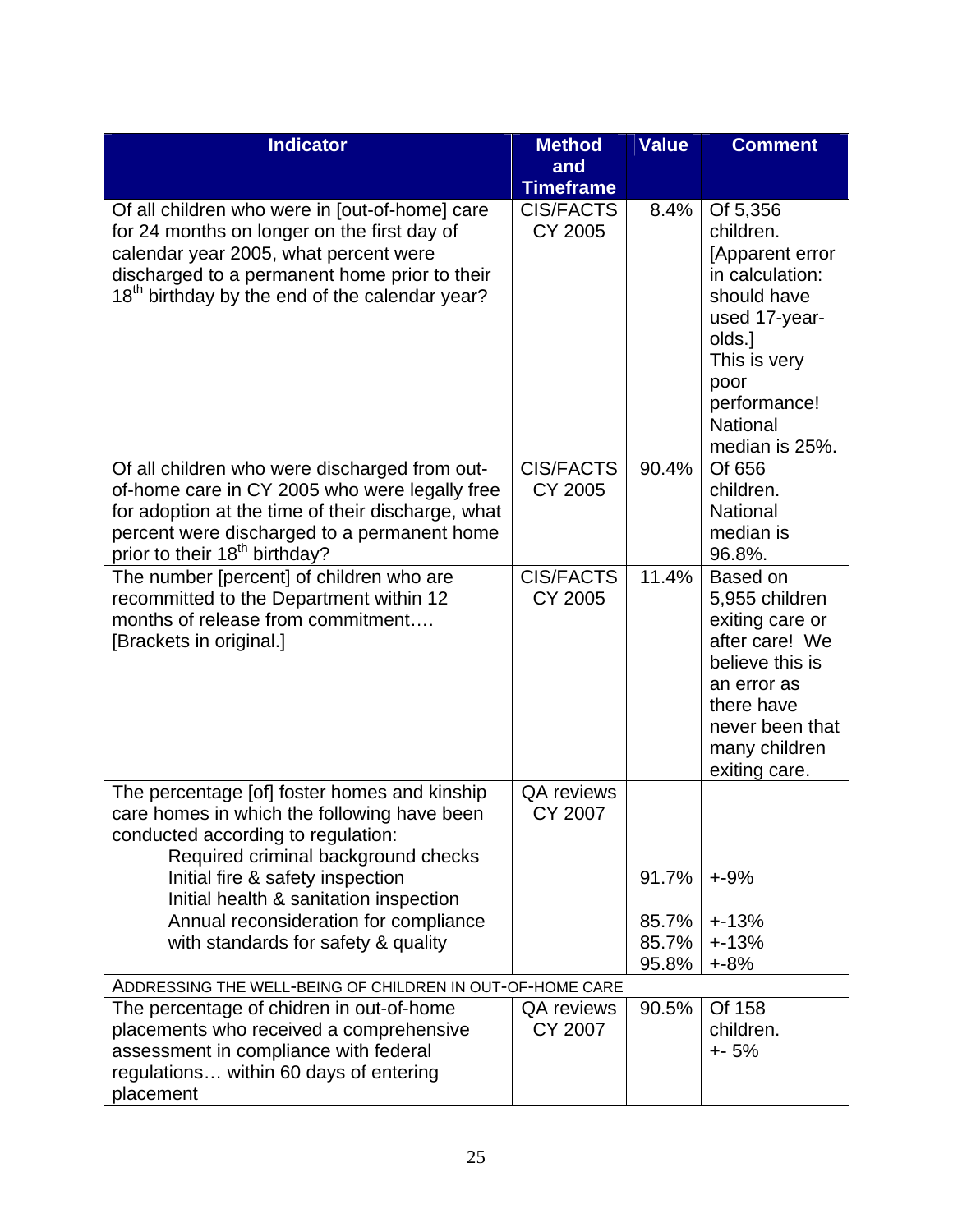| Indicator | Method and Timeframe | Value | Comment |
|---|---|---|---|
| Of all children who were in [out-of-home] care for 24 months on longer on the first day of calendar year 2005, what percent were discharged to a permanent home prior to their 18th birthday by the end of the calendar year? | CIS/FACTS CY 2005 | 8.4% | Of 5,356 children. [Apparent error in calculation: should have used 17-year-olds.] This is very poor performance! National median is 25%. |
| Of all children who were discharged from out-of-home care in CY 2005 who were legally free for adoption at the time of their discharge, what percent were discharged to a permanent home prior to their 18th birthday? | CIS/FACTS CY 2005 | 90.4% | Of 656 children. National median is 96.8%. |
| The number [percent] of children who are recommitted to the Department within 12 months of release from commitment…. [Brackets in original.] | CIS/FACTS CY 2005 | 11.4% | Based on 5,955 children exiting care or after care! We believe this is an error as there have never been that many children exiting care. |
| The percentage [of] foster homes and kinship care homes in which the following have been conducted according to regulation: | QA reviews CY 2007 | | |
| Required criminal background checks | | 91.7% | +-9% |
| Initial fire & safety inspection | | | |
| Initial health & sanitation inspection | | 85.7% | +-13% |
| Annual reconsideration for compliance with standards for safety & quality | | 85.7% | +-13% |
| | | 95.8% | +-8% |
| ADDRESSING THE WELL-BEING OF CHILDREN IN OUT-OF-HOME CARE | | | |
| The percentage of chidren in out-of-home placements who received a comprehensive assessment in compliance with federal regulations… within 60 days of entering placement | QA reviews CY 2007 | 90.5% | Of 158 children. +- 5% |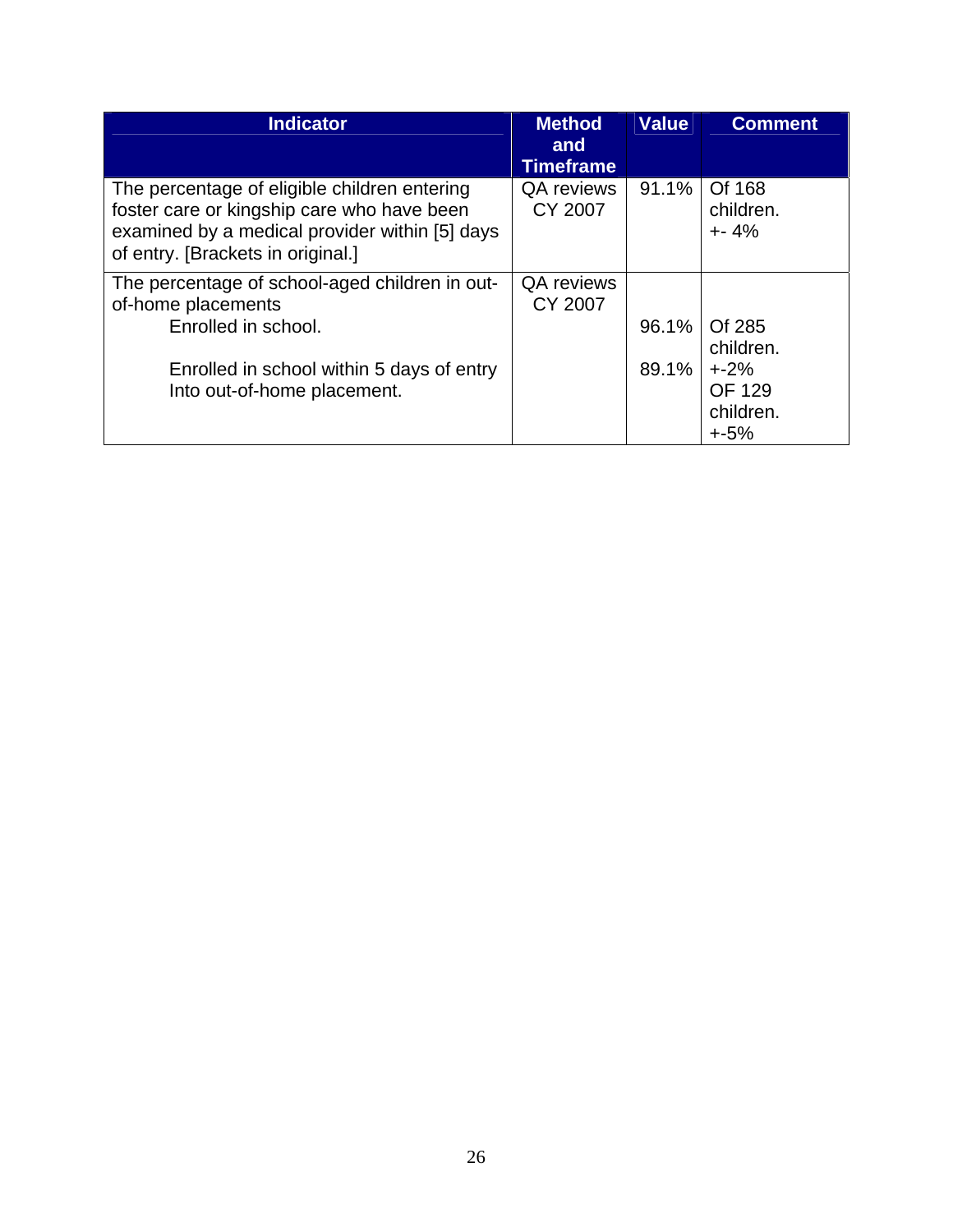| Indicator | Method and Timeframe | Value | Comment |
|---|---|---|---|
| The percentage of eligible children entering foster care or kingship care who have been examined by a medical provider within [5] days of entry. [Brackets in original.] | QA reviews CY 2007 | 91.1% | Of 168 children. +- 4% |
| The percentage of school-aged children in out-of-home placements | QA reviews CY 2007 | | |
| Enrolled in school. | | 96.1% | Of 285 children. +-2% |
| Enrolled in school within 5 days of entry Into out-of-home placement. | | 89.1% | OF 129 children. +-5% |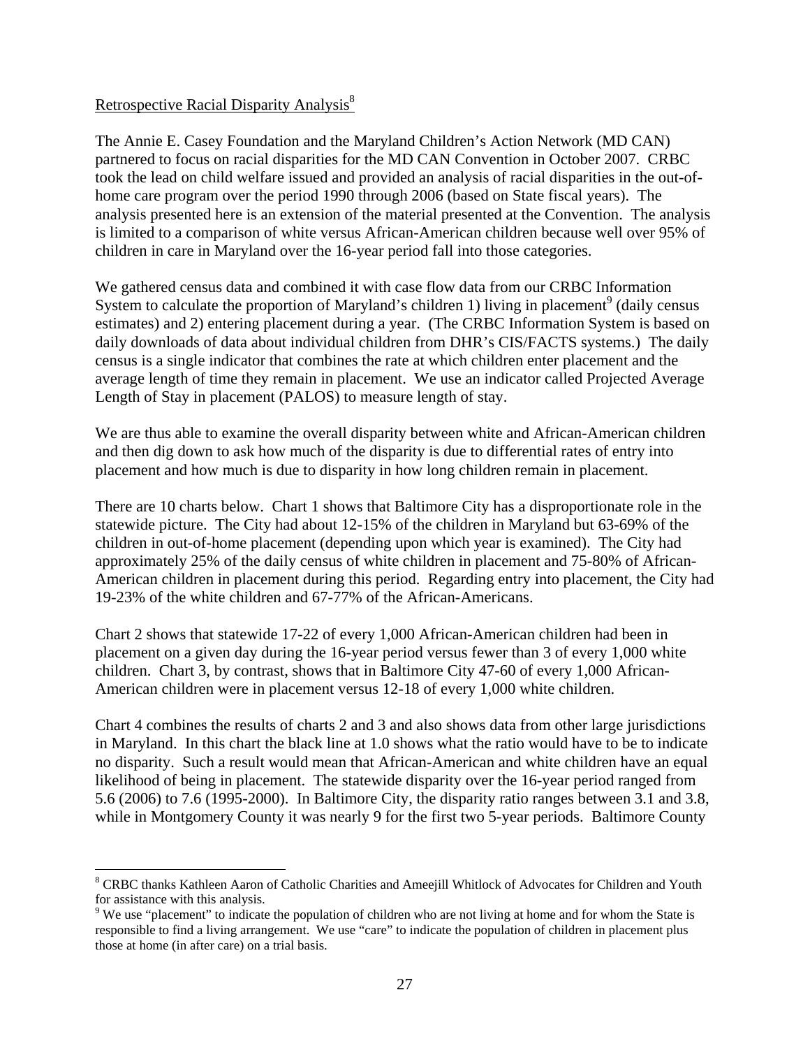<u>Retrospective Racial Disparity Analysis</u>[8]

The Annie E. Casey Foundation and the Maryland Children's Action Network (MD CAN) partnered to focus on racial disparities for the MD CAN Convention in October 2007. CRBC took the lead on child welfare issued and provided an analysis of racial disparities in the out-of-home care program over the period 1990 through 2006 (based on State fiscal years). The analysis presented here is an extension of the material presented at the Convention. The analysis is limited to a comparison of white versus African-American children because well over 95% of children in care in Maryland over the 16-year period fall into those categories.

We gathered census data and combined it with case flow data from our CRBC Information System to calculate the proportion of Maryland's children 1) living in placement[9] (daily census estimates) and 2) entering placement during a year. (The CRBC Information System is based on daily downloads of data about individual children from DHR's CIS/FACTS systems.) The daily census is a single indicator that combines the rate at which children enter placement and the average length of time they remain in placement. We use an indicator called Projected Average Length of Stay in placement (PALOS) to measure length of stay.

We are thus able to examine the overall disparity between white and African-American children and then dig down to ask how much of the disparity is due to differential rates of entry into placement and how much is due to disparity in how long children remain in placement.

There are 10 charts below. Chart 1 shows that Baltimore City has a disproportionate role in the statewide picture. The City had about 12-15% of the children in Maryland but 63-69% of the children in out-of-home placement (depending upon which year is examined). The City had approximately 25% of the daily census of white children in placement and 75-80% of African-American children in placement during this period. Regarding entry into placement, the City had 19-23% of the white children and 67-77% of the African-Americans.

Chart 2 shows that statewide 17-22 of every 1,000 African-American children had been in placement on a given day during the 16-year period versus fewer than 3 of every 1,000 white children. Chart 3, by contrast, shows that in Baltimore City 47-60 of every 1,000 African-American children were in placement versus 12-18 of every 1,000 white children.

Chart 4 combines the results of charts 2 and 3 and also shows data from other large jurisdictions in Maryland. In this chart the black line at 1.0 shows what the ratio would have to be to indicate no disparity. Such a result would mean that African-American and white children have an equal likelihood of being in placement. The statewide disparity over the 16-year period ranged from 5.6 (2006) to 7.6 (1995-2000). In Baltimore City, the disparity ratio ranges between 3.1 and 3.8, while in Montgomery County it was nearly 9 for the first two 5-year periods. Baltimore County

---

[8] CRBC thanks Kathleen Aaron of Catholic Charities and Ameejill Whitlock of Advocates for Children and Youth for assistance with this analysis.

[9] We use "placement" to indicate the population of children who are not living at home and for whom the State is responsible to find a living arrangement. We use "care" to indicate the population of children in placement plus those at home (in after care) on a trial basis.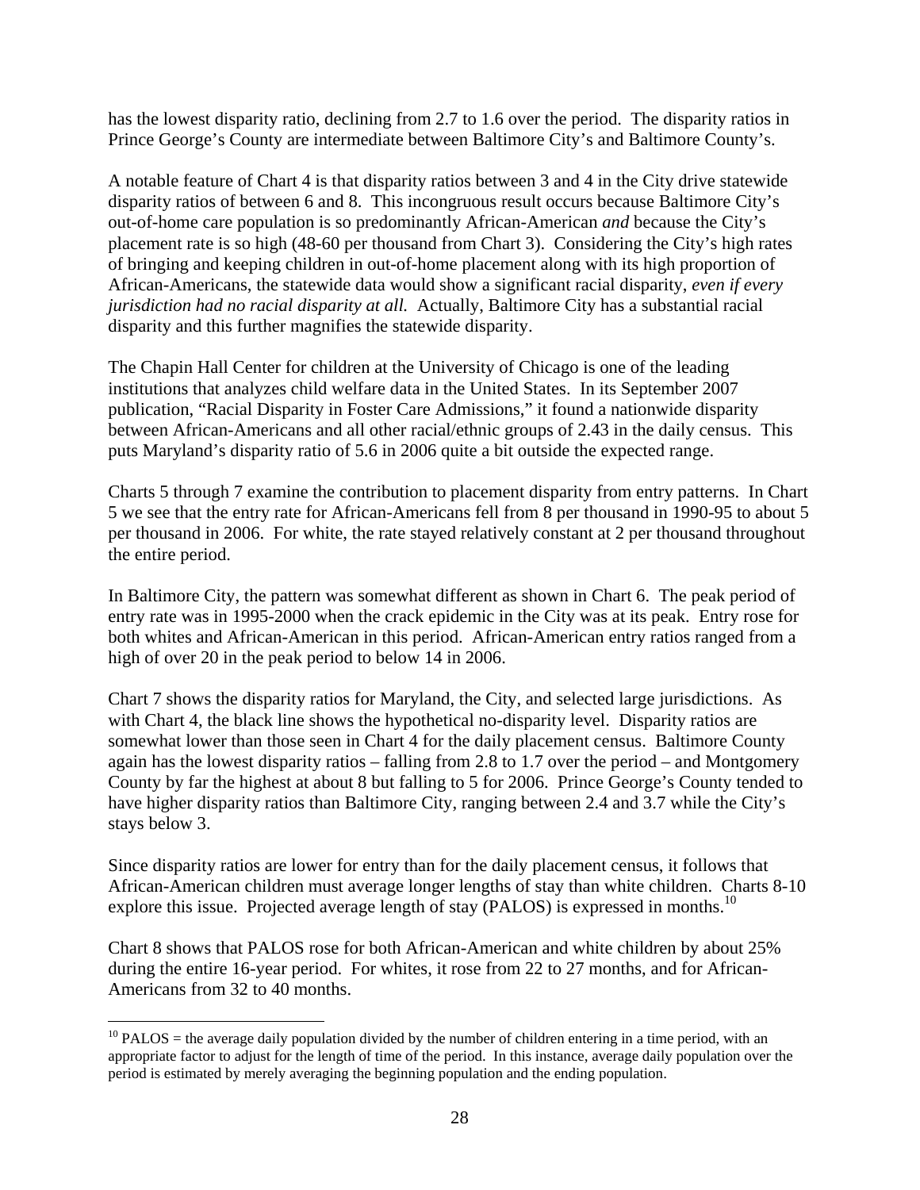has the lowest disparity ratio, declining from 2.7 to 1.6 over the period. The disparity ratios in Prince George's County are intermediate between Baltimore City's and Baltimore County's.

A notable feature of Chart 4 is that disparity ratios between 3 and 4 in the City drive statewide disparity ratios of between 6 and 8. This incongruous result occurs because Baltimore City's out-of-home care population is so predominantly African-American *and* because the City's placement rate is so high (48-60 per thousand from Chart 3). Considering the City's high rates of bringing and keeping children in out-of-home placement along with its high proportion of African-Americans, the statewide data would show a significant racial disparity, *even if every jurisdiction had no racial disparity at all.* Actually, Baltimore City has a substantial racial disparity and this further magnifies the statewide disparity.

The Chapin Hall Center for children at the University of Chicago is one of the leading institutions that analyzes child welfare data in the United States. In its September 2007 publication, "Racial Disparity in Foster Care Admissions," it found a nationwide disparity between African-Americans and all other racial/ethnic groups of 2.43 in the daily census. This puts Maryland's disparity ratio of 5.6 in 2006 quite a bit outside the expected range.

Charts 5 through 7 examine the contribution to placement disparity from entry patterns. In Chart 5 we see that the entry rate for African-Americans fell from 8 per thousand in 1990-95 to about 5 per thousand in 2006. For white, the rate stayed relatively constant at 2 per thousand throughout the entire period.

In Baltimore City, the pattern was somewhat different as shown in Chart 6. The peak period of entry rate was in 1995-2000 when the crack epidemic in the City was at its peak. Entry rose for both whites and African-American in this period. African-American entry ratios ranged from a high of over 20 in the peak period to below 14 in 2006.

Chart 7 shows the disparity ratios for Maryland, the City, and selected large jurisdictions. As with Chart 4, the black line shows the hypothetical no-disparity level. Disparity ratios are somewhat lower than those seen in Chart 4 for the daily placement census. Baltimore County again has the lowest disparity ratios – falling from 2.8 to 1.7 over the period – and Montgomery County by far the highest at about 8 but falling to 5 for 2006. Prince George's County tended to have higher disparity ratios than Baltimore City, ranging between 2.4 and 3.7 while the City's stays below 3.

Since disparity ratios are lower for entry than for the daily placement census, it follows that African-American children must average longer lengths of stay than white children. Charts 8-10 explore this issue. Projected average length of stay (PALOS) is expressed in months.[10]

Chart 8 shows that PALOS rose for both African-American and white children by about 25% during the entire 16-year period. For whites, it rose from 22 to 27 months, and for African-Americans from 32 to 40 months.

[10] PALOS = the average daily population divided by the number of children entering in a time period, with an appropriate factor to adjust for the length of time of the period. In this instance, average daily population over the period is estimated by merely averaging the beginning population and the ending population.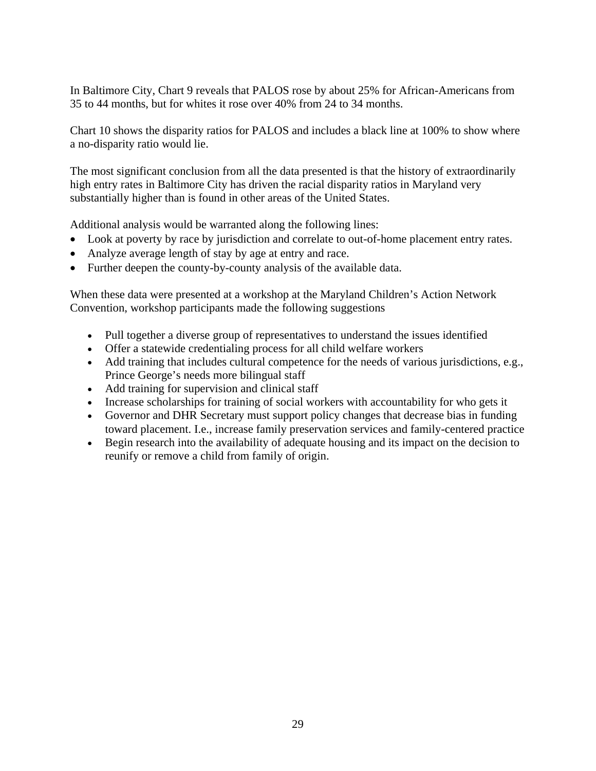In Baltimore City, Chart 9 reveals that PALOS rose by about 25% for African-Americans from 35 to 44 months, but for whites it rose over 40% from 24 to 34 months.

Chart 10 shows the disparity ratios for PALOS and includes a black line at 100% to show where a no-disparity ratio would lie.

The most significant conclusion from all the data presented is that the history of extraordinarily high entry rates in Baltimore City has driven the racial disparity ratios in Maryland very substantially higher than is found in other areas of the United States.

Additional analysis would be warranted along the following lines:

- Look at poverty by race by jurisdiction and correlate to out-of-home placement entry rates.
- Analyze average length of stay by age at entry and race.
- Further deepen the county-by-county analysis of the available data.

When these data were presented at a workshop at the Maryland Children's Action Network Convention, workshop participants made the following suggestions

- Pull together a diverse group of representatives to understand the issues identified
- Offer a statewide credentialing process for all child welfare workers
- Add training that includes cultural competence for the needs of various jurisdictions, e.g., Prince George's needs more bilingual staff
- Add training for supervision and clinical staff
- Increase scholarships for training of social workers with accountability for who gets it
- Governor and DHR Secretary must support policy changes that decrease bias in funding toward placement. I.e., increase family preservation services and family-centered practice
- Begin research into the availability of adequate housing and its impact on the decision to reunify or remove a child from family of origin.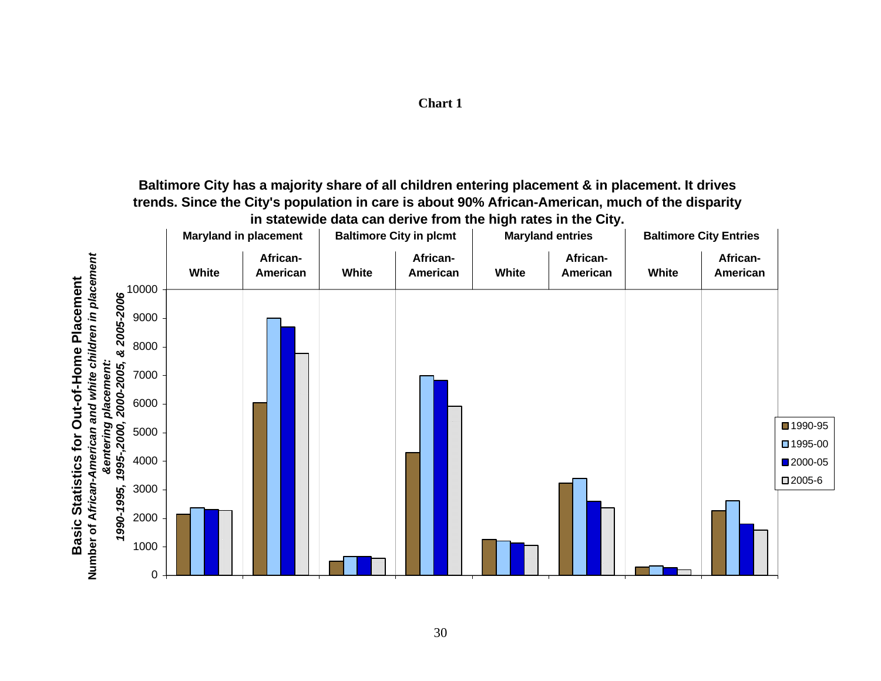**Chart 1**

**Baltimore City has a majority share of all children entering placement & in placement. It drives trends. Since the City's population in care is about 90% African-American, much of the disparity in statewide data can derive from the high rates in the City.**

**Basic Statistics for Out-of-Home Placement**

*Number of African-American and white children in placement &entering placement: 1990-1995, 1995-,2000, 2000-2005, & 2005-2006*

| | Maryland in placement | | Baltimore City in plcmt | | Maryland entries | | Baltimore City Entries | |
|---|---|---|---|---|---|---|---|---|
| | White | African-American | White | African-American | White | African-American | White | African-American |
| 1990-95 | ~2150 | ~6050 | ~500 | ~4300 | ~1250 | ~3230 | ~280 | ~2250 |
| 1995-00 | ~2370 | ~9000 | ~650 | ~7000 | ~1200 | ~3400 | ~330 | ~2600 |
| 2000-05 | ~2300 | ~8700 | ~650 | ~6830 | ~1130 | ~2600 | ~270 | ~1800 |
| 2005-6 | ~2270 | ~7770 | ~600 | ~5930 | ~1050 | ~2370 | ~180 | ~1580 |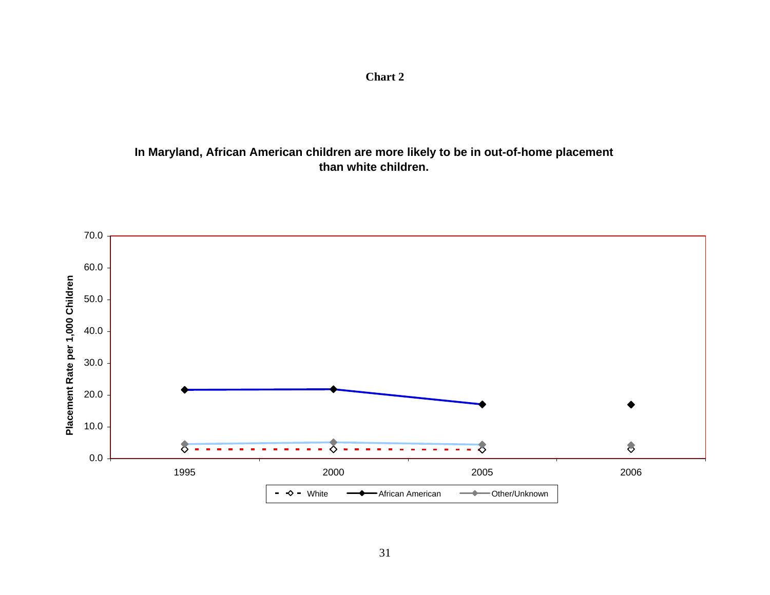**Chart 2**

**In Maryland, African American children are more likely to be in out-of-home placement than white children.**

Placement Rate per 1,000 Children

70.0
60.0
50.0
40.0
30.0
20.0
10.0
0.0

1995 2000 2005 2006

White — African American — Other/Unknown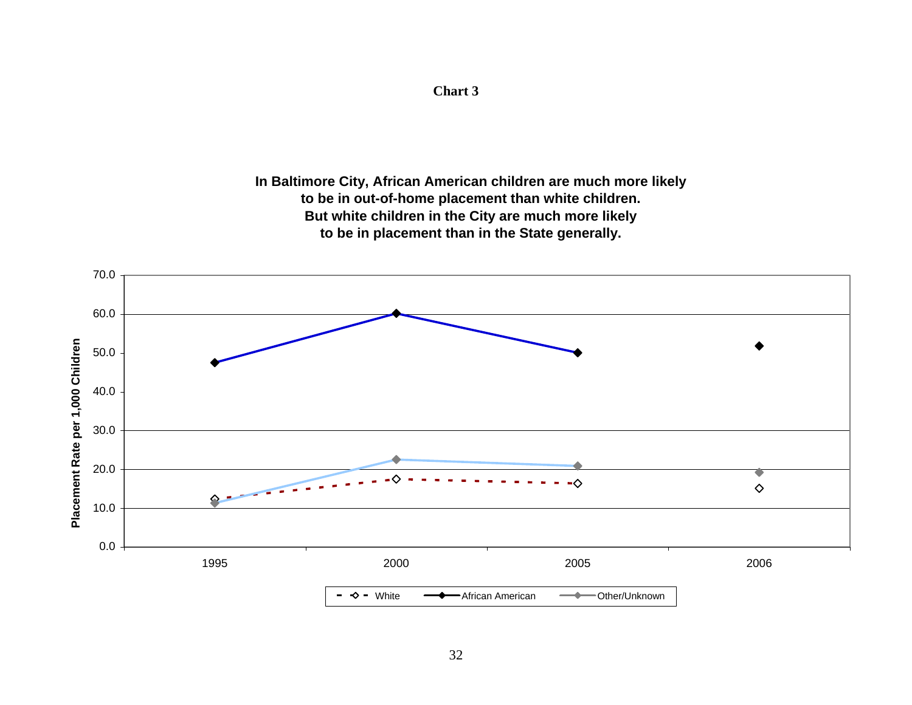**Chart 3**

**In Baltimore City, African American children are much more likely to be in out-of-home placement than white children. But white children in the City are much more likely to be in placement than in the State generally.**

Placement Rate per 1,000 Children

70.0
60.0
50.0
40.0
30.0
20.0
10.0
0.0

1995 2000 2005 2006

White — African American — Other/Unknown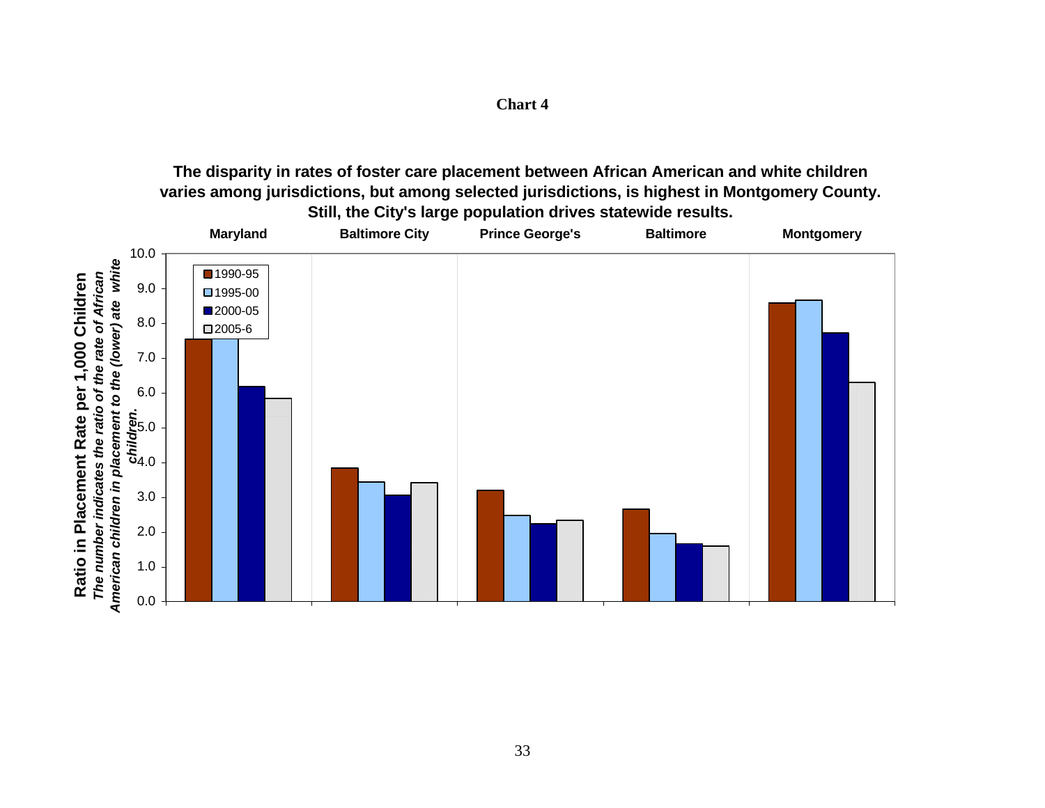**Chart 4**

**The disparity in rates of foster care placement between African American and white children varies among jurisdictions, but among selected jurisdictions, is highest in Montgomery County. Still, the City's large population drives statewide results.**

**Ratio in Placement Rate per 1,000 Children**
*The number indicates the ratio of the rate of African American children in placement to the (lower) ate white children.*

| | Maryland | Baltimore City | Prince George's | Baltimore | Montgomery |
|---|---|---|---|---|---|
| 1990-95 | 7.5 | 3.8 | 3.2 | 2.6 | 8.6 |
| 1995-00 | 7.6 | 3.4 | 2.5 | 1.9 | 8.6 |
| 2000-05 | 6.2 | 3.0 | 2.2 | 1.6 | 7.7 |
| 2005-6 | 5.8 | 3.4 | 2.3 | 1.6 | 6.3 |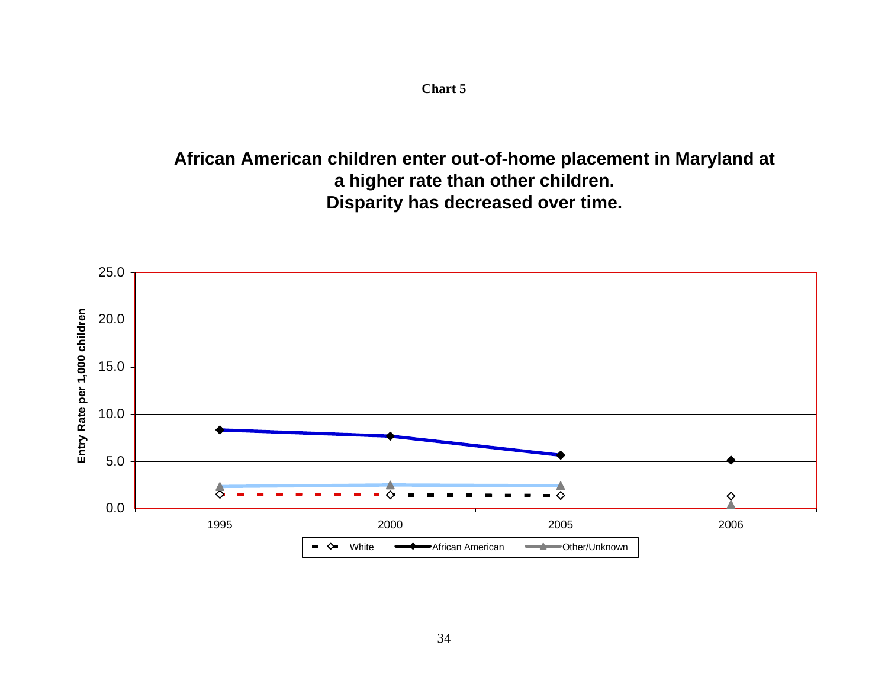**Chart 5**

## African American children enter out-of-home placement in Maryland at a higher rate than other children.
## Disparity has decreased over time.

Entry Rate per 1,000 children

25.0
20.0
15.0
10.0
5.0
0.0

1995 2000 2005 2006

White | African American | Other/Unknown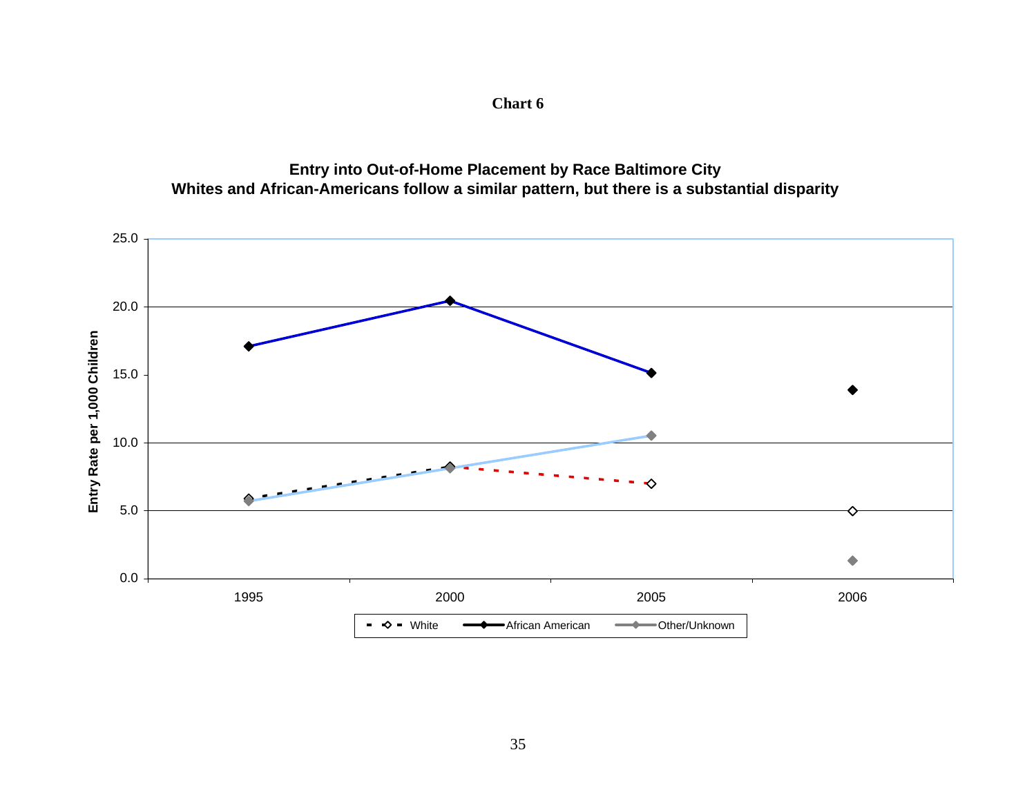**Chart 6**

**Entry into Out-of-Home Placement by Race Baltimore City**
**Whites and African-Americans follow a similar pattern, but there is a substantial disparity**

Entry Rate per 1,000 Children

25.0
20.0
15.0
10.0
5.0
0.0

1995 2000 2005 2006

White — African American — Other/Unknown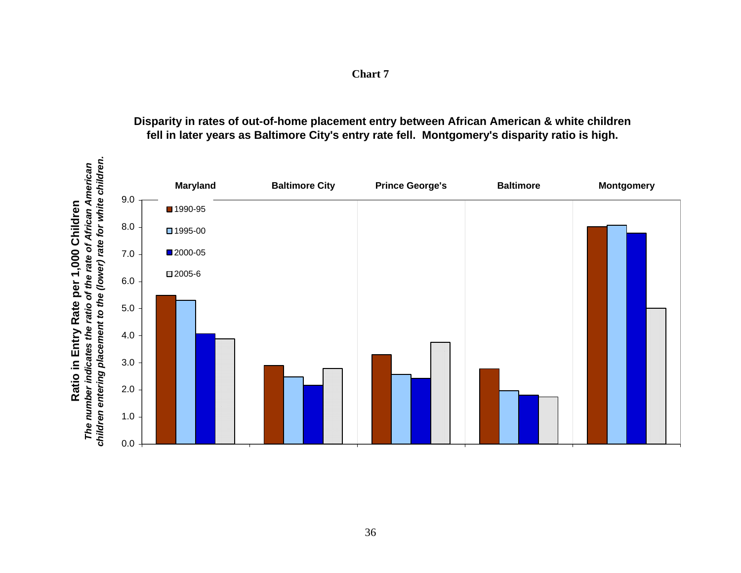**Chart 7**

**Disparity in rates of out-of-home placement entry between African American & white children fell in later years as Baltimore City's entry rate fell. Montgomery's disparity ratio is high.**

**Ratio in Entry Rate per 1,000 Children**

*The number indicates the ratio of the rate of African American children entering placement to the (lower) rate for white children.*

| | Maryland | Baltimore City | Prince George's | Baltimore | Montgomery |
|---|---|---|---|---|---|
| 1990-95 | 5.5 | 2.9 | 3.3 | 2.8 | 8.0 |
| 1995-00 | 5.3 | 2.5 | 2.6 | 2.0 | 8.1 |
| 2000-05 | 4.1 | 2.2 | 2.4 | 1.8 | 7.8 |
| 2005-6 | 3.9 | 2.8 | 3.8 | 1.8 | 5.0 |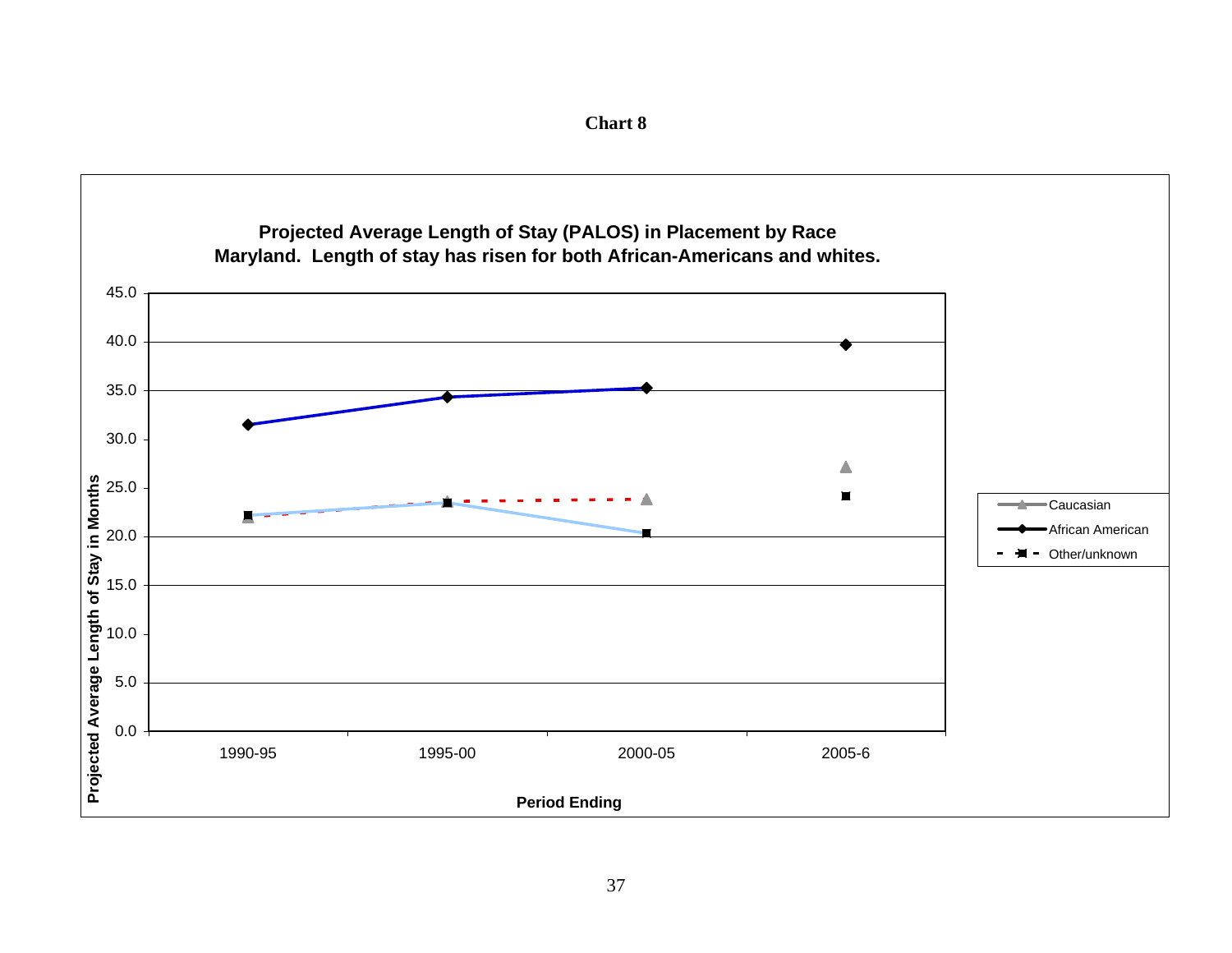**Chart 8**

**Projected Average Length of Stay (PALOS) in Placement by Race Maryland. Length of stay has risen for both African-Americans and whites.**

| Period Ending | Caucasian | African American | Other/unknown |
|---|---|---|---|
| 1990-95 | 22.0 | 31.5 | 22.2 |
| 1995-00 | 23.7 | 34.3 | 23.5 |
| 2000-05 | 23.9 | 35.3 | 20.4 |
| 2005-6 | 27.2 | 39.7 | 24.2 |

Y-axis: Projected Average Length of Stay in Months (0.0–45.0)

X-axis: Period Ending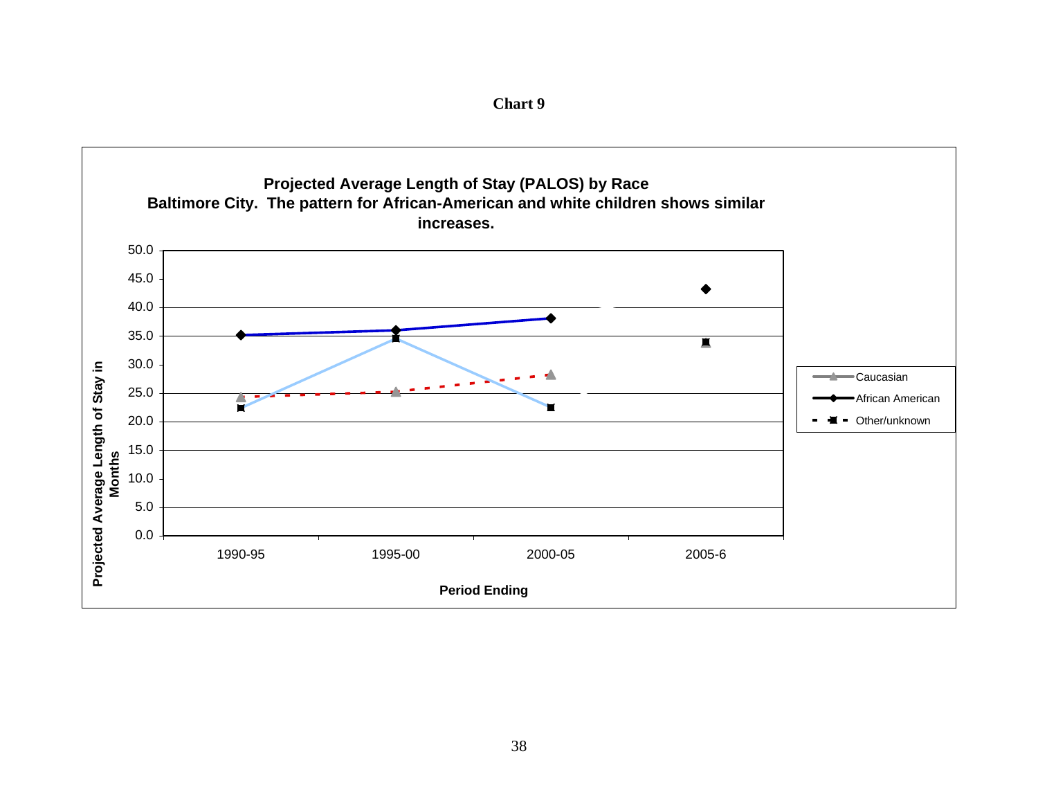**Chart 9**

**Projected Average Length of Stay (PALOS) by Race**
**Baltimore City. The pattern for African-American and white children shows similar increases.**

| Period Ending | Caucasian | African American | Other/unknown |
|---|---|---|---|
| 1990-95 | 24.3 | 35.2 | 22.3 |
| 1995-00 | 25.3 | 36.0 | 34.5 |
| 2000-05 | 28.3 | 38.1 | 22.4 |
| 2005-6 | 33.8 | 43.2 | 34.0 |

Projected Average Length of Stay in Months

Period Ending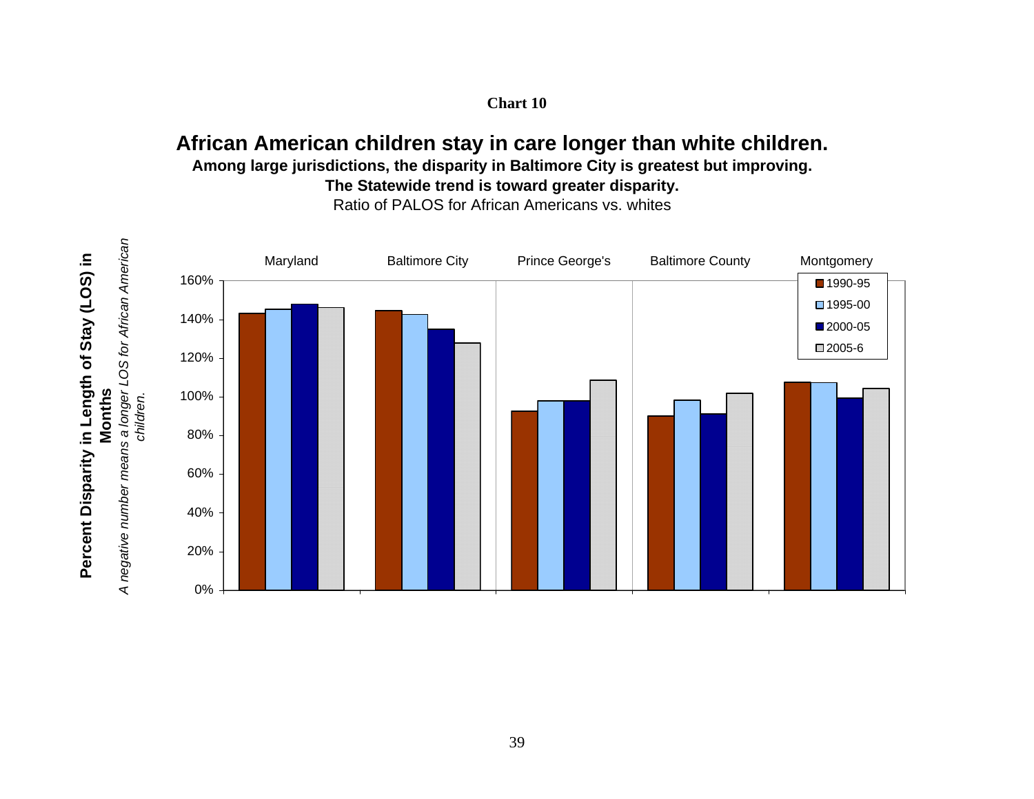**Chart 10**

## African American children stay in care longer than white children.

**Among large jurisdictions, the disparity in Baltimore City is greatest but improving.**

**The Statewide trend is toward greater disparity.**

Ratio of PALOS for African Americans vs. whites

**Percent Disparity in Length of Stay (LOS) in Months**

*A negative number means a longer LOS for African American children.*

| | Maryland | Baltimore City | Prince George's | Baltimore County | Montgomery |
|---|---|---|---|---|---|
| 1990-95 | 143% | 145% | 92% | 90% | 108% |
| 1995-00 | 145% | 143% | 98% | 98% | 107% |
| 2000-05 | 148% | 135% | 98% | 91% | 99% |
| 2005-6 | 146% | 128% | 109% | 102% | 104% |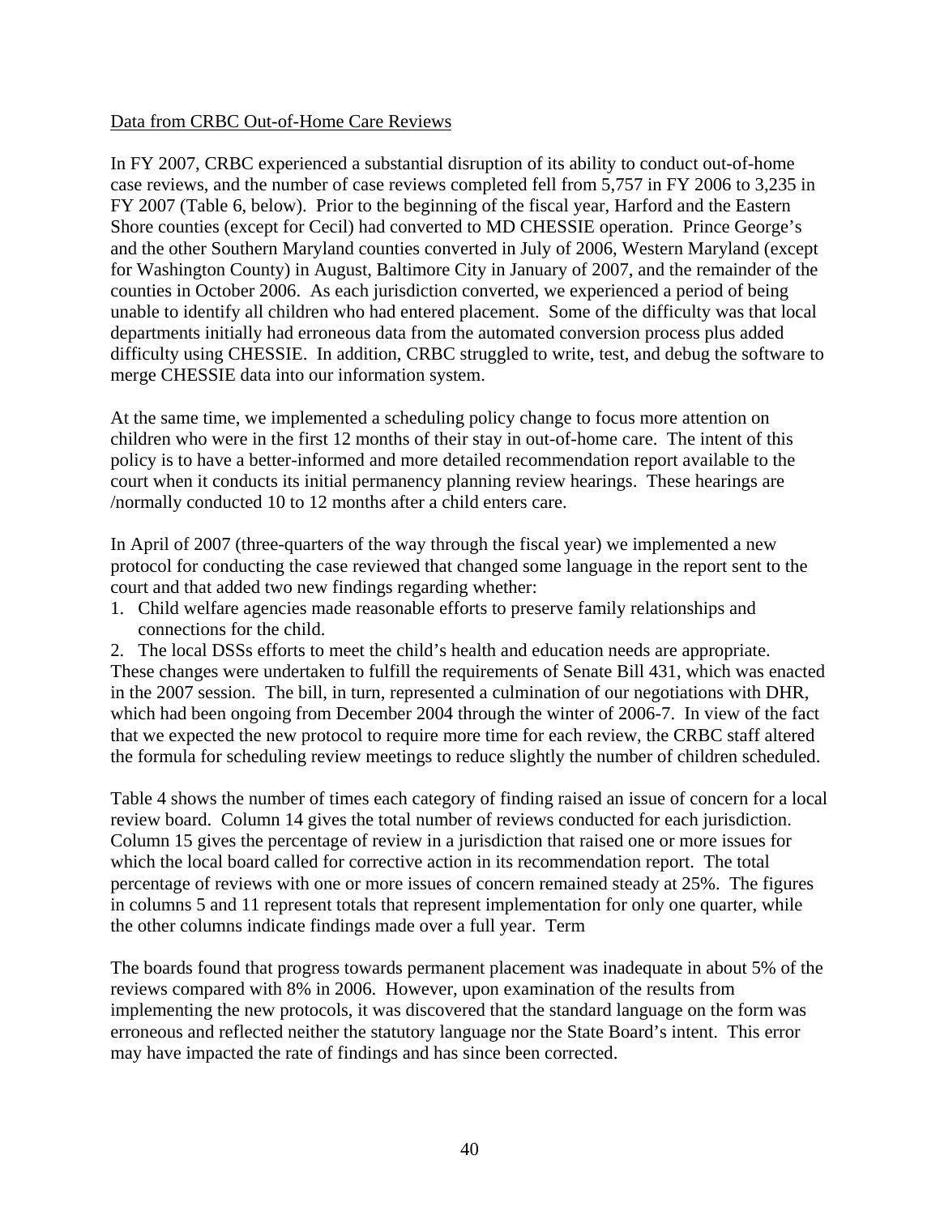Data from CRBC Out-of-Home Care Reviews

In FY 2007, CRBC experienced a substantial disruption of its ability to conduct out-of-home case reviews, and the number of case reviews completed fell from 5,757 in FY 2006 to 3,235 in FY 2007 (Table 6, below). Prior to the beginning of the fiscal year, Harford and the Eastern Shore counties (except for Cecil) had converted to MD CHESSIE operation. Prince George's and the other Southern Maryland counties converted in July of 2006, Western Maryland (except for Washington County) in August, Baltimore City in January of 2007, and the remainder of the counties in October 2006. As each jurisdiction converted, we experienced a period of being unable to identify all children who had entered placement. Some of the difficulty was that local departments initially had erroneous data from the automated conversion process plus added difficulty using CHESSIE. In addition, CRBC struggled to write, test, and debug the software to merge CHESSIE data into our information system.

At the same time, we implemented a scheduling policy change to focus more attention on children who were in the first 12 months of their stay in out-of-home care. The intent of this policy is to have a better-informed and more detailed recommendation report available to the court when it conducts its initial permanency planning review hearings. These hearings are /normally conducted 10 to 12 months after a child enters care.

In April of 2007 (three-quarters of the way through the fiscal year) we implemented a new protocol for conducting the case reviewed that changed some language in the report sent to the court and that added two new findings regarding whether:

1. Child welfare agencies made reasonable efforts to preserve family relationships and connections for the child.
2. The local DSSs efforts to meet the child's health and education needs are appropriate.

These changes were undertaken to fulfill the requirements of Senate Bill 431, which was enacted in the 2007 session. The bill, in turn, represented a culmination of our negotiations with DHR, which had been ongoing from December 2004 through the winter of 2006-7. In view of the fact that we expected the new protocol to require more time for each review, the CRBC staff altered the formula for scheduling review meetings to reduce slightly the number of children scheduled.

Table 4 shows the number of times each category of finding raised an issue of concern for a local review board. Column 14 gives the total number of reviews conducted for each jurisdiction. Column 15 gives the percentage of review in a jurisdiction that raised one or more issues for which the local board called for corrective action in its recommendation report. The total percentage of reviews with one or more issues of concern remained steady at 25%. The figures in columns 5 and 11 represent totals that represent implementation for only one quarter, while the other columns indicate findings made over a full year. Term

The boards found that progress towards permanent placement was inadequate in about 5% of the reviews compared with 8% in 2006. However, upon examination of the results from implementing the new protocols, it was discovered that the standard language on the form was erroneous and reflected neither the statutory language nor the State Board's intent. This error may have impacted the rate of findings and has since been corrected.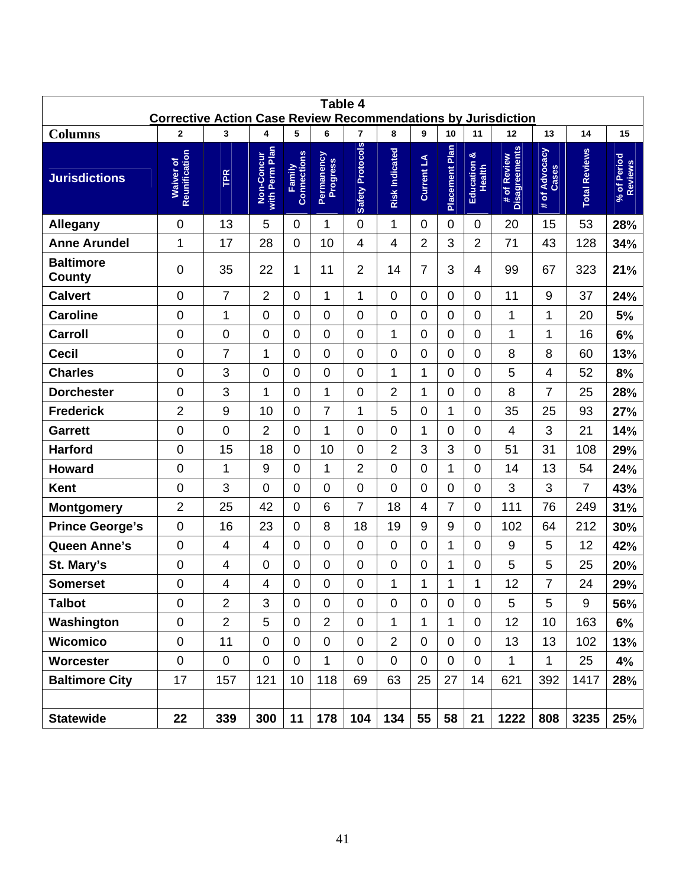# Table 4

## Corrective Action Case Review Recommendations by Jurisdiction

| Columns | 2 | 3 | 4 | 5 | 6 | 7 | 8 | 9 | 10 | 11 | 12 | 13 | 14 | 15 |
|---|---|---|---|---|---|---|---|---|---|---|---|---|---|---|
| **Jurisdictions** | Waiver of Reunification | TPR | Non-Concur with Perm Plan | Family Connections | Permanency Progress | Safety Protocols | Risk Indicated | Current LA | Placement Plan | Education & Health | # of Review Disagreements | # of Advocacy Cases | Total Reviews | % of Period Reviews |
| **Allegany** | 0 | 13 | 5 | 0 | 1 | 0 | 1 | 0 | 0 | 0 | 20 | 15 | 53 | **28%** |
| **Anne Arundel** | 1 | 17 | 28 | 0 | 10 | 4 | 4 | 2 | 3 | 2 | 71 | 43 | 128 | **34%** |
| **Baltimore County** | 0 | 35 | 22 | 1 | 11 | 2 | 14 | 7 | 3 | 4 | 99 | 67 | 323 | **21%** |
| **Calvert** | 0 | 7 | 2 | 0 | 1 | 1 | 0 | 0 | 0 | 0 | 11 | 9 | 37 | **24%** |
| **Caroline** | 0 | 1 | 0 | 0 | 0 | 0 | 0 | 0 | 0 | 0 | 1 | 1 | 20 | **5%** |
| **Carroll** | 0 | 0 | 0 | 0 | 0 | 0 | 1 | 0 | 0 | 0 | 1 | 1 | 16 | **6%** |
| **Cecil** | 0 | 7 | 1 | 0 | 0 | 0 | 0 | 0 | 0 | 0 | 8 | 8 | 60 | **13%** |
| **Charles** | 0 | 3 | 0 | 0 | 0 | 0 | 1 | 1 | 0 | 0 | 5 | 4 | 52 | **8%** |
| **Dorchester** | 0 | 3 | 1 | 0 | 1 | 0 | 2 | 1 | 0 | 0 | 8 | 7 | 25 | **28%** |
| **Frederick** | 2 | 9 | 10 | 0 | 7 | 1 | 5 | 0 | 1 | 0 | 35 | 25 | 93 | **27%** |
| **Garrett** | 0 | 0 | 2 | 0 | 1 | 0 | 0 | 1 | 0 | 0 | 4 | 3 | 21 | **14%** |
| **Harford** | 0 | 15 | 18 | 0 | 10 | 0 | 2 | 3 | 3 | 0 | 51 | 31 | 108 | **29%** |
| **Howard** | 0 | 1 | 9 | 0 | 1 | 2 | 0 | 0 | 1 | 0 | 14 | 13 | 54 | **24%** |
| **Kent** | 0 | 3 | 0 | 0 | 0 | 0 | 0 | 0 | 0 | 0 | 3 | 3 | 7 | **43%** |
| **Montgomery** | 2 | 25 | 42 | 0 | 6 | 7 | 18 | 4 | 7 | 0 | 111 | 76 | 249 | **31%** |
| **Prince George's** | 0 | 16 | 23 | 0 | 8 | 18 | 19 | 9 | 9 | 0 | 102 | 64 | 212 | **30%** |
| **Queen Anne's** | 0 | 4 | 4 | 0 | 0 | 0 | 0 | 0 | 1 | 0 | 9 | 5 | 12 | **42%** |
| **St. Mary's** | 0 | 4 | 0 | 0 | 0 | 0 | 0 | 0 | 1 | 0 | 5 | 5 | 25 | **20%** |
| **Somerset** | 0 | 4 | 4 | 0 | 0 | 0 | 1 | 1 | 1 | 1 | 12 | 7 | 24 | **29%** |
| **Talbot** | 0 | 2 | 3 | 0 | 0 | 0 | 0 | 0 | 0 | 0 | 5 | 5 | 9 | **56%** |
| **Washington** | 0 | 2 | 5 | 0 | 2 | 0 | 1 | 1 | 1 | 0 | 12 | 10 | 163 | **6%** |
| **Wicomico** | 0 | 11 | 0 | 0 | 0 | 0 | 2 | 0 | 0 | 0 | 13 | 13 | 102 | **13%** |
| **Worcester** | 0 | 0 | 0 | 0 | 1 | 0 | 0 | 0 | 0 | 0 | 1 | 1 | 25 | **4%** |
| **Baltimore City** | 17 | 157 | 121 | 10 | 118 | 69 | 63 | 25 | 27 | 14 | 621 | 392 | 1417 | **28%** |
| | | | | | | | | | | | | | | |
| **Statewide** | **22** | **339** | **300** | **11** | **178** | **104** | **134** | **55** | **58** | **21** | **1222** | **808** | **3235** | **25%** |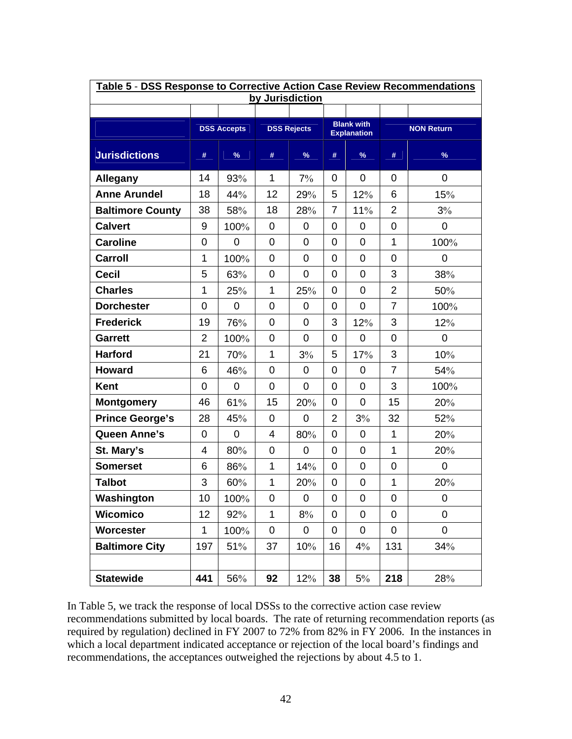**Table 5 - DSS Response to Corrective Action Case Review Recommendations by Jurisdiction**

| | DSS Accepts | | DSS Rejects | | Blank with Explanation | | NON Return | |
|---|---|---|---|---|---|---|---|---|
| **Jurisdictions** | # | % | # | % | # | % | # | % |
| **Allegany** | 14 | 93% | 1 | 7% | 0 | 0 | 0 | 0 |
| **Anne Arundel** | 18 | 44% | 12 | 29% | 5 | 12% | 6 | 15% |
| **Baltimore County** | 38 | 58% | 18 | 28% | 7 | 11% | 2 | 3% |
| **Calvert** | 9 | 100% | 0 | 0 | 0 | 0 | 0 | 0 |
| **Caroline** | 0 | 0 | 0 | 0 | 0 | 0 | 1 | 100% |
| **Carroll** | 1 | 100% | 0 | 0 | 0 | 0 | 0 | 0 |
| **Cecil** | 5 | 63% | 0 | 0 | 0 | 0 | 3 | 38% |
| **Charles** | 1 | 25% | 1 | 25% | 0 | 0 | 2 | 50% |
| **Dorchester** | 0 | 0 | 0 | 0 | 0 | 0 | 7 | 100% |
| **Frederick** | 19 | 76% | 0 | 0 | 3 | 12% | 3 | 12% |
| **Garrett** | 2 | 100% | 0 | 0 | 0 | 0 | 0 | 0 |
| **Harford** | 21 | 70% | 1 | 3% | 5 | 17% | 3 | 10% |
| **Howard** | 6 | 46% | 0 | 0 | 0 | 0 | 7 | 54% |
| **Kent** | 0 | 0 | 0 | 0 | 0 | 0 | 3 | 100% |
| **Montgomery** | 46 | 61% | 15 | 20% | 0 | 0 | 15 | 20% |
| **Prince George's** | 28 | 45% | 0 | 0 | 2 | 3% | 32 | 52% |
| **Queen Anne's** | 0 | 0 | 4 | 80% | 0 | 0 | 1 | 20% |
| **St. Mary's** | 4 | 80% | 0 | 0 | 0 | 0 | 1 | 20% |
| **Somerset** | 6 | 86% | 1 | 14% | 0 | 0 | 0 | 0 |
| **Talbot** | 3 | 60% | 1 | 20% | 0 | 0 | 1 | 20% |
| **Washington** | 10 | 100% | 0 | 0 | 0 | 0 | 0 | 0 |
| **Wicomico** | 12 | 92% | 1 | 8% | 0 | 0 | 0 | 0 |
| **Worcester** | 1 | 100% | 0 | 0 | 0 | 0 | 0 | 0 |
| **Baltimore City** | 197 | 51% | 37 | 10% | 16 | 4% | 131 | 34% |
| | | | | | | | | |
| **Statewide** | **441** | 56% | **92** | 12% | **38** | 5% | **218** | 28% |

In Table 5, we track the response of local DSSs to the corrective action case review recommendations submitted by local boards. The rate of returning recommendation reports (as required by regulation) declined in FY 2007 to 72% from 82% in FY 2006. In the instances in which a local department indicated acceptance or rejection of the local board's findings and recommendations, the acceptances outweighed the rejections by about 4.5 to 1.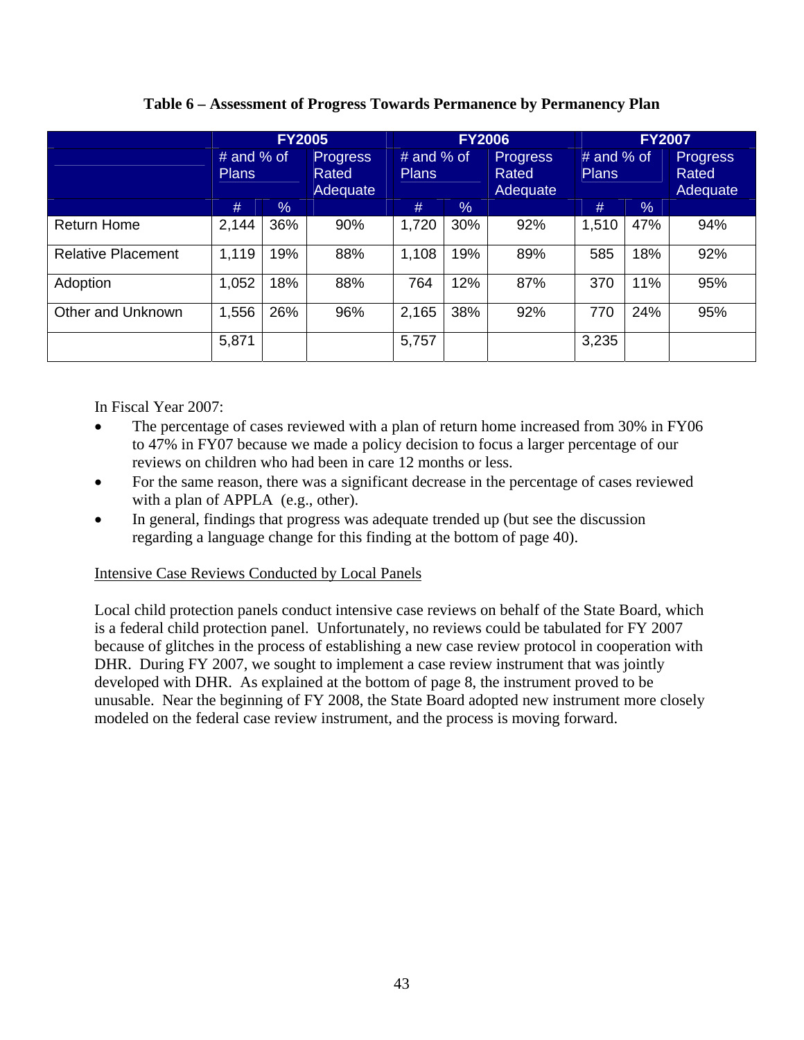**Table 6 – Assessment of Progress Towards Permanence by Permanency Plan**

| | FY2005 | | | FY2006 | | | FY2007 | | |
|---|---|---|---|---|---|---|---|---|---|
| | # and % of Plans | | Progress Rated Adequate | # and % of Plans | | Progress Rated Adequate | # and % of Plans | | Progress Rated Adequate |
| | # | % | | # | % | | # | % | |
| Return Home | 2,144 | 36% | 90% | 1,720 | 30% | 92% | 1,510 | 47% | 94% |
| Relative Placement | 1,119 | 19% | 88% | 1,108 | 19% | 89% | 585 | 18% | 92% |
| Adoption | 1,052 | 18% | 88% | 764 | 12% | 87% | 370 | 11% | 95% |
| Other and Unknown | 1,556 | 26% | 96% | 2,165 | 38% | 92% | 770 | 24% | 95% |
| | 5,871 | | | 5,757 | | | 3,235 | | |

In Fiscal Year 2007:

- The percentage of cases reviewed with a plan of return home increased from 30% in FY06 to 47% in FY07 because we made a policy decision to focus a larger percentage of our reviews on children who had been in care 12 months or less.
- For the same reason, there was a significant decrease in the percentage of cases reviewed with a plan of APPLA (e.g., other).
- In general, findings that progress was adequate trended up (but see the discussion regarding a language change for this finding at the bottom of page 40).

Intensive Case Reviews Conducted by Local Panels

Local child protection panels conduct intensive case reviews on behalf of the State Board, which is a federal child protection panel. Unfortunately, no reviews could be tabulated for FY 2007 because of glitches in the process of establishing a new case review protocol in cooperation with DHR. During FY 2007, we sought to implement a case review instrument that was jointly developed with DHR. As explained at the bottom of page 8, the instrument proved to be unusable. Near the beginning of FY 2008, the State Board adopted new instrument more closely modeled on the federal case review instrument, and the process is moving forward.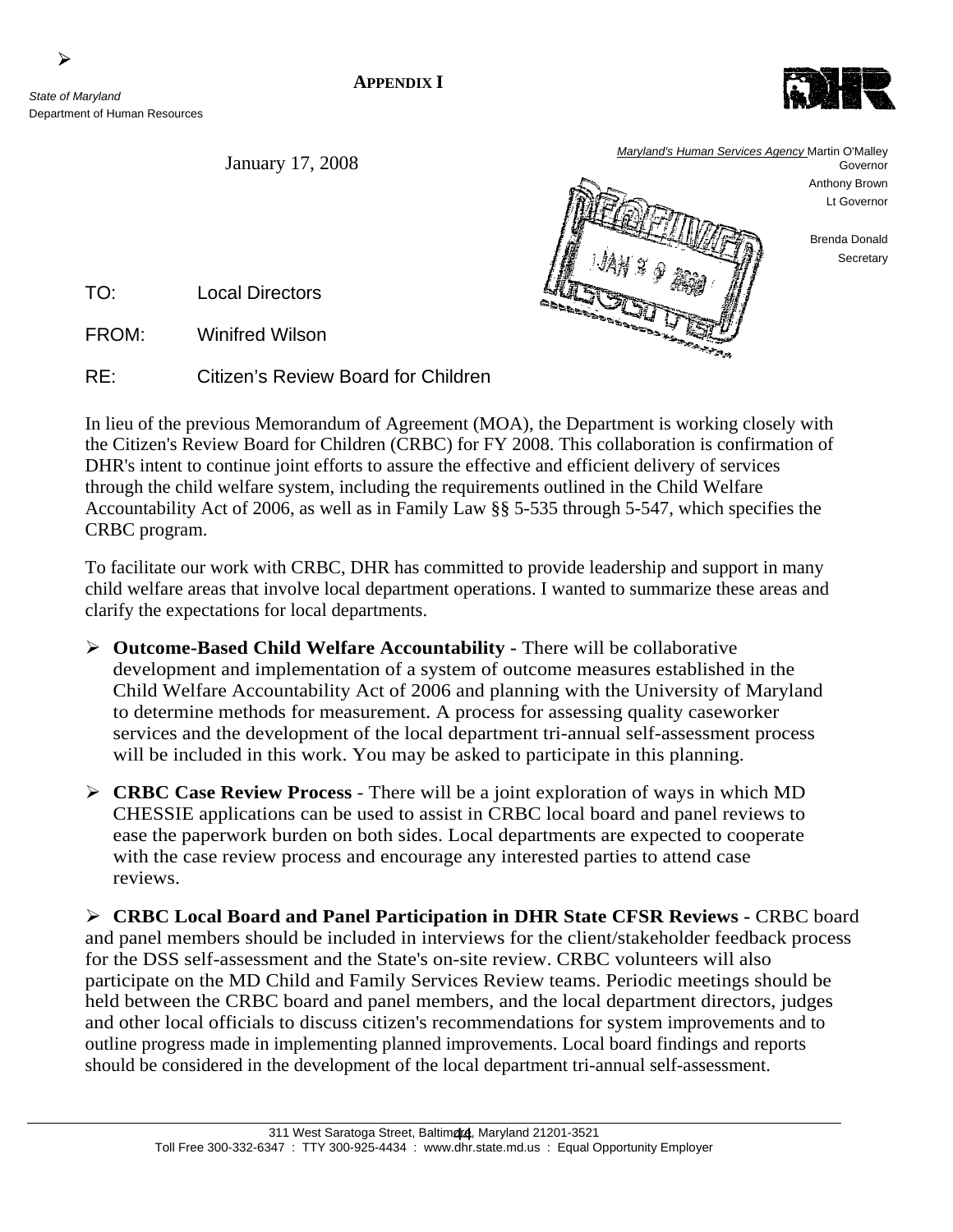**APPENDIX I**

*State of Maryland*
Department of Human Resources

*Maryland's Human Services Agency* Martin O'Malley
Governor
Anthony Brown
Lt Governor

Brenda Donald
Secretary

January 17, 2008

RECEIVED
JAN 2 9 2008

TO: Local Directors

FROM: Winifred Wilson

RE: Citizen's Review Board for Children

In lieu of the previous Memorandum of Agreement (MOA), the Department is working closely with the Citizen's Review Board for Children (CRBC) for FY 2008. This collaboration is confirmation of DHR's intent to continue joint efforts to assure the effective and efficient delivery of services through the child welfare system, including the requirements outlined in the Child Welfare Accountability Act of 2006, as well as in Family Law §§ 5-535 through 5-547, which specifies the CRBC program.

To facilitate our work with CRBC, DHR has committed to provide leadership and support in many child welfare areas that involve local department operations. I wanted to summarize these areas and clarify the expectations for local departments.

- **Outcome-Based Child Welfare Accountability -** There will be collaborative development and implementation of a system of outcome measures established in the Child Welfare Accountability Act of 2006 and planning with the University of Maryland to determine methods for measurement. A process for assessing quality caseworker services and the development of the local department tri-annual self-assessment process will be included in this work. You may be asked to participate in this planning.
- **CRBC Case Review Process** - There will be a joint exploration of ways in which MD CHESSIE applications can be used to assist in CRBC local board and panel reviews to ease the paperwork burden on both sides. Local departments are expected to cooperate with the case review process and encourage any interested parties to attend case reviews.
- **CRBC Local Board and Panel Participation in DHR State CFSR Reviews -** CRBC board and panel members should be included in interviews for the client/stakeholder feedback process for the DSS self-assessment and the State's on-site review. CRBC volunteers will also participate on the MD Child and Family Services Review teams. Periodic meetings should be held between the CRBC board and panel members, and the local department directors, judges and other local officials to discuss citizen's recommendations for system improvements and to outline progress made in implementing planned improvements. Local board findings and reports should be considered in the development of the local department tri-annual self-assessment.

311 West Saratoga Street, Baltimore, Maryland 21201-3521
Toll Free 300-332-6347 : TTY 300-925-4434 : www.dhr.state.md.us : Equal Opportunity Employer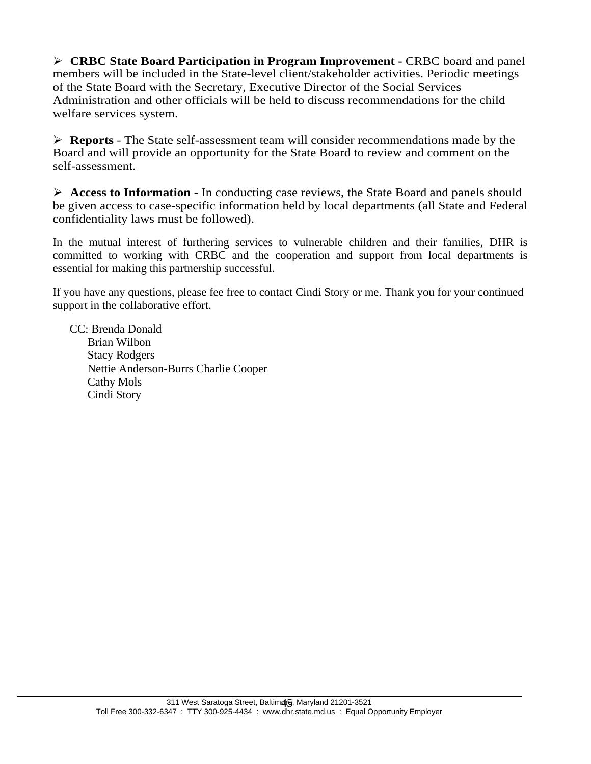- **CRBC State Board Participation in Program Improvement -** CRBC board and panel members will be included in the State-level client/stakeholder activities. Periodic meetings of the State Board with the Secretary, Executive Director of the Social Services Administration and other officials will be held to discuss recommendations for the child welfare services system.

- **Reports** - The State self-assessment team will consider recommendations made by the Board and will provide an opportunity for the State Board to review and comment on the self-assessment.

- **Access to Information** - In conducting case reviews, the State Board and panels should be given access to case-specific information held by local departments (all State and Federal confidentiality laws must be followed).

In the mutual interest of furthering services to vulnerable children and their families, DHR is committed to working with CRBC and the cooperation and support from local departments is essential for making this partnership successful.

If you have any questions, please fee free to contact Cindi Story or me. Thank you for your continued support in the collaborative effort.

CC: Brenda Donald
Brian Wilbon
Stacy Rodgers
Nettie Anderson-Burrs Charlie Cooper
Cathy Mols
Cindi Story

311 West Saratoga Street, Baltimore, Maryland 21201-3521
Toll Free 300-332-6347 : TTY 300-925-4434 : www.dhr.state.md.us : Equal Opportunity Employer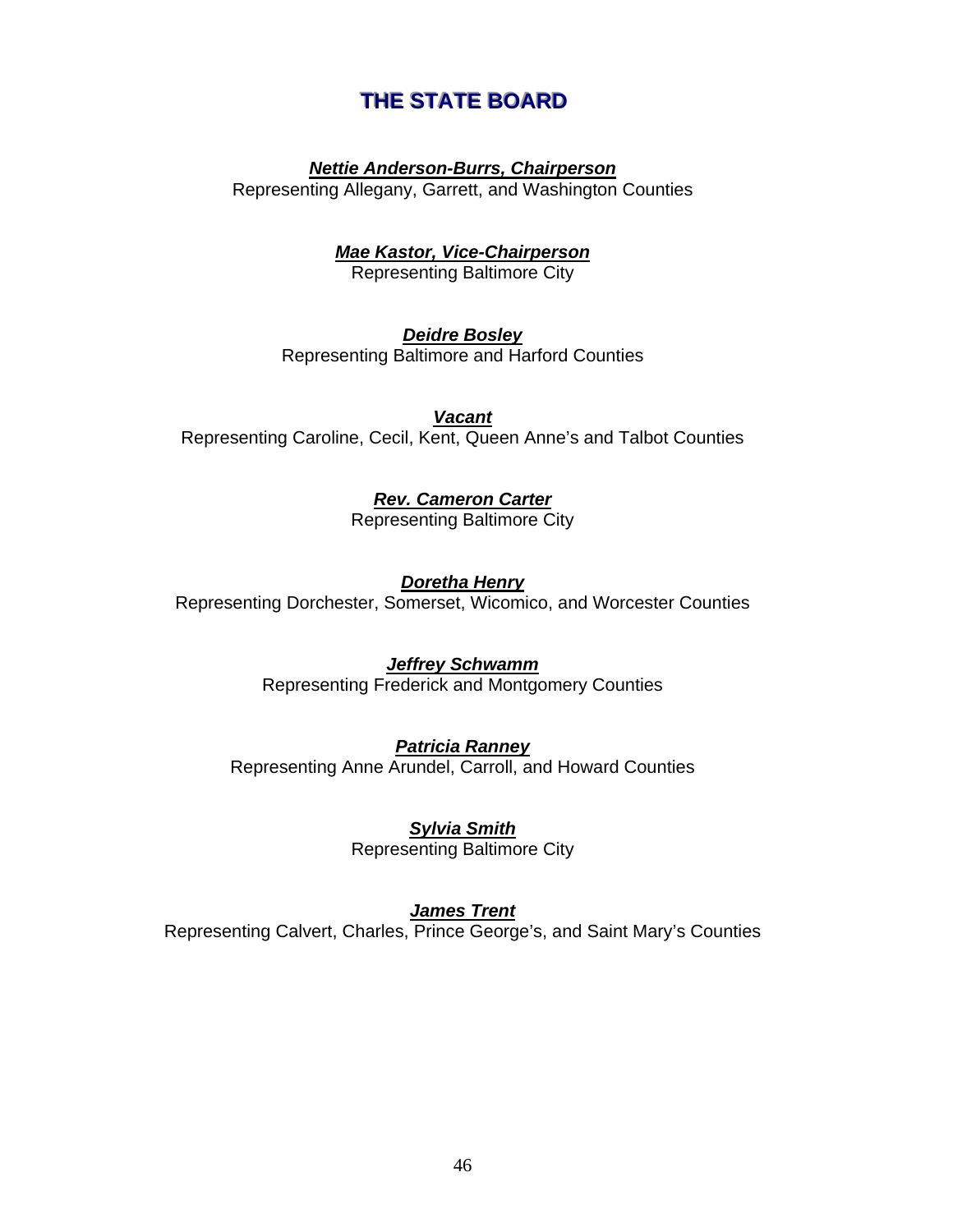# THE STATE BOARD

***Nettie Anderson-Burrs, Chairperson***
Representing Allegany, Garrett, and Washington Counties

***Mae Kastor, Vice-Chairperson***
Representing Baltimore City

***Deidre Bosley***
Representing Baltimore and Harford Counties

***Vacant***
Representing Caroline, Cecil, Kent, Queen Anne's and Talbot Counties

***Rev. Cameron Carter***
Representing Baltimore City

***Doretha Henry***
Representing Dorchester, Somerset, Wicomico, and Worcester Counties

***Jeffrey Schwamm***
Representing Frederick and Montgomery Counties

***Patricia Ranney***
Representing Anne Arundel, Carroll, and Howard Counties

***Sylvia Smith***
Representing Baltimore City

***James Trent***
Representing Calvert, Charles, Prince George's, and Saint Mary's Counties